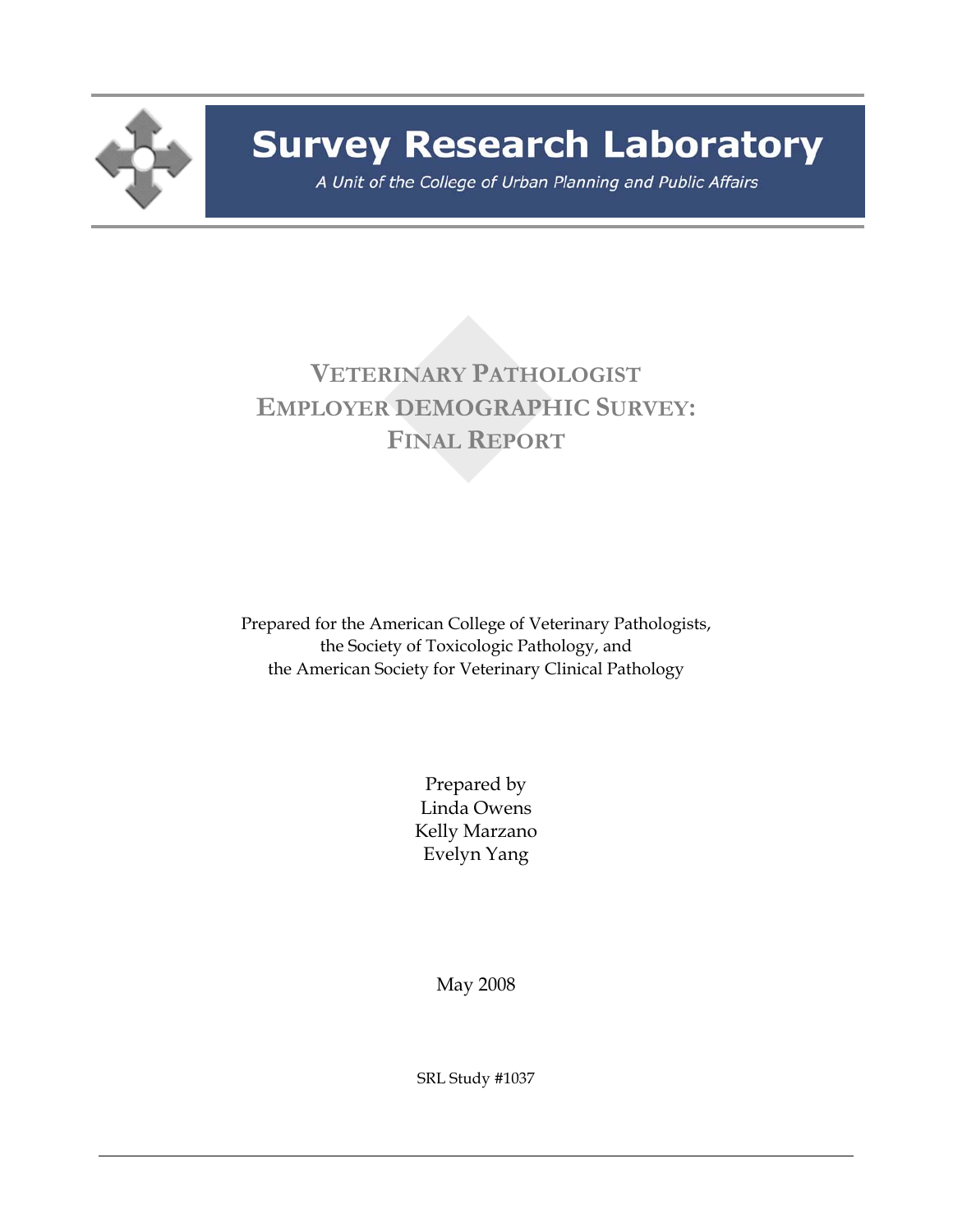# Survey Research Laboratory

*A Unit of the College of Urban Planning and Public Affairs*

# VETERINARY PATHOLOGIST EMPLOYER DEMOGRAPHIC SURVEY: FINAL REPORT

Prepared for the American College of Veterinary Pathologists,
the Society of Toxicologic Pathology, and
the American Society for Veterinary Clinical Pathology

Prepared by
Linda Owens
Kelly Marzano
Evelyn Yang

May 2008

SRL Study #1037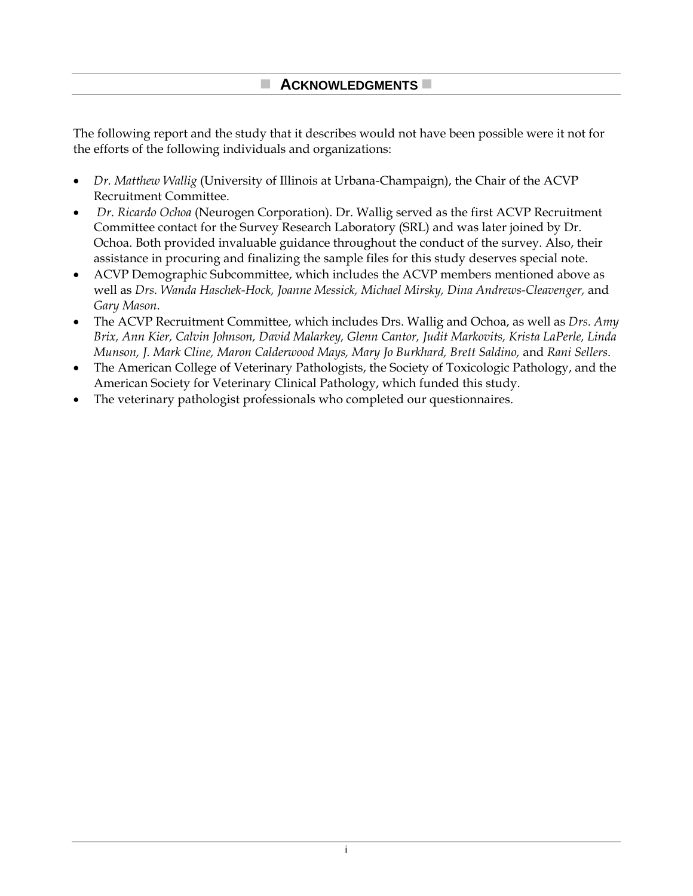## ACKNOWLEDGMENTS

The following report and the study that it describes would not have been possible were it not for the efforts of the following individuals and organizations:

- *Dr. Matthew Wallig* (University of Illinois at Urbana-Champaign), the Chair of the ACVP Recruitment Committee.
- *Dr. Ricardo Ochoa* (Neurogen Corporation). Dr. Wallig served as the first ACVP Recruitment Committee contact for the Survey Research Laboratory (SRL) and was later joined by Dr. Ochoa. Both provided invaluable guidance throughout the conduct of the survey. Also, their assistance in procuring and finalizing the sample files for this study deserves special note.
- ACVP Demographic Subcommittee, which includes the ACVP members mentioned above as well as *Drs. Wanda Haschek-Hock, Joanne Messick, Michael Mirsky, Dina Andrews-Cleavenger,* and *Gary Mason*.
- The ACVP Recruitment Committee, which includes Drs. Wallig and Ochoa, as well as *Drs. Amy Brix, Ann Kier, Calvin Johnson, David Malarkey, Glenn Cantor, Judit Markovits, Krista LaPerle, Linda Munson, J. Mark Cline, Maron Calderwood Mays, Mary Jo Burkhard, Brett Saldino,* and *Rani Sellers*.
- The American College of Veterinary Pathologists, the Society of Toxicologic Pathology, and the American Society for Veterinary Clinical Pathology, which funded this study.
- The veterinary pathologist professionals who completed our questionnaires.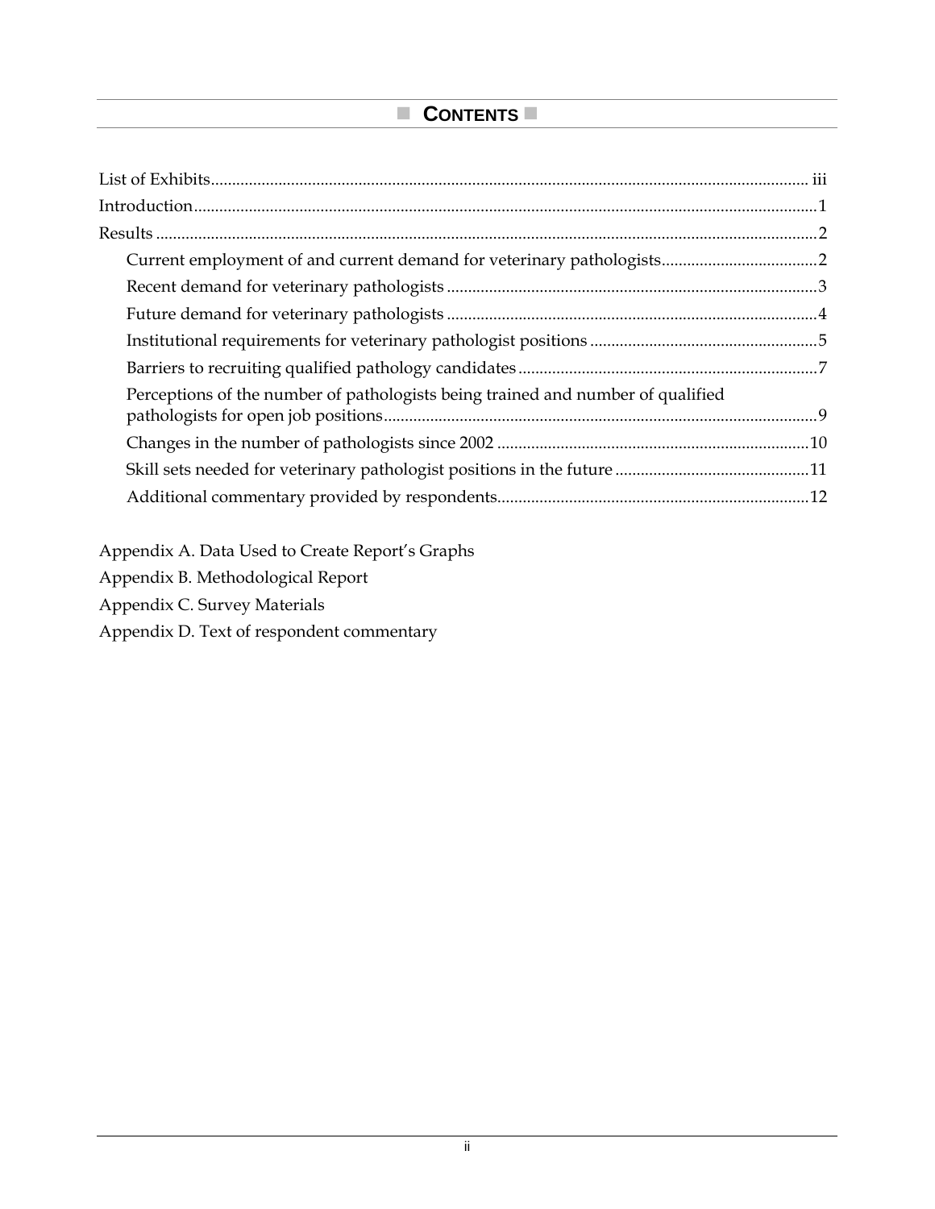# CONTENTS

List of Exhibits ..... iii

Introduction ..... 1

Results ..... 2

- Current employment of and current demand for veterinary pathologists ..... 2
- Recent demand for veterinary pathologists ..... 3
- Future demand for veterinary pathologists ..... 4
- Institutional requirements for veterinary pathologist positions ..... 5
- Barriers to recruiting qualified pathology candidates ..... 7
- Perceptions of the number of pathologists being trained and number of qualified pathologists for open job positions ..... 9
- Changes in the number of pathologists since 2002 ..... 10
- Skill sets needed for veterinary pathologist positions in the future ..... 11
- Additional commentary provided by respondents ..... 12

Appendix A. Data Used to Create Report's Graphs

Appendix B. Methodological Report

Appendix C. Survey Materials

Appendix D. Text of respondent commentary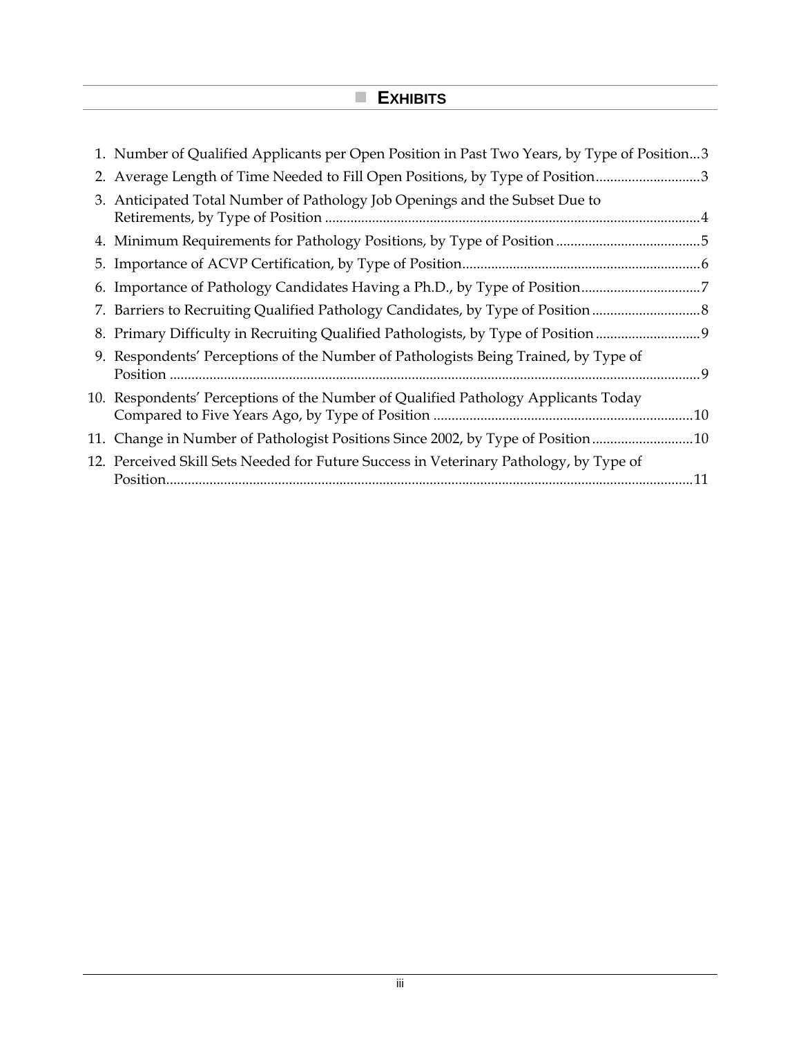## Exhibits

1. Number of Qualified Applicants per Open Position in Past Two Years, by Type of Position...3
2. Average Length of Time Needed to Fill Open Positions, by Type of Position...3
3. Anticipated Total Number of Pathology Job Openings and the Subset Due to Retirements, by Type of Position...4
4. Minimum Requirements for Pathology Positions, by Type of Position...5
5. Importance of ACVP Certification, by Type of Position...6
6. Importance of Pathology Candidates Having a Ph.D., by Type of Position...7
7. Barriers to Recruiting Qualified Pathology Candidates, by Type of Position...8
8. Primary Difficulty in Recruiting Qualified Pathologists, by Type of Position...9
9. Respondents' Perceptions of the Number of Pathologists Being Trained, by Type of Position...9
10. Respondents' Perceptions of the Number of Qualified Pathology Applicants Today Compared to Five Years Ago, by Type of Position...10
11. Change in Number of Pathologist Positions Since 2002, by Type of Position...10
12. Perceived Skill Sets Needed for Future Success in Veterinary Pathology, by Type of Position...11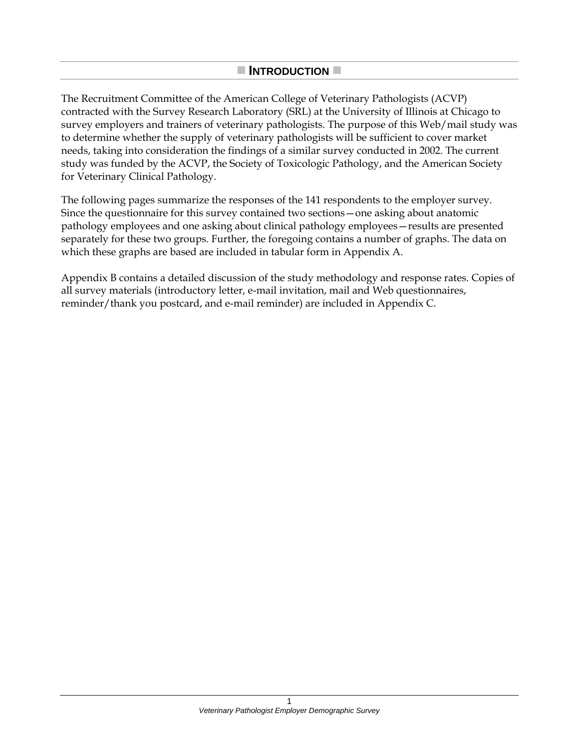# INTRODUCTION

The Recruitment Committee of the American College of Veterinary Pathologists (ACVP) contracted with the Survey Research Laboratory (SRL) at the University of Illinois at Chicago to survey employers and trainers of veterinary pathologists. The purpose of this Web/mail study was to determine whether the supply of veterinary pathologists will be sufficient to cover market needs, taking into consideration the findings of a similar survey conducted in 2002. The current study was funded by the ACVP, the Society of Toxicologic Pathology, and the American Society for Veterinary Clinical Pathology.

The following pages summarize the responses of the 141 respondents to the employer survey. Since the questionnaire for this survey contained two sections—one asking about anatomic pathology employees and one asking about clinical pathology employees—results are presented separately for these two groups. Further, the foregoing contains a number of graphs. The data on which these graphs are based are included in tabular form in Appendix A.

Appendix B contains a detailed discussion of the study methodology and response rates. Copies of all survey materials (introductory letter, e-mail invitation, mail and Web questionnaires, reminder/thank you postcard, and e-mail reminder) are included in Appendix C.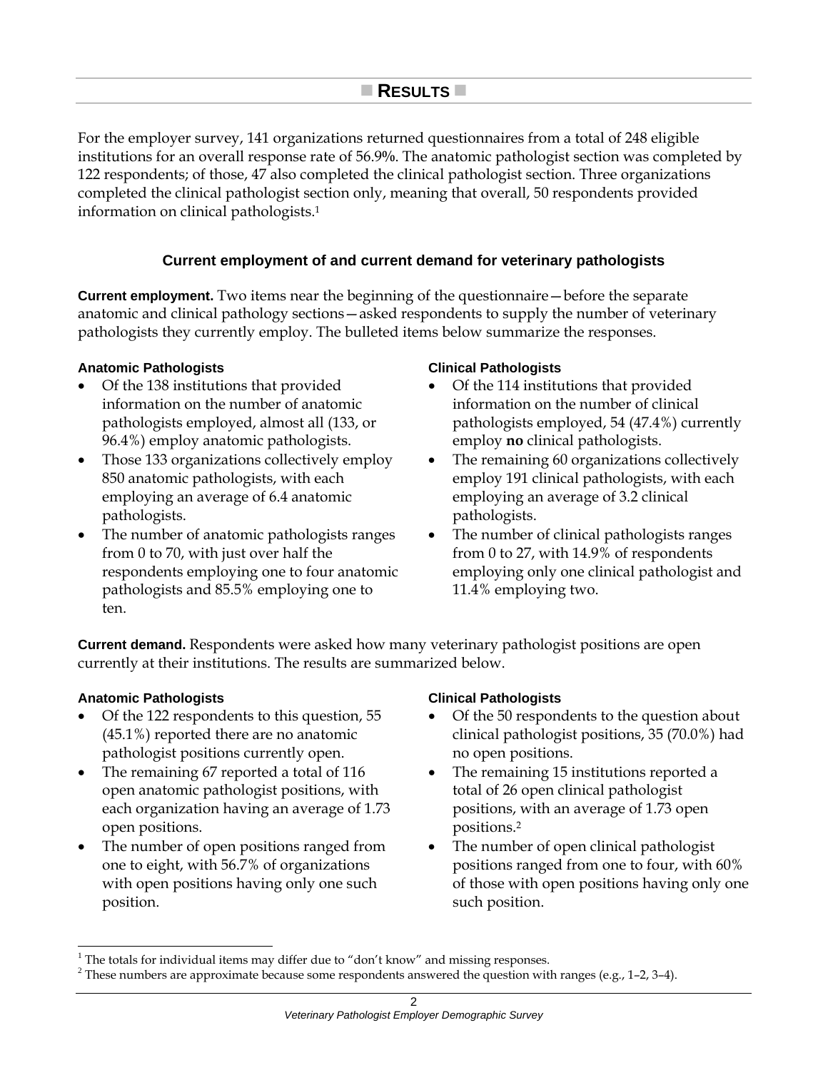## ■ RESULTS ■

For the employer survey, 141 organizations returned questionnaires from a total of 248 eligible institutions for an overall response rate of 56.9%. The anatomic pathologist section was completed by 122 respondents; of those, 47 also completed the clinical pathologist section. Three organizations completed the clinical pathologist section only, meaning that overall, 50 respondents provided information on clinical pathologists.[1]

### Current employment of and current demand for veterinary pathologists

**Current employment.** Two items near the beginning of the questionnaire—before the separate anatomic and clinical pathology sections—asked respondents to supply the number of veterinary pathologists they currently employ. The bulleted items below summarize the responses.

**Anatomic Pathologists**

- Of the 138 institutions that provided information on the number of anatomic pathologists employed, almost all (133, or 96.4%) employ anatomic pathologists.
- Those 133 organizations collectively employ 850 anatomic pathologists, with each employing an average of 6.4 anatomic pathologists.
- The number of anatomic pathologists ranges from 0 to 70, with just over half the respondents employing one to four anatomic pathologists and 85.5% employing one to ten.

**Clinical Pathologists**

- Of the 114 institutions that provided information on the number of clinical pathologists employed, 54 (47.4%) currently employ **no** clinical pathologists.
- The remaining 60 organizations collectively employ 191 clinical pathologists, with each employing an average of 3.2 clinical pathologists.
- The number of clinical pathologists ranges from 0 to 27, with 14.9% of respondents employing only one clinical pathologist and 11.4% employing two.

**Current demand.** Respondents were asked how many veterinary pathologist positions are open currently at their institutions. The results are summarized below.

**Anatomic Pathologists**

- Of the 122 respondents to this question, 55 (45.1%) reported there are no anatomic pathologist positions currently open.
- The remaining 67 reported a total of 116 open anatomic pathologist positions, with each organization having an average of 1.73 open positions.
- The number of open positions ranged from one to eight, with 56.7% of organizations with open positions having only one such position.

**Clinical Pathologists**

- Of the 50 respondents to the question about clinical pathologist positions, 35 (70.0%) had no open positions.
- The remaining 15 institutions reported a total of 26 open clinical pathologist positions, with an average of 1.73 open positions.[2]
- The number of open clinical pathologist positions ranged from one to four, with 60% of those with open positions having only one such position.

[1] The totals for individual items may differ due to "don't know" and missing responses.

[2] These numbers are approximate because some respondents answered the question with ranges (e.g., 1–2, 3–4).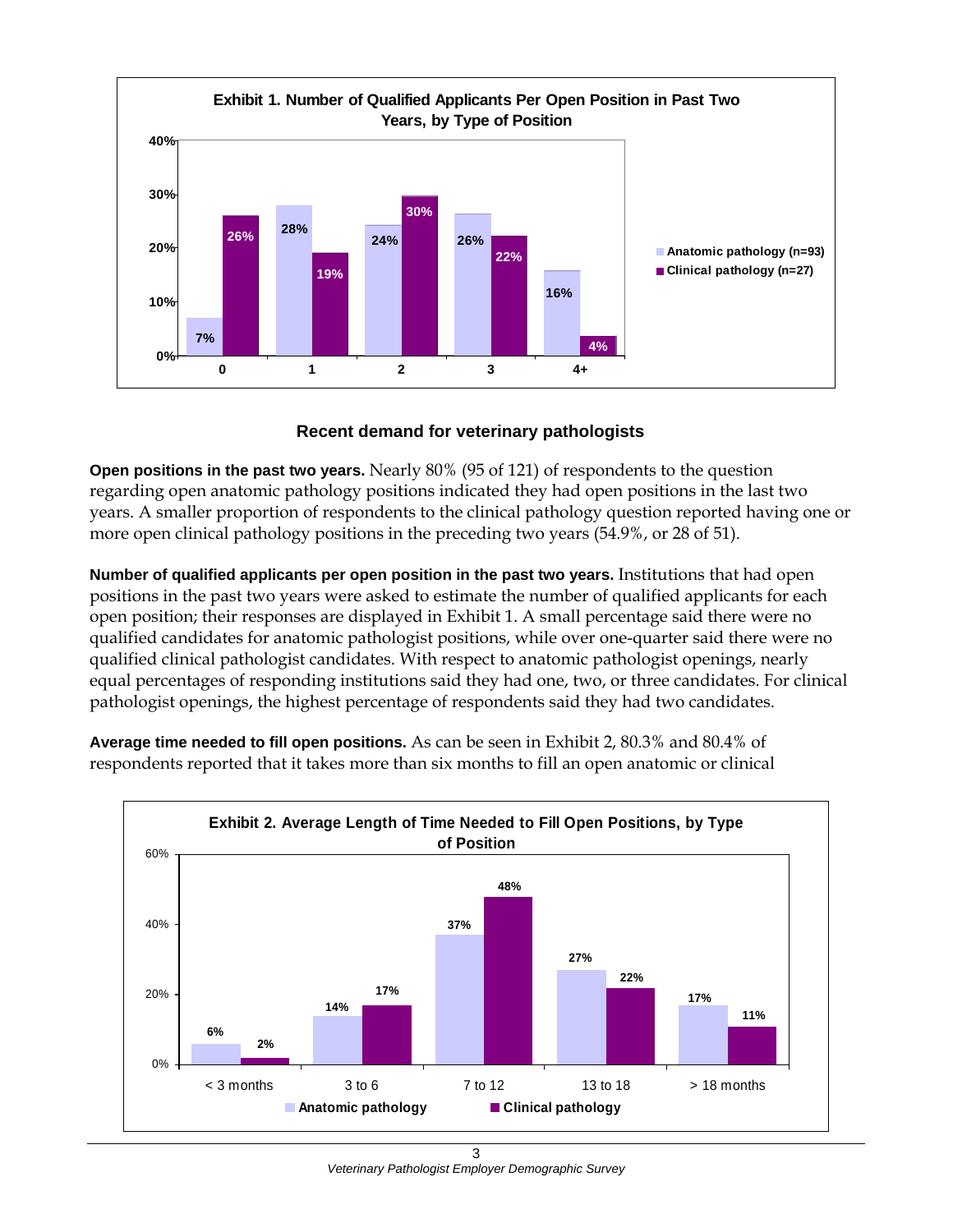**Exhibit 1. Number of Qualified Applicants Per Open Position in Past Two Years, by Type of Position**

| Number of qualified applicants | Anatomic pathology (n=93) | Clinical pathology (n=27) |
|---|---|---|
| 0 | 7% | 26% |
| 1 | 28% | 19% |
| 2 | 24% | 30% |
| 3 | 26% | 22% |
| 4+ | 16% | 4% |

### Recent demand for veterinary pathologists

**Open positions in the past two years.** Nearly 80% (95 of 121) of respondents to the question regarding open anatomic pathology positions indicated they had open positions in the last two years. A smaller proportion of respondents to the clinical pathology question reported having one or more open clinical pathology positions in the preceding two years (54.9%, or 28 of 51).

**Number of qualified applicants per open position in the past two years.** Institutions that had open positions in the past two years were asked to estimate the number of qualified applicants for each open position; their responses are displayed in Exhibit 1. A small percentage said there were no qualified candidates for anatomic pathologist positions, while over one-quarter said there were no qualified clinical pathologist candidates. With respect to anatomic pathologist openings, nearly equal percentages of responding institutions said they had one, two, or three candidates. For clinical pathologist openings, the highest percentage of respondents said they had two candidates.

**Average time needed to fill open positions.** As can be seen in Exhibit 2, 80.3% and 80.4% of respondents reported that it takes more than six months to fill an open anatomic or clinical

**Exhibit 2. Average Length of Time Needed to Fill Open Positions, by Type of Position**

| Time to fill | Anatomic pathology | Clinical pathology |
|---|---|---|
| < 3 months | 6% | 2% |
| 3 to 6 | 14% | 17% |
| 7 to 12 | 37% | 48% |
| 13 to 18 | 27% | 22% |
| > 18 months | 17% | 11% |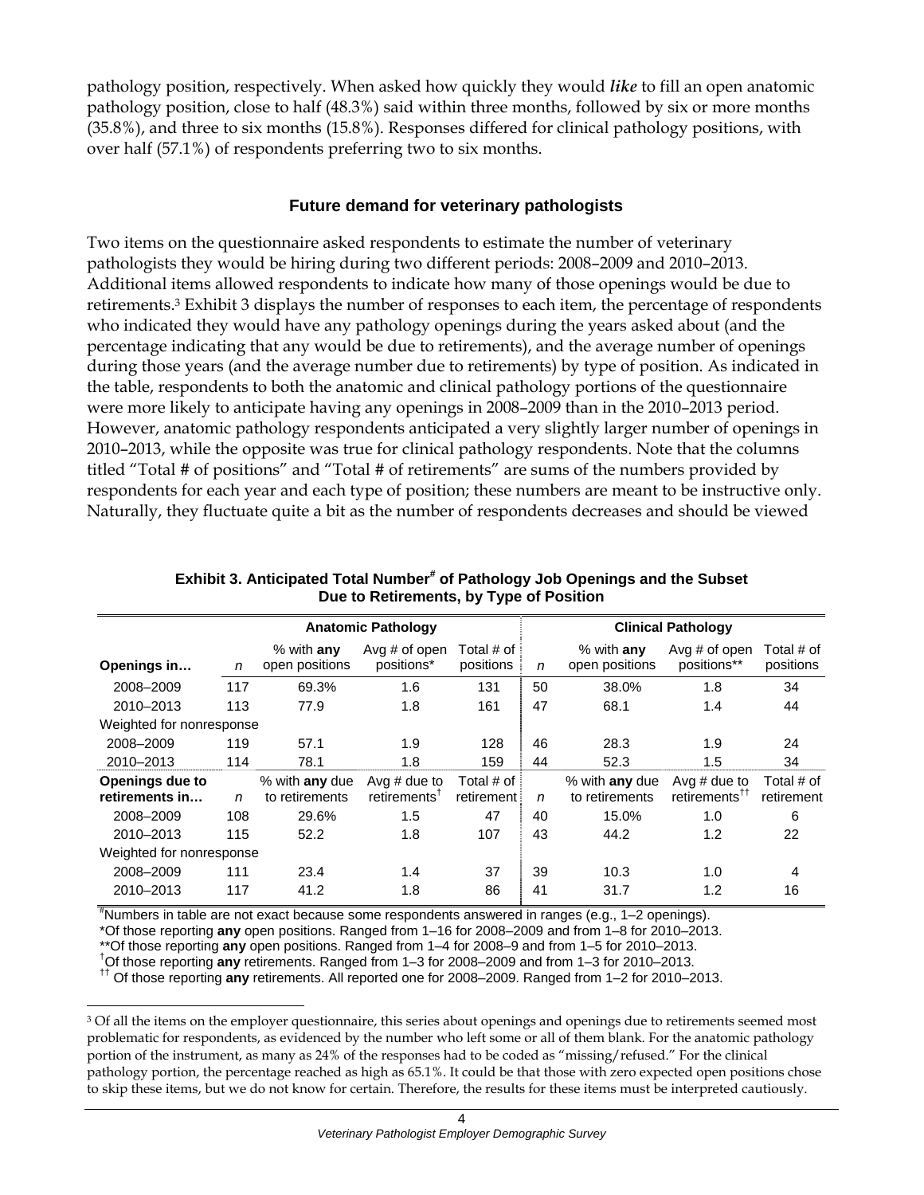pathology position, respectively. When asked how quickly they would ***like*** to fill an open anatomic pathology position, close to half (48.3%) said within three months, followed by six or more months (35.8%), and three to six months (15.8%). Responses differed for clinical pathology positions, with over half (57.1%) of respondents preferring two to six months.

### Future demand for veterinary pathologists

Two items on the questionnaire asked respondents to estimate the number of veterinary pathologists they would be hiring during two different periods: 2008–2009 and 2010–2013. Additional items allowed respondents to indicate how many of those openings would be due to retirements.[3] Exhibit 3 displays the number of responses to each item, the percentage of respondents who indicated they would have any pathology openings during the years asked about (and the percentage indicating that any would be due to retirements), and the average number of openings during those years (and the average number due to retirements) by type of position. As indicated in the table, respondents to both the anatomic and clinical pathology portions of the questionnaire were more likely to anticipate having any openings in 2008–2009 than in the 2010–2013 period. However, anatomic pathology respondents anticipated a very slightly larger number of openings in 2010–2013, while the opposite was true for clinical pathology respondents. Note that the columns titled "Total # of positions" and "Total # of retirements" are sums of the numbers provided by respondents for each year and each type of position; these numbers are meant to be instructive only. Naturally, they fluctuate quite a bit as the number of respondents decreases and should be viewed

**Exhibit 3. Anticipated Total Number[#] of Pathology Job Openings and the Subset Due to Retirements, by Type of Position**

| | Anatomic Pathology | | | | Clinical Pathology | | | |
|---|---|---|---|---|---|---|---|---|
| **Openings in…** | *n* | % with **any** open positions | Avg # of open positions* | Total # of positions | *n* | % with **any** open positions | Avg # of open positions** | Total # of positions |
| 2008–2009 | 117 | 69.3% | 1.6 | 131 | 50 | 38.0% | 1.8 | 34 |
| 2010–2013 | 113 | 77.9 | 1.8 | 161 | 47 | 68.1 | 1.4 | 44 |
| Weighted for nonresponse | | | | | | | | |
| 2008–2009 | 119 | 57.1 | 1.9 | 128 | 46 | 28.3 | 1.9 | 24 |
| 2010–2013 | 114 | 78.1 | 1.8 | 159 | 44 | 52.3 | 1.5 | 34 |
| **Openings due to retirements in…** | *n* | % with **any** due to retirements | Avg # due to retirements[†] | Total # of retirement | *n* | % with **any** due to retirements | Avg # due to retirements[††] | Total # of retirement |
| 2008–2009 | 108 | 29.6% | 1.5 | 47 | 40 | 15.0% | 1.0 | 6 |
| 2010–2013 | 115 | 52.2 | 1.8 | 107 | 43 | 44.2 | 1.2 | 22 |
| Weighted for nonresponse | | | | | | | | |
| 2008–2009 | 111 | 23.4 | 1.4 | 37 | 39 | 10.3 | 1.0 | 4 |
| 2010–2013 | 117 | 41.2 | 1.8 | 86 | 41 | 31.7 | 1.2 | 16 |

[#]Numbers in table are not exact because some respondents answered in ranges (e.g., 1–2 openings).
*Of those reporting **any** open positions. Ranged from 1–16 for 2008–2009 and from 1–8 for 2010–2013.
**Of those reporting **any** open positions. Ranged from 1–4 for 2008–9 and from 1–5 for 2010–2013.
[†]Of those reporting **any** retirements. Ranged from 1–3 for 2008–2009 and from 1–3 for 2010–2013.
[††] Of those reporting **any** retirements. All reported one for 2008–2009. Ranged from 1–2 for 2010–2013.

[3] Of all the items on the employer questionnaire, this series about openings and openings due to retirements seemed most problematic for respondents, as evidenced by the number who left some or all of them blank. For the anatomic pathology portion of the instrument, as many as 24% of the responses had to be coded as "missing/refused." For the clinical pathology portion, the percentage reached as high as 65.1%. It could be that those with zero expected open positions chose to skip these items, but we do not know for certain. Therefore, the results for these items must be interpreted cautiously.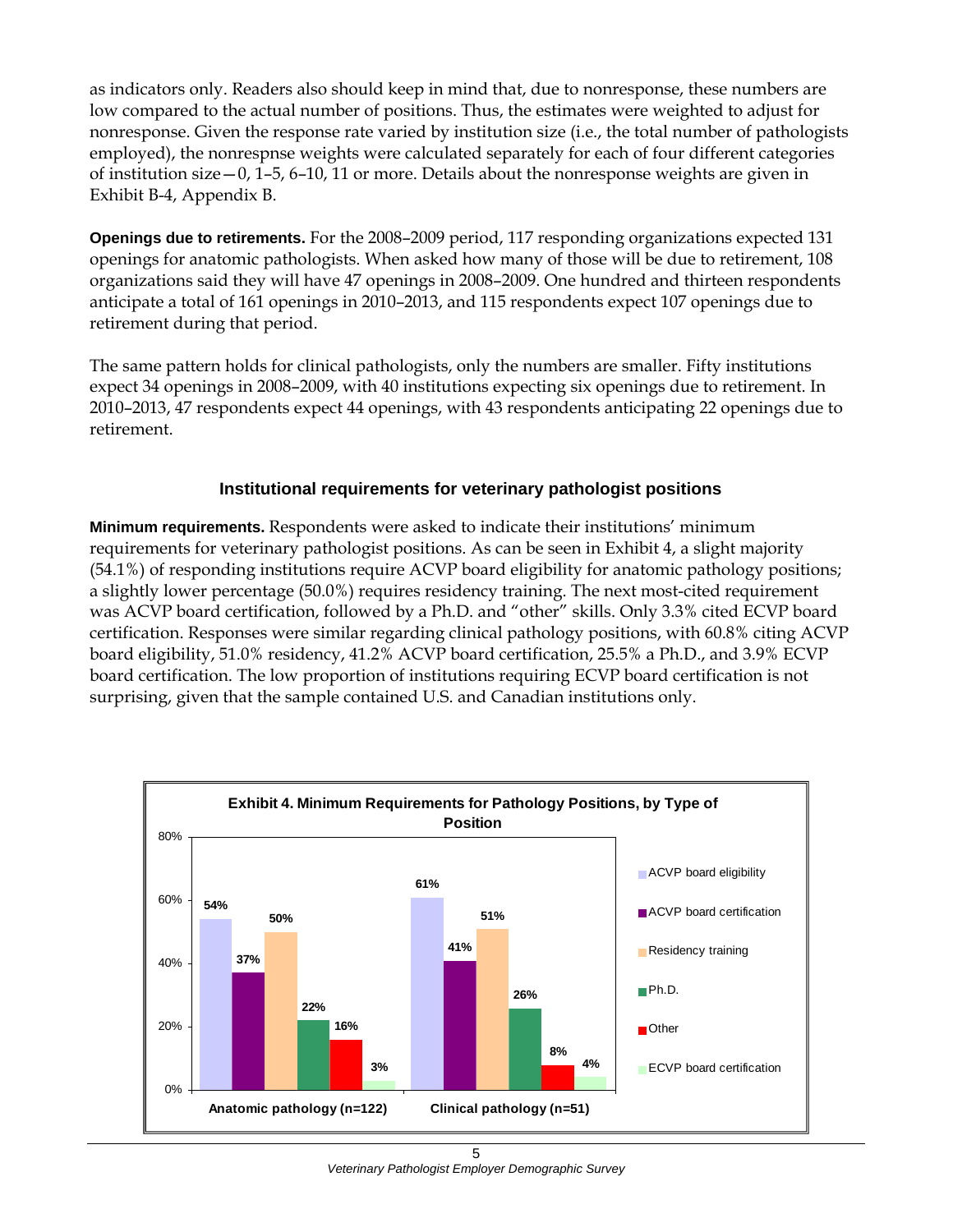as indicators only. Readers also should keep in mind that, due to nonresponse, these numbers are low compared to the actual number of positions. Thus, the estimates were weighted to adjust for nonresponse. Given the response rate varied by institution size (i.e., the total number of pathologists employed), the nonrespnse weights were calculated separately for each of four different categories of institution size—0, 1–5, 6–10, 11 or more. Details about the nonresponse weights are given in Exhibit B-4, Appendix B.

**Openings due to retirements.** For the 2008–2009 period, 117 responding organizations expected 131 openings for anatomic pathologists. When asked how many of those will be due to retirement, 108 organizations said they will have 47 openings in 2008–2009. One hundred and thirteen respondents anticipate a total of 161 openings in 2010–2013, and 115 respondents expect 107 openings due to retirement during that period.

The same pattern holds for clinical pathologists, only the numbers are smaller. Fifty institutions expect 34 openings in 2008–2009, with 40 institutions expecting six openings due to retirement. In 2010–2013, 47 respondents expect 44 openings, with 43 respondents anticipating 22 openings due to retirement.

## Institutional requirements for veterinary pathologist positions

**Minimum requirements.** Respondents were asked to indicate their institutions' minimum requirements for veterinary pathologist positions. As can be seen in Exhibit 4, a slight majority (54.1%) of responding institutions require ACVP board eligibility for anatomic pathology positions; a slightly lower percentage (50.0%) requires residency training. The next most-cited requirement was ACVP board certification, followed by a Ph.D. and "other" skills. Only 3.3% cited ECVP board certification. Responses were similar regarding clinical pathology positions, with 60.8% citing ACVP board eligibility, 51.0% residency, 41.2% ACVP board certification, 25.5% a Ph.D., and 3.9% ECVP board certification. The low proportion of institutions requiring ECVP board certification is not surprising, given that the sample contained U.S. and Canadian institutions only.

**Exhibit 4. Minimum Requirements for Pathology Positions, by Type of Position**

| | Anatomic pathology (n=122) | Clinical pathology (n=51) |
|---|---|---|
| ACVP board eligibility | 54% | 61% |
| ACVP board certification | 37% | 41% |
| Residency training | 50% | 51% |
| Ph.D. | 22% | 26% |
| Other | 16% | 8% |
| ECVP board certification | 3% | 4% |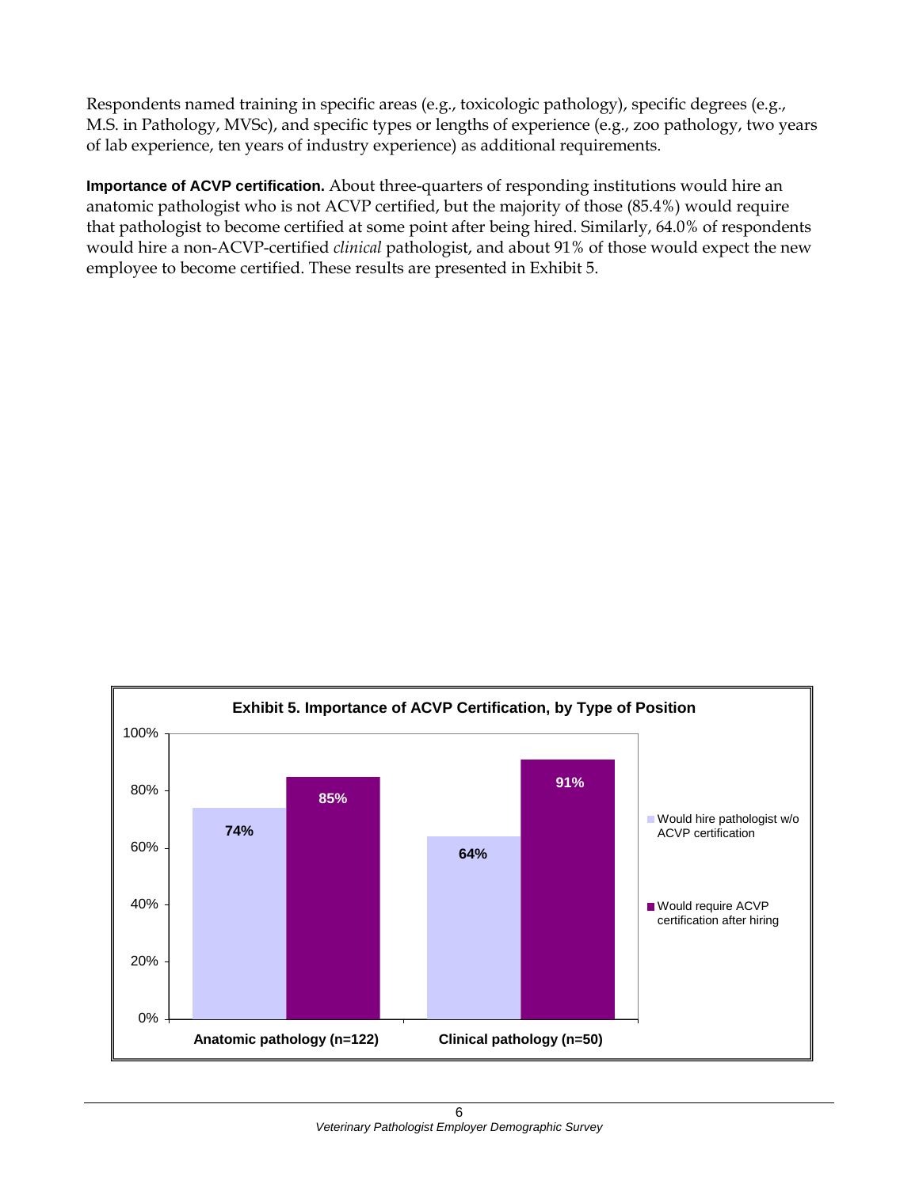Respondents named training in specific areas (e.g., toxicologic pathology), specific degrees (e.g., M.S. in Pathology, MVSc), and specific types or lengths of experience (e.g., zoo pathology, two years of lab experience, ten years of industry experience) as additional requirements.

**Importance of ACVP certification.** About three-quarters of responding institutions would hire an anatomic pathologist who is not ACVP certified, but the majority of those (85.4%) would require that pathologist to become certified at some point after being hired. Similarly, 64.0% of respondents would hire a non-ACVP-certified *clinical* pathologist, and about 91% of those would expect the new employee to become certified. These results are presented in Exhibit 5.

**Exhibit 5. Importance of ACVP Certification, by Type of Position**

| | Would hire pathologist w/o ACVP certification | Would require ACVP certification after hiring |
|---|---|---|
| Anatomic pathology (n=122) | 74% | 85% |
| Clinical pathology (n=50) | 64% | 91% |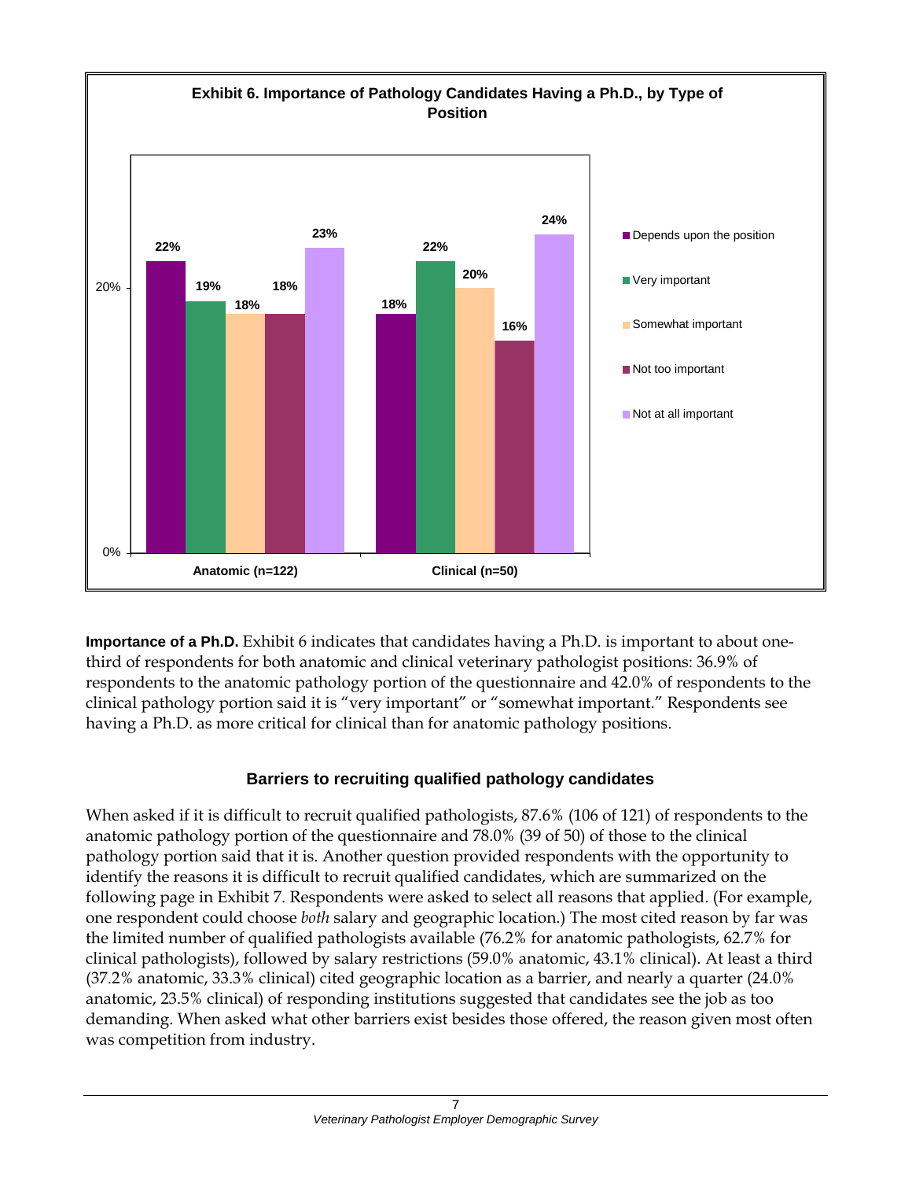**Exhibit 6. Importance of Pathology Candidates Having a Ph.D., by Type of Position**

| | Depends upon the position | Very important | Somewhat important | Not too important | Not at all important |
|---|---|---|---|---|---|
| Anatomic (n=122) | 22% | 19% | 18% | 18% | 23% |
| Clinical (n=50) | 18% | 22% | 20% | 16% | 24% |

**Importance of a Ph.D.** Exhibit 6 indicates that candidates having a Ph.D. is important to about one-third of respondents for both anatomic and clinical veterinary pathologist positions: 36.9% of respondents to the anatomic pathology portion of the questionnaire and 42.0% of respondents to the clinical pathology portion said it is "very important" or "somewhat important." Respondents see having a Ph.D. as more critical for clinical than for anatomic pathology positions.

## Barriers to recruiting qualified pathology candidates

When asked if it is difficult to recruit qualified pathologists, 87.6% (106 of 121) of respondents to the anatomic pathology portion of the questionnaire and 78.0% (39 of 50) of those to the clinical pathology portion said that it is. Another question provided respondents with the opportunity to identify the reasons it is difficult to recruit qualified candidates, which are summarized on the following page in Exhibit 7. Respondents were asked to select all reasons that applied. (For example, one respondent could choose *both* salary and geographic location.) The most cited reason by far was the limited number of qualified pathologists available (76.2% for anatomic pathologists, 62.7% for clinical pathologists), followed by salary restrictions (59.0% anatomic, 43.1% clinical). At least a third (37.2% anatomic, 33.3% clinical) cited geographic location as a barrier, and nearly a quarter (24.0% anatomic, 23.5% clinical) of responding institutions suggested that candidates see the job as too demanding. When asked what other barriers exist besides those offered, the reason given most often was competition from industry.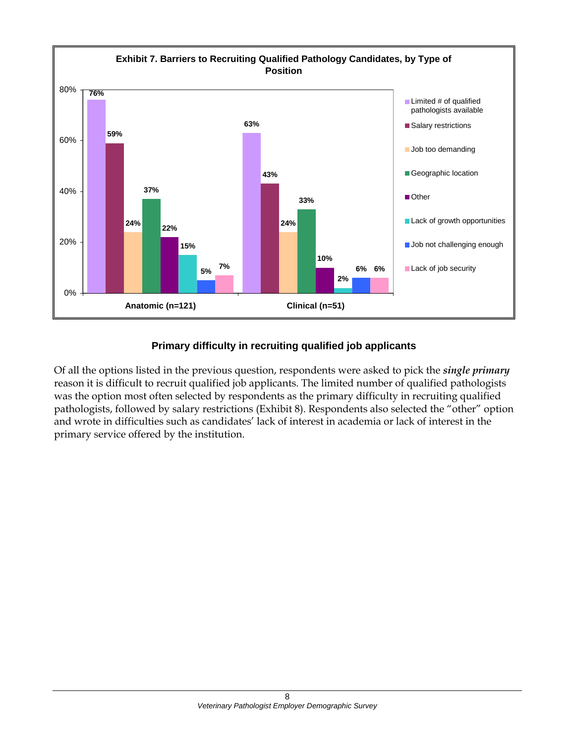**Exhibit 7. Barriers to Recruiting Qualified Pathology Candidates, by Type of Position**

| Barrier | Anatomic (n=121) | Clinical (n=51) |
| --- | --- | --- |
| Limited # of qualified pathologists available | 76% | 63% |
| Salary restrictions | 59% | 43% |
| Job too demanding | 24% | 24% |
| Geographic location | 37% | 33% |
| Other | 22% | 10% |
| Lack of growth opportunities | 15% | 2% |
| Job not challenging enough | 5% | 6% |
| Lack of job security | 7% | 6% |

### Primary difficulty in recruiting qualified job applicants

Of all the options listed in the previous question, respondents were asked to pick the ***single primary*** reason it is difficult to recruit qualified job applicants. The limited number of qualified pathologists was the option most often selected by respondents as the primary difficulty in recruiting qualified pathologists, followed by salary restrictions (Exhibit 8). Respondents also selected the "other" option and wrote in difficulties such as candidates' lack of interest in academia or lack of interest in the primary service offered by the institution.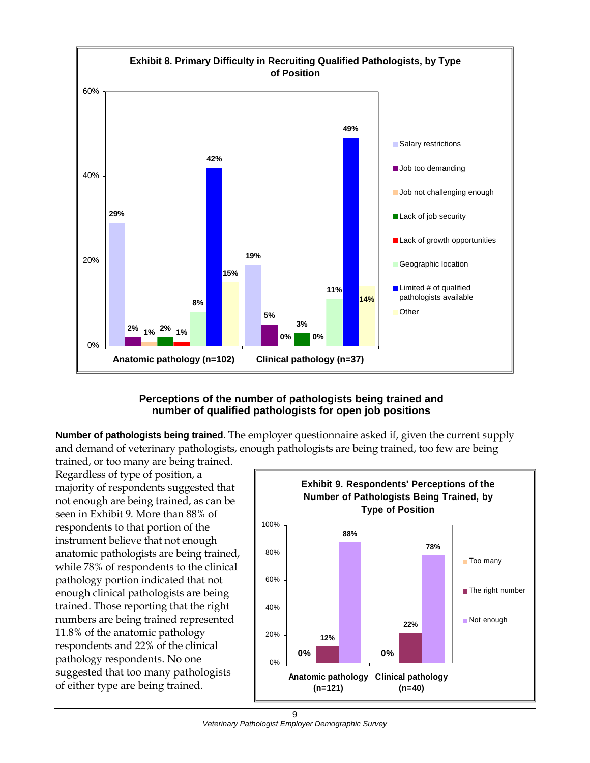**Exhibit 8. Primary Difficulty in Recruiting Qualified Pathologists, by Type of Position**

| | Anatomic pathology (n=102) | Clinical pathology (n=37) |
|---|---|---|
| Salary restrictions | 29% | 19% |
| Job too demanding | 2% | 5% |
| Job not challenging enough | 1% | 0% |
| Lack of job security | 2% | 3% |
| Lack of growth opportunities | 1% | 0% |
| Geographic location | 8% | 11% |
| Limited # of qualified pathologists available | 42% | 49% |
| Other | 15% | 14% |

## Perceptions of the number of pathologists being trained and number of qualified pathologists for open job positions

**Number of pathologists being trained.** The employer questionnaire asked if, given the current supply and demand of veterinary pathologists, enough pathologists are being trained, too few are being trained, or too many are being trained. Regardless of type of position, a majority of respondents suggested that not enough are being trained, as can be seen in Exhibit 9. More than 88% of respondents to that portion of the instrument believe that not enough anatomic pathologists are being trained, while 78% of respondents to the clinical pathology portion indicated that not enough clinical pathologists are being trained. Those reporting that the right numbers are being trained represented 11.8% of the anatomic pathology respondents and 22% of the clinical pathology respondents. No one suggested that too many pathologists of either type are being trained.

**Exhibit 9. Respondents' Perceptions of the Number of Pathologists Being Trained, by Type of Position**

| | Anatomic pathology (n=121) | Clinical pathology (n=40) |
|---|---|---|
| Too many | 0% | 0% |
| The right number | 12% | 22% |
| Not enough | 88% | 78% |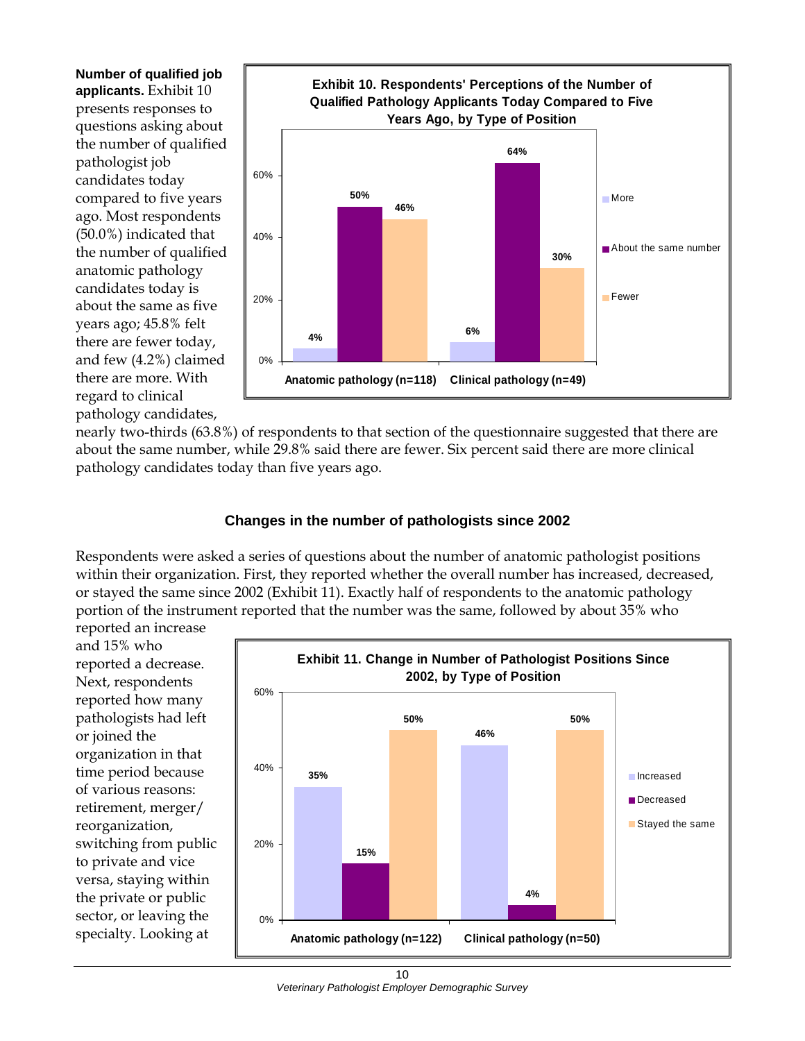**Number of qualified job applicants.** Exhibit 10 presents responses to questions asking about the number of qualified pathologist job candidates today compared to five years ago. Most respondents (50.0%) indicated that the number of qualified anatomic pathology candidates today is about the same as five years ago; 45.8% felt there are fewer today, and few (4.2%) claimed there are more. With regard to clinical pathology candidates, nearly two-thirds (63.8%) of respondents to that section of the questionnaire suggested that there are about the same number, while 29.8% said there are fewer. Six percent said there are more clinical pathology candidates today than five years ago.

**Exhibit 10. Respondents' Perceptions of the Number of Qualified Pathology Applicants Today Compared to Five Years Ago, by Type of Position**

| | More | About the same number | Fewer |
|---|---|---|---|
| Anatomic pathology (n=118) | 4% | 50% | 46% |
| Clinical pathology (n=49) | 6% | 64% | 30% |

### Changes in the number of pathologists since 2002

Respondents were asked a series of questions about the number of anatomic pathologist positions within their organization. First, they reported whether the overall number has increased, decreased, or stayed the same since 2002 (Exhibit 11). Exactly half of respondents to the anatomic pathology portion of the instrument reported that the number was the same, followed by about 35% who reported an increase and 15% who reported a decrease. Next, respondents reported how many pathologists had left or joined the organization in that time period because of various reasons: retirement, merger/reorganization, switching from public to private and vice versa, staying within the private or public sector, or leaving the specialty. Looking at

**Exhibit 11. Change in Number of Pathologist Positions Since 2002, by Type of Position**

| | Increased | Decreased | Stayed the same |
|---|---|---|---|
| Anatomic pathology (n=122) | 35% | 15% | 50% |
| Clinical pathology (n=50) | 46% | 4% | 50% |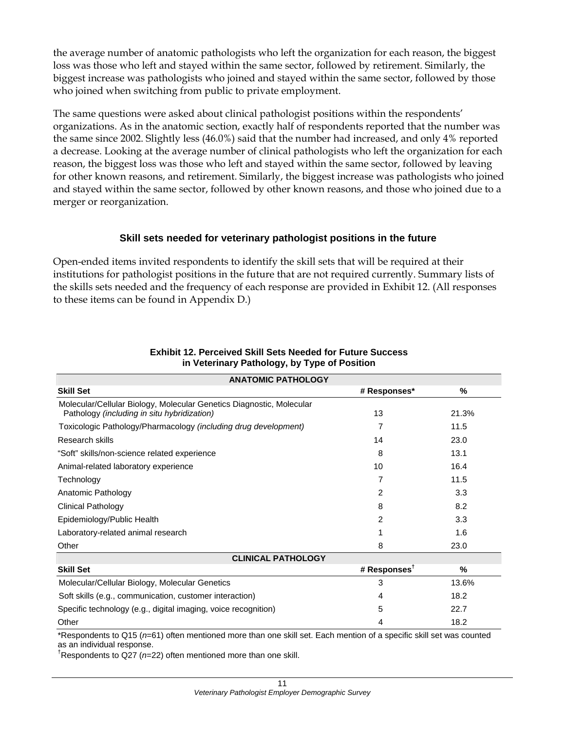the average number of anatomic pathologists who left the organization for each reason, the biggest loss was those who left and stayed within the same sector, followed by retirement. Similarly, the biggest increase was pathologists who joined and stayed within the same sector, followed by those who joined when switching from public to private employment.

The same questions were asked about clinical pathologist positions within the respondents' organizations. As in the anatomic section, exactly half of respondents reported that the number was the same since 2002. Slightly less (46.0%) said that the number had increased, and only 4% reported a decrease. Looking at the average number of clinical pathologists who left the organization for each reason, the biggest loss was those who left and stayed within the same sector, followed by leaving for other known reasons, and retirement. Similarly, the biggest increase was pathologists who joined and stayed within the same sector, followed by other known reasons, and those who joined due to a merger or reorganization.

## Skill sets needed for veterinary pathologist positions in the future

Open-ended items invited respondents to identify the skill sets that will be required at their institutions for pathologist positions in the future that are not required currently. Summary lists of the skills sets needed and the frequency of each response are provided in Exhibit 12. (All responses to these items can be found in Appendix D.)

**Exhibit 12. Perceived Skill Sets Needed for Future Success in Veterinary Pathology, by Type of Position**

| **ANATOMIC PATHOLOGY** | | |
|---|---|---|
| **Skill Set** | **# Responses*** | **%** |
| Molecular/Cellular Biology, Molecular Genetics Diagnostic, Molecular Pathology *(including in situ hybridization)* | 13 | 21.3% |
| Toxicologic Pathology/Pharmacology *(including drug development)* | 7 | 11.5 |
| Research skills | 14 | 23.0 |
| "Soft" skills/non-science related experience | 8 | 13.1 |
| Animal-related laboratory experience | 10 | 16.4 |
| Technology | 7 | 11.5 |
| Anatomic Pathology | 2 | 3.3 |
| Clinical Pathology | 8 | 8.2 |
| Epidemiology/Public Health | 2 | 3.3 |
| Laboratory-related animal research | 1 | 1.6 |
| Other | 8 | 23.0 |
| **CLINICAL PATHOLOGY** | | |
| **Skill Set** | **# Responses†** | **%** |
| Molecular/Cellular Biology, Molecular Genetics | 3 | 13.6% |
| Soft skills (e.g., communication, customer interaction) | 4 | 18.2 |
| Specific technology (e.g., digital imaging, voice recognition) | 5 | 22.7 |
| Other | 4 | 18.2 |

*Respondents to Q15 (*n*=61) often mentioned more than one skill set. Each mention of a specific skill set was counted as an individual response.

†Respondents to Q27 (*n*=22) often mentioned more than one skill.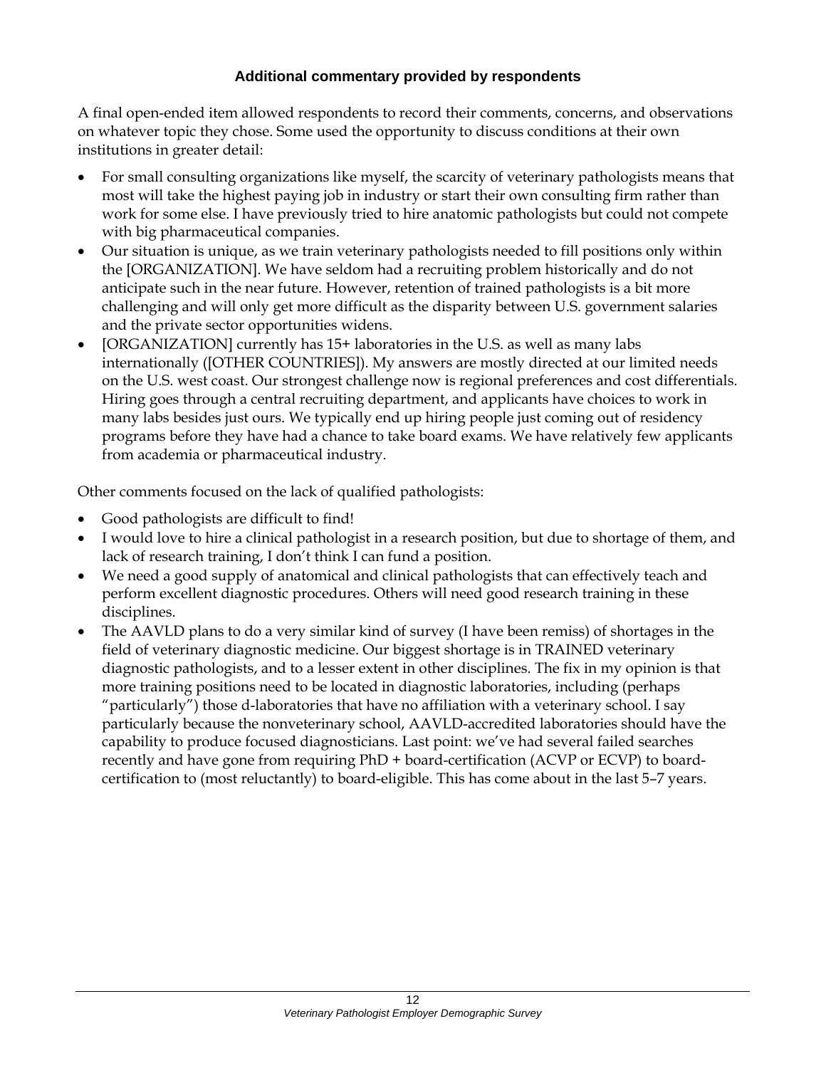### Additional commentary provided by respondents

A final open-ended item allowed respondents to record their comments, concerns, and observations on whatever topic they chose. Some used the opportunity to discuss conditions at their own institutions in greater detail:

- For small consulting organizations like myself, the scarcity of veterinary pathologists means that most will take the highest paying job in industry or start their own consulting firm rather than work for some else. I have previously tried to hire anatomic pathologists but could not compete with big pharmaceutical companies.
- Our situation is unique, as we train veterinary pathologists needed to fill positions only within the [ORGANIZATION]. We have seldom had a recruiting problem historically and do not anticipate such in the near future. However, retention of trained pathologists is a bit more challenging and will only get more difficult as the disparity between U.S. government salaries and the private sector opportunities widens.
- [ORGANIZATION] currently has 15+ laboratories in the U.S. as well as many labs internationally ([OTHER COUNTRIES]). My answers are mostly directed at our limited needs on the U.S. west coast. Our strongest challenge now is regional preferences and cost differentials. Hiring goes through a central recruiting department, and applicants have choices to work in many labs besides just ours. We typically end up hiring people just coming out of residency programs before they have had a chance to take board exams. We have relatively few applicants from academia or pharmaceutical industry.

Other comments focused on the lack of qualified pathologists:

- Good pathologists are difficult to find!
- I would love to hire a clinical pathologist in a research position, but due to shortage of them, and lack of research training, I don't think I can fund a position.
- We need a good supply of anatomical and clinical pathologists that can effectively teach and perform excellent diagnostic procedures. Others will need good research training in these disciplines.
- The AAVLD plans to do a very similar kind of survey (I have been remiss) of shortages in the field of veterinary diagnostic medicine. Our biggest shortage is in TRAINED veterinary diagnostic pathologists, and to a lesser extent in other disciplines. The fix in my opinion is that more training positions need to be located in diagnostic laboratories, including (perhaps "particularly") those d-laboratories that have no affiliation with a veterinary school. I say particularly because the nonveterinary school, AAVLD-accredited laboratories should have the capability to produce focused diagnosticians. Last point: we've had several failed searches recently and have gone from requiring PhD + board-certification (ACVP or ECVP) to board-certification to (most reluctantly) to board-eligible. This has come about in the last 5–7 years.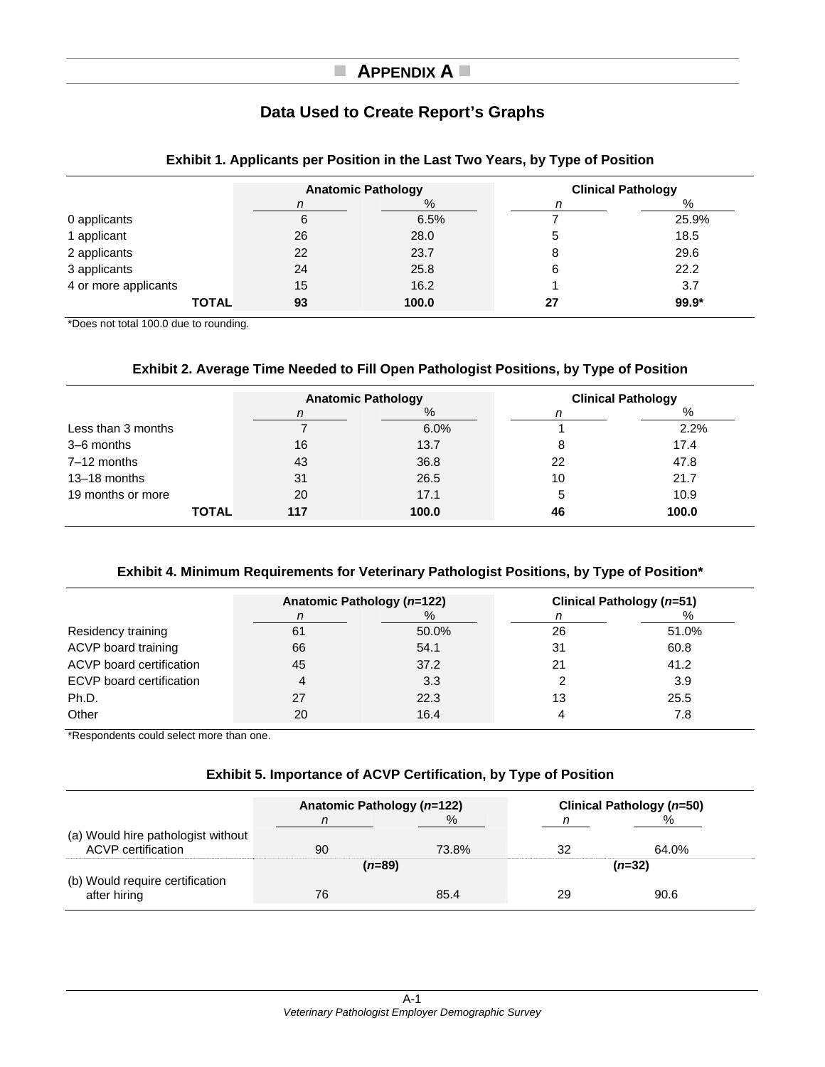# Appendix A

## Data Used to Create Report's Graphs

### Exhibit 1. Applicants per Position in the Last Two Years, by Type of Position

| | Anatomic Pathology | | Clinical Pathology | |
|---|---|---|---|---|
| | *n* | % | *n* | % |
| 0 applicants | 6 | 6.5% | 7 | 25.9% |
| 1 applicant | 26 | 28.0 | 5 | 18.5 |
| 2 applicants | 22 | 23.7 | 8 | 29.6 |
| 3 applicants | 24 | 25.8 | 6 | 22.2 |
| 4 or more applicants | 15 | 16.2 | 1 | 3.7 |
| **TOTAL** | **93** | **100.0** | **27** | **99.9*** |

*Does not total 100.0 due to rounding.

### Exhibit 2. Average Time Needed to Fill Open Pathologist Positions, by Type of Position

| | Anatomic Pathology | | Clinical Pathology | |
|---|---|---|---|---|
| | *n* | % | *n* | % |
| Less than 3 months | 7 | 6.0% | 1 | 2.2% |
| 3–6 months | 16 | 13.7 | 8 | 17.4 |
| 7–12 months | 43 | 36.8 | 22 | 47.8 |
| 13–18 months | 31 | 26.5 | 10 | 21.7 |
| 19 months or more | 20 | 17.1 | 5 | 10.9 |
| **TOTAL** | **117** | **100.0** | **46** | **100.0** |

### Exhibit 4. Minimum Requirements for Veterinary Pathologist Positions, by Type of Position*

| | Anatomic Pathology (*n*=122) | | Clinical Pathology (*n*=51) | |
|---|---|---|---|---|
| | *n* | % | *n* | % |
| Residency training | 61 | 50.0% | 26 | 51.0% |
| ACVP board training | 66 | 54.1 | 31 | 60.8 |
| ACVP board certification | 45 | 37.2 | 21 | 41.2 |
| ECVP board certification | 4 | 3.3 | 2 | 3.9 |
| Ph.D. | 27 | 22.3 | 13 | 25.5 |
| Other | 20 | 16.4 | 4 | 7.8 |

*Respondents could select more than one.

### Exhibit 5. Importance of ACVP Certification, by Type of Position

| | Anatomic Pathology (*n*=122) | | Clinical Pathology (*n*=50) | |
|---|---|---|---|---|
| | *n* | % | *n* | % |
| (a) Would hire pathologist without ACVP certification | 90 | 73.8% | 32 | 64.0% |
| | (*n*=89) | | (*n*=32) | |
| (b) Would require certification after hiring | 76 | 85.4 | 29 | 90.6 |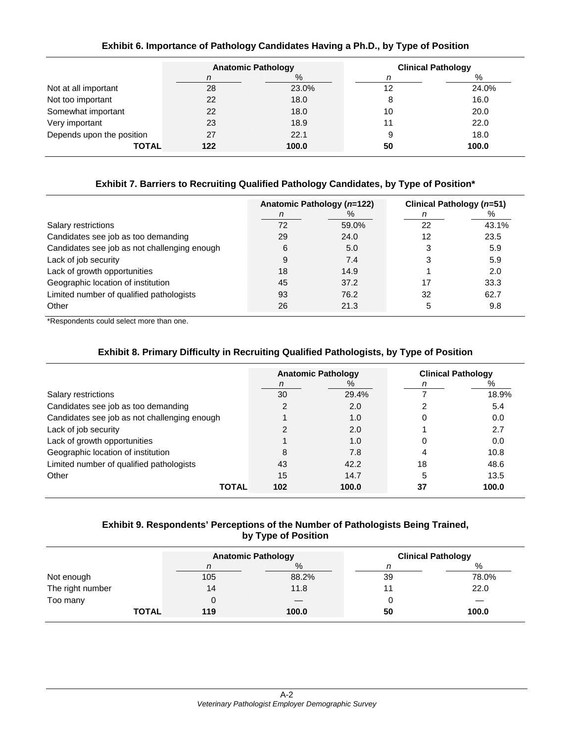**Exhibit 6. Importance of Pathology Candidates Having a Ph.D., by Type of Position**

| | Anatomic Pathology | | Clinical Pathology | |
|---|---|---|---|---|
| | *n* | % | *n* | % |
| Not at all important | 28 | 23.0% | 12 | 24.0% |
| Not too important | 22 | 18.0 | 8 | 16.0 |
| Somewhat important | 22 | 18.0 | 10 | 20.0 |
| Very important | 23 | 18.9 | 11 | 22.0 |
| Depends upon the position | 27 | 22.1 | 9 | 18.0 |
| **TOTAL** | **122** | **100.0** | **50** | **100.0** |

**Exhibit 7. Barriers to Recruiting Qualified Pathology Candidates, by Type of Position***

| | Anatomic Pathology (*n*=122) | | Clinical Pathology (*n*=51) | |
|---|---|---|---|---|
| | *n* | % | *n* | % |
| Salary restrictions | 72 | 59.0% | 22 | 43.1% |
| Candidates see job as too demanding | 29 | 24.0 | 12 | 23.5 |
| Candidates see job as not challenging enough | 6 | 5.0 | 3 | 5.9 |
| Lack of job security | 9 | 7.4 | 3 | 5.9 |
| Lack of growth opportunities | 18 | 14.9 | 1 | 2.0 |
| Geographic location of institution | 45 | 37.2 | 17 | 33.3 |
| Limited number of qualified pathologists | 93 | 76.2 | 32 | 62.7 |
| Other | 26 | 21.3 | 5 | 9.8 |

*Respondents could select more than one.

**Exhibit 8. Primary Difficulty in Recruiting Qualified Pathologists, by Type of Position**

| | Anatomic Pathology | | Clinical Pathology | |
|---|---|---|---|---|
| | *n* | % | *n* | % |
| Salary restrictions | 30 | 29.4% | 7 | 18.9% |
| Candidates see job as too demanding | 2 | 2.0 | 2 | 5.4 |
| Candidates see job as not challenging enough | 1 | 1.0 | 0 | 0.0 |
| Lack of job security | 2 | 2.0 | 1 | 2.7 |
| Lack of growth opportunities | 1 | 1.0 | 0 | 0.0 |
| Geographic location of institution | 8 | 7.8 | 4 | 10.8 |
| Limited number of qualified pathologists | 43 | 42.2 | 18 | 48.6 |
| Other | 15 | 14.7 | 5 | 13.5 |
| **TOTAL** | **102** | **100.0** | **37** | **100.0** |

**Exhibit 9. Respondents' Perceptions of the Number of Pathologists Being Trained, by Type of Position**

| | Anatomic Pathology | | Clinical Pathology | |
|---|---|---|---|---|
| | *n* | % | *n* | % |
| Not enough | 105 | 88.2% | 39 | 78.0% |
| The right number | 14 | 11.8 | 11 | 22.0 |
| Too many | 0 | — | 0 | — |
| **TOTAL** | **119** | **100.0** | **50** | **100.0** |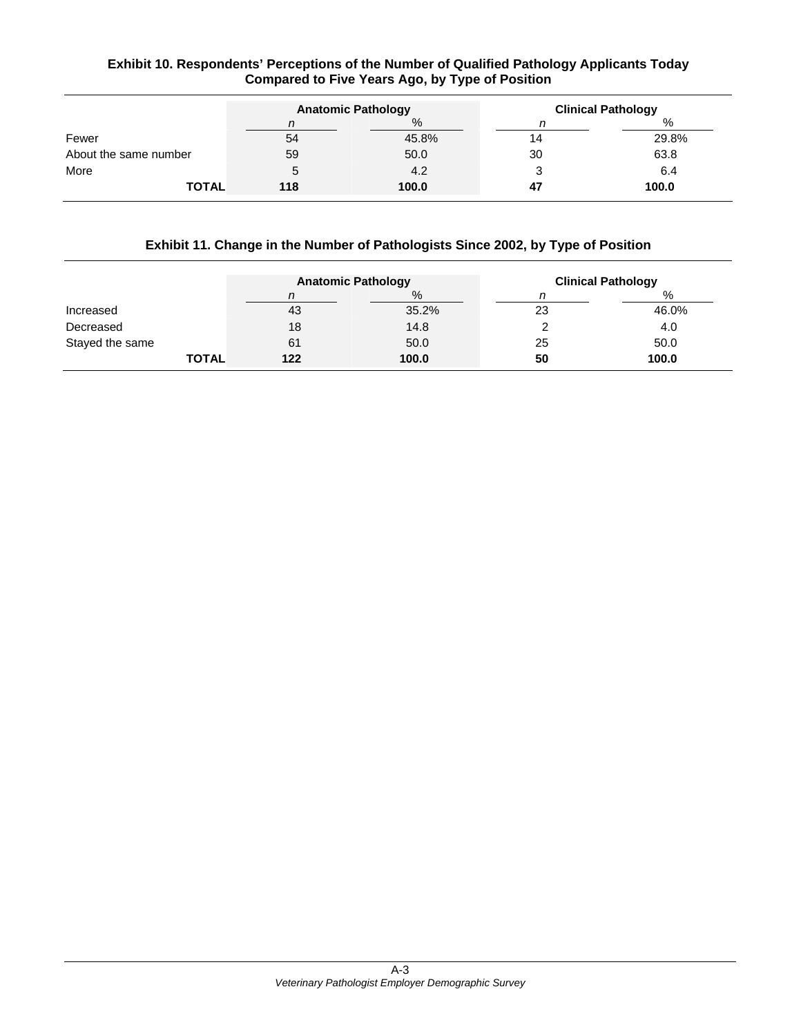**Exhibit 10. Respondents' Perceptions of the Number of Qualified Pathology Applicants Today Compared to Five Years Ago, by Type of Position**

| | Anatomic Pathology | | Clinical Pathology | |
|---|---|---|---|---|
| | *n* | % | *n* | % |
| Fewer | 54 | 45.8% | 14 | 29.8% |
| About the same number | 59 | 50.0 | 30 | 63.8 |
| More | 5 | 4.2 | 3 | 6.4 |
| **TOTAL** | **118** | **100.0** | **47** | **100.0** |

**Exhibit 11. Change in the Number of Pathologists Since 2002, by Type of Position**

| | Anatomic Pathology | | Clinical Pathology | |
|---|---|---|---|---|
| | *n* | % | *n* | % |
| Increased | 43 | 35.2% | 23 | 46.0% |
| Decreased | 18 | 14.8 | 2 | 4.0 |
| Stayed the same | 61 | 50.0 | 25 | 50.0 |
| **TOTAL** | **122** | **100.0** | **50** | **100.0** |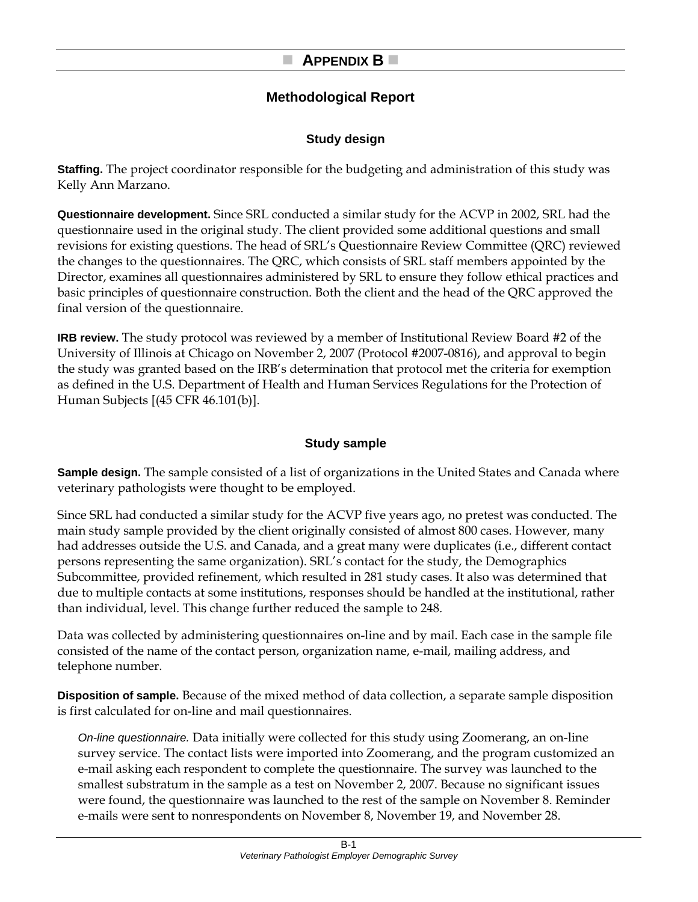# ■ APPENDIX B ■

## Methodological Report

### Study design

**Staffing.** The project coordinator responsible for the budgeting and administration of this study was Kelly Ann Marzano.

**Questionnaire development.** Since SRL conducted a similar study for the ACVP in 2002, SRL had the questionnaire used in the original study. The client provided some additional questions and small revisions for existing questions. The head of SRL's Questionnaire Review Committee (QRC) reviewed the changes to the questionnaires. The QRC, which consists of SRL staff members appointed by the Director, examines all questionnaires administered by SRL to ensure they follow ethical practices and basic principles of questionnaire construction. Both the client and the head of the QRC approved the final version of the questionnaire.

**IRB review.** The study protocol was reviewed by a member of Institutional Review Board #2 of the University of Illinois at Chicago on November 2, 2007 (Protocol #2007-0816), and approval to begin the study was granted based on the IRB's determination that protocol met the criteria for exemption as defined in the U.S. Department of Health and Human Services Regulations for the Protection of Human Subjects [(45 CFR 46.101(b)].

### Study sample

**Sample design.** The sample consisted of a list of organizations in the United States and Canada where veterinary pathologists were thought to be employed.

Since SRL had conducted a similar study for the ACVP five years ago, no pretest was conducted. The main study sample provided by the client originally consisted of almost 800 cases. However, many had addresses outside the U.S. and Canada, and a great many were duplicates (i.e., different contact persons representing the same organization). SRL's contact for the study, the Demographics Subcommittee, provided refinement, which resulted in 281 study cases. It also was determined that due to multiple contacts at some institutions, responses should be handled at the institutional, rather than individual, level. This change further reduced the sample to 248.

Data was collected by administering questionnaires on-line and by mail. Each case in the sample file consisted of the name of the contact person, organization name, e-mail, mailing address, and telephone number.

**Disposition of sample.** Because of the mixed method of data collection, a separate sample disposition is first calculated for on-line and mail questionnaires.

*On-line questionnaire.* Data initially were collected for this study using Zoomerang, an on-line survey service. The contact lists were imported into Zoomerang, and the program customized an e-mail asking each respondent to complete the questionnaire. The survey was launched to the smallest substratum in the sample as a test on November 2, 2007. Because no significant issues were found, the questionnaire was launched to the rest of the sample on November 8. Reminder e-mails were sent to nonrespondents on November 8, November 19, and November 28.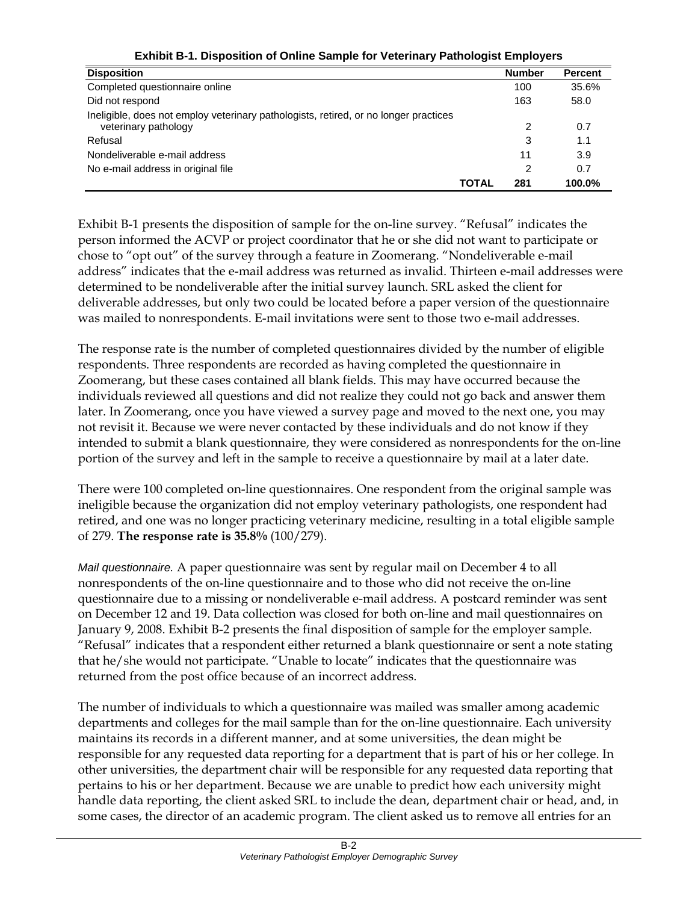**Exhibit B-1. Disposition of Online Sample for Veterinary Pathologist Employers**

| Disposition | Number | Percent |
|---|---|---|
| Completed questionnaire online | 100 | 35.6% |
| Did not respond | 163 | 58.0 |
| Ineligible, does not employ veterinary pathologists, retired, or no longer practices veterinary pathology | 2 | 0.7 |
| Refusal | 3 | 1.1 |
| Nondeliverable e-mail address | 11 | 3.9 |
| No e-mail address in original file | 2 | 0.7 |
| **TOTAL** | **281** | **100.0%** |

Exhibit B-1 presents the disposition of sample for the on-line survey. “Refusal” indicates the person informed the ACVP or project coordinator that he or she did not want to participate or chose to “opt out” of the survey through a feature in Zoomerang. “Nondeliverable e-mail address” indicates that the e-mail address was returned as invalid. Thirteen e-mail addresses were determined to be nondeliverable after the initial survey launch. SRL asked the client for deliverable addresses, but only two could be located before a paper version of the questionnaire was mailed to nonrespondents. E-mail invitations were sent to those two e-mail addresses.

The response rate is the number of completed questionnaires divided by the number of eligible respondents. Three respondents are recorded as having completed the questionnaire in Zoomerang, but these cases contained all blank fields. This may have occurred because the individuals reviewed all questions and did not realize they could not go back and answer them later. In Zoomerang, once you have viewed a survey page and moved to the next one, you may not revisit it. Because we were never contacted by these individuals and do not know if they intended to submit a blank questionnaire, they were considered as nonrespondents for the on-line portion of the survey and left in the sample to receive a questionnaire by mail at a later date.

There were 100 completed on-line questionnaires. One respondent from the original sample was ineligible because the organization did not employ veterinary pathologists, one respondent had retired, and one was no longer practicing veterinary medicine, resulting in a total eligible sample of 279. **The response rate is 35.8%** (100/279).

*Mail questionnaire.* A paper questionnaire was sent by regular mail on December 4 to all nonrespondents of the on-line questionnaire and to those who did not receive the on-line questionnaire due to a missing or nondeliverable e-mail address. A postcard reminder was sent on December 12 and 19. Data collection was closed for both on-line and mail questionnaires on January 9, 2008. Exhibit B-2 presents the final disposition of sample for the employer sample. “Refusal” indicates that a respondent either returned a blank questionnaire or sent a note stating that he/she would not participate. “Unable to locate” indicates that the questionnaire was returned from the post office because of an incorrect address.

The number of individuals to which a questionnaire was mailed was smaller among academic departments and colleges for the mail sample than for the on-line questionnaire. Each university maintains its records in a different manner, and at some universities, the dean might be responsible for any requested data reporting for a department that is part of his or her college. In other universities, the department chair will be responsible for any requested data reporting that pertains to his or her department. Because we are unable to predict how each university might handle data reporting, the client asked SRL to include the dean, department chair or head, and, in some cases, the director of an academic program. The client asked us to remove all entries for an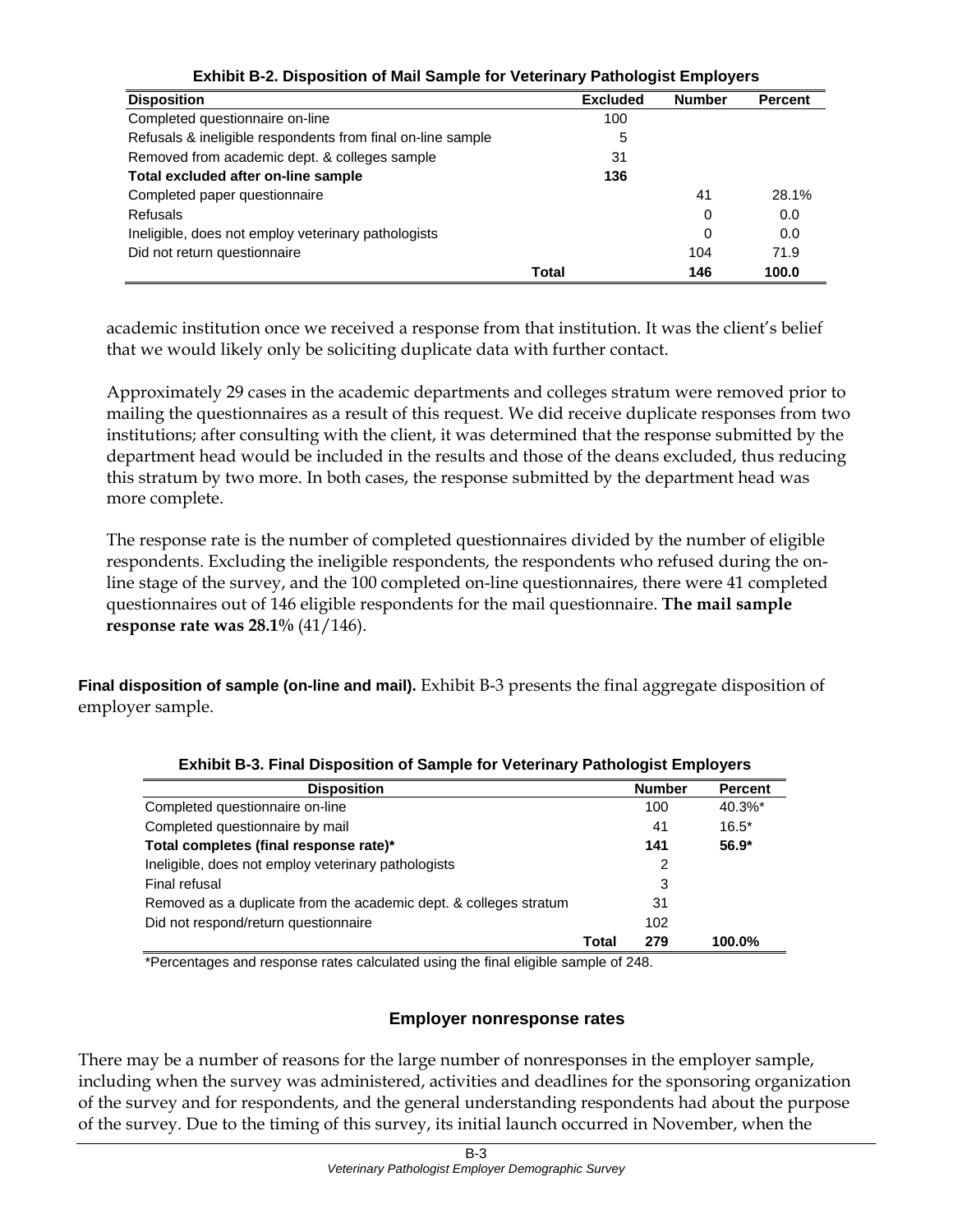**Exhibit B-2. Disposition of Mail Sample for Veterinary Pathologist Employers**

| Disposition | Excluded | Number | Percent |
|---|---|---|---|
| Completed questionnaire on-line | 100 | | |
| Refusals & ineligible respondents from final on-line sample | 5 | | |
| Removed from academic dept. & colleges sample | 31 | | |
| **Total excluded after on-line sample** | **136** | | |
| Completed paper questionnaire | | 41 | 28.1% |
| Refusals | | 0 | 0.0 |
| Ineligible, does not employ veterinary pathologists | | 0 | 0.0 |
| Did not return questionnaire | | 104 | 71.9 |
| **Total** | | **146** | **100.0** |

academic institution once we received a response from that institution. It was the client's belief that we would likely only be soliciting duplicate data with further contact.

Approximately 29 cases in the academic departments and colleges stratum were removed prior to mailing the questionnaires as a result of this request. We did receive duplicate responses from two institutions; after consulting with the client, it was determined that the response submitted by the department head would be included in the results and those of the deans excluded, thus reducing this stratum by two more. In both cases, the response submitted by the department head was more complete.

The response rate is the number of completed questionnaires divided by the number of eligible respondents. Excluding the ineligible respondents, the respondents who refused during the on-line stage of the survey, and the 100 completed on-line questionnaires, there were 41 completed questionnaires out of 146 eligible respondents for the mail questionnaire. **The mail sample response rate was 28.1%** (41/146).

**Final disposition of sample (on-line and mail).** Exhibit B-3 presents the final aggregate disposition of employer sample.

**Exhibit B-3. Final Disposition of Sample for Veterinary Pathologist Employers**

| Disposition | Number | Percent |
|---|---|---|
| Completed questionnaire on-line | 100 | 40.3%* |
| Completed questionnaire by mail | 41 | 16.5* |
| **Total completes (final response rate)*** | **141** | **56.9*** |
| Ineligible, does not employ veterinary pathologists | 2 | |
| Final refusal | 3 | |
| Removed as a duplicate from the academic dept. & colleges stratum | 31 | |
| Did not respond/return questionnaire | 102 | |
| **Total** | **279** | **100.0%** |

*Percentages and response rates calculated using the final eligible sample of 248.

### Employer nonresponse rates

There may be a number of reasons for the large number of nonresponses in the employer sample, including when the survey was administered, activities and deadlines for the sponsoring organization of the survey and for respondents, and the general understanding respondents had about the purpose of the survey. Due to the timing of this survey, its initial launch occurred in November, when the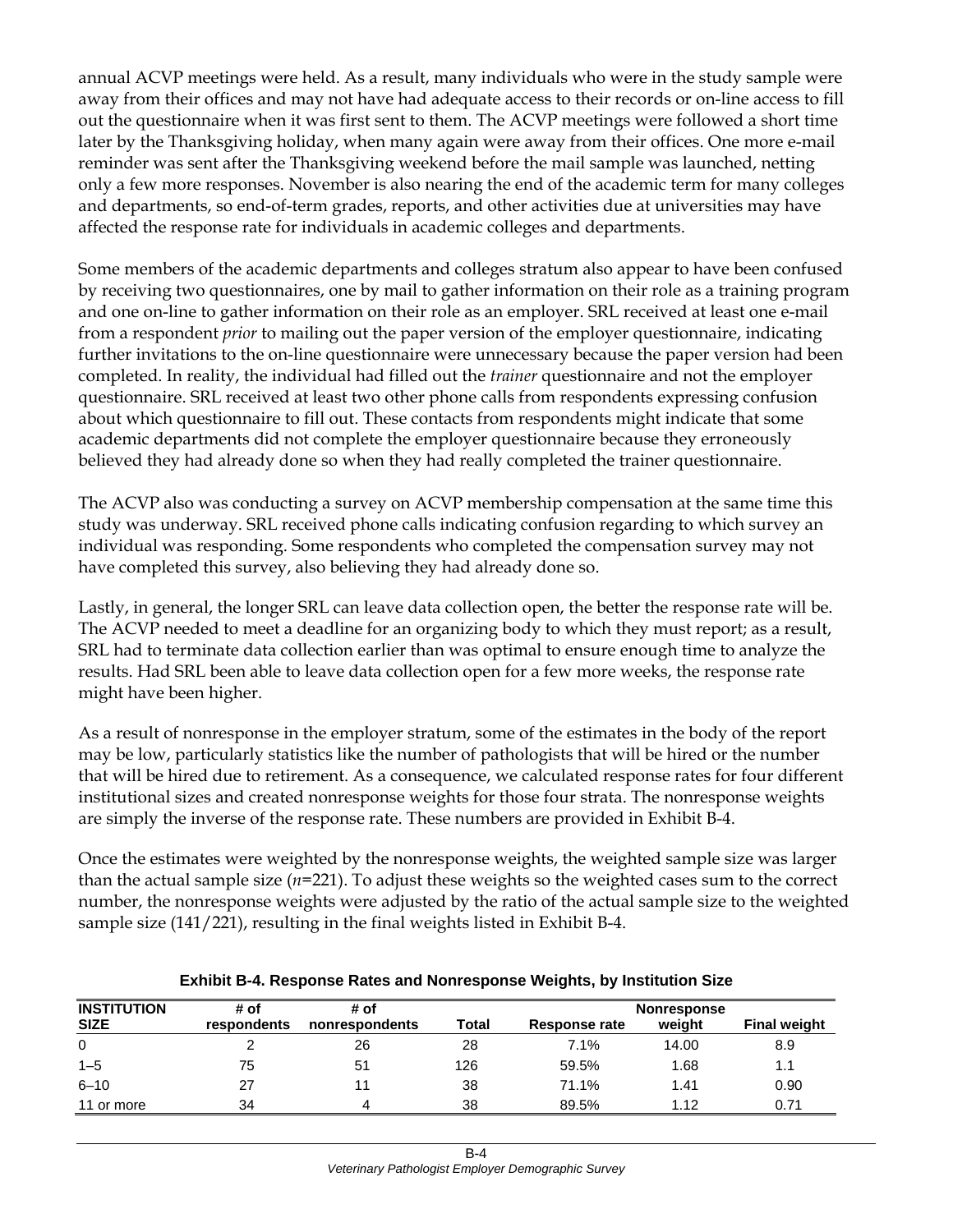annual ACVP meetings were held. As a result, many individuals who were in the study sample were away from their offices and may not have had adequate access to their records or on-line access to fill out the questionnaire when it was first sent to them. The ACVP meetings were followed a short time later by the Thanksgiving holiday, when many again were away from their offices. One more e-mail reminder was sent after the Thanksgiving weekend before the mail sample was launched, netting only a few more responses. November is also nearing the end of the academic term for many colleges and departments, so end-of-term grades, reports, and other activities due at universities may have affected the response rate for individuals in academic colleges and departments.

Some members of the academic departments and colleges stratum also appear to have been confused by receiving two questionnaires, one by mail to gather information on their role as a training program and one on-line to gather information on their role as an employer. SRL received at least one e-mail from a respondent *prior* to mailing out the paper version of the employer questionnaire, indicating further invitations to the on-line questionnaire were unnecessary because the paper version had been completed. In reality, the individual had filled out the *trainer* questionnaire and not the employer questionnaire. SRL received at least two other phone calls from respondents expressing confusion about which questionnaire to fill out. These contacts from respondents might indicate that some academic departments did not complete the employer questionnaire because they erroneously believed they had already done so when they had really completed the trainer questionnaire.

The ACVP also was conducting a survey on ACVP membership compensation at the same time this study was underway. SRL received phone calls indicating confusion regarding to which survey an individual was responding. Some respondents who completed the compensation survey may not have completed this survey, also believing they had already done so.

Lastly, in general, the longer SRL can leave data collection open, the better the response rate will be. The ACVP needed to meet a deadline for an organizing body to which they must report; as a result, SRL had to terminate data collection earlier than was optimal to ensure enough time to analyze the results. Had SRL been able to leave data collection open for a few more weeks, the response rate might have been higher.

As a result of nonresponse in the employer stratum, some of the estimates in the body of the report may be low, particularly statistics like the number of pathologists that will be hired or the number that will be hired due to retirement. As a consequence, we calculated response rates for four different institutional sizes and created nonresponse weights for those four strata. The nonresponse weights are simply the inverse of the response rate. These numbers are provided in Exhibit B-4.

Once the estimates were weighted by the nonresponse weights, the weighted sample size was larger than the actual sample size ($n$=221). To adjust these weights so the weighted cases sum to the correct number, the nonresponse weights were adjusted by the ratio of the actual sample size to the weighted sample size (141/221), resulting in the final weights listed in Exhibit B-4.

**Exhibit B-4. Response Rates and Nonresponse Weights, by Institution Size**

| INSTITUTION SIZE | # of respondents | # of nonrespondents | Total | Response rate | Nonresponse weight | Final weight |
|---|---|---|---|---|---|---|
| 0 | 2 | 26 | 28 | 7.1% | 14.00 | 8.9 |
| 1–5 | 75 | 51 | 126 | 59.5% | 1.68 | 1.1 |
| 6–10 | 27 | 11 | 38 | 71.1% | 1.41 | 0.90 |
| 11 or more | 34 | 4 | 38 | 89.5% | 1.12 | 0.71 |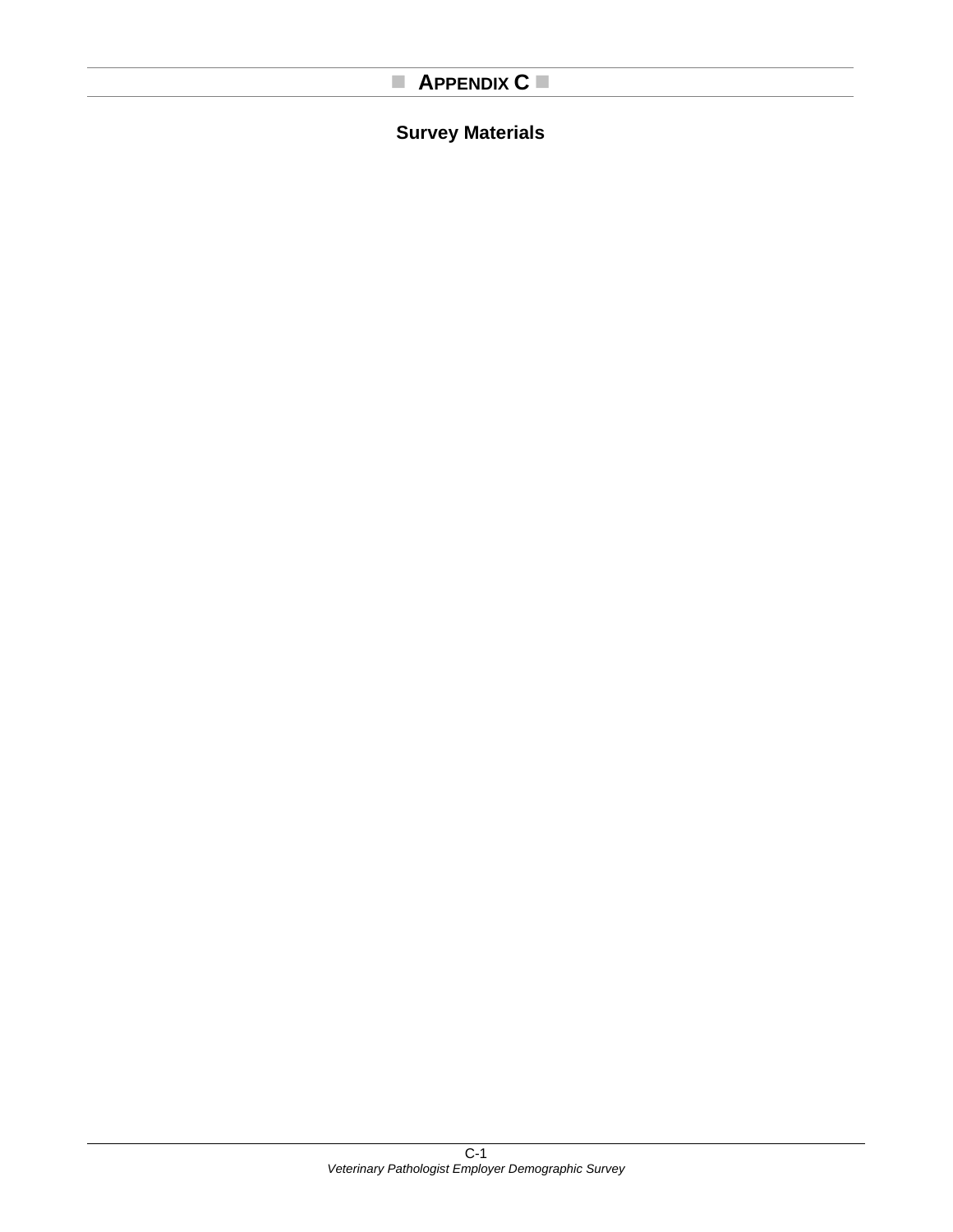# APPENDIX C

## Survey Materials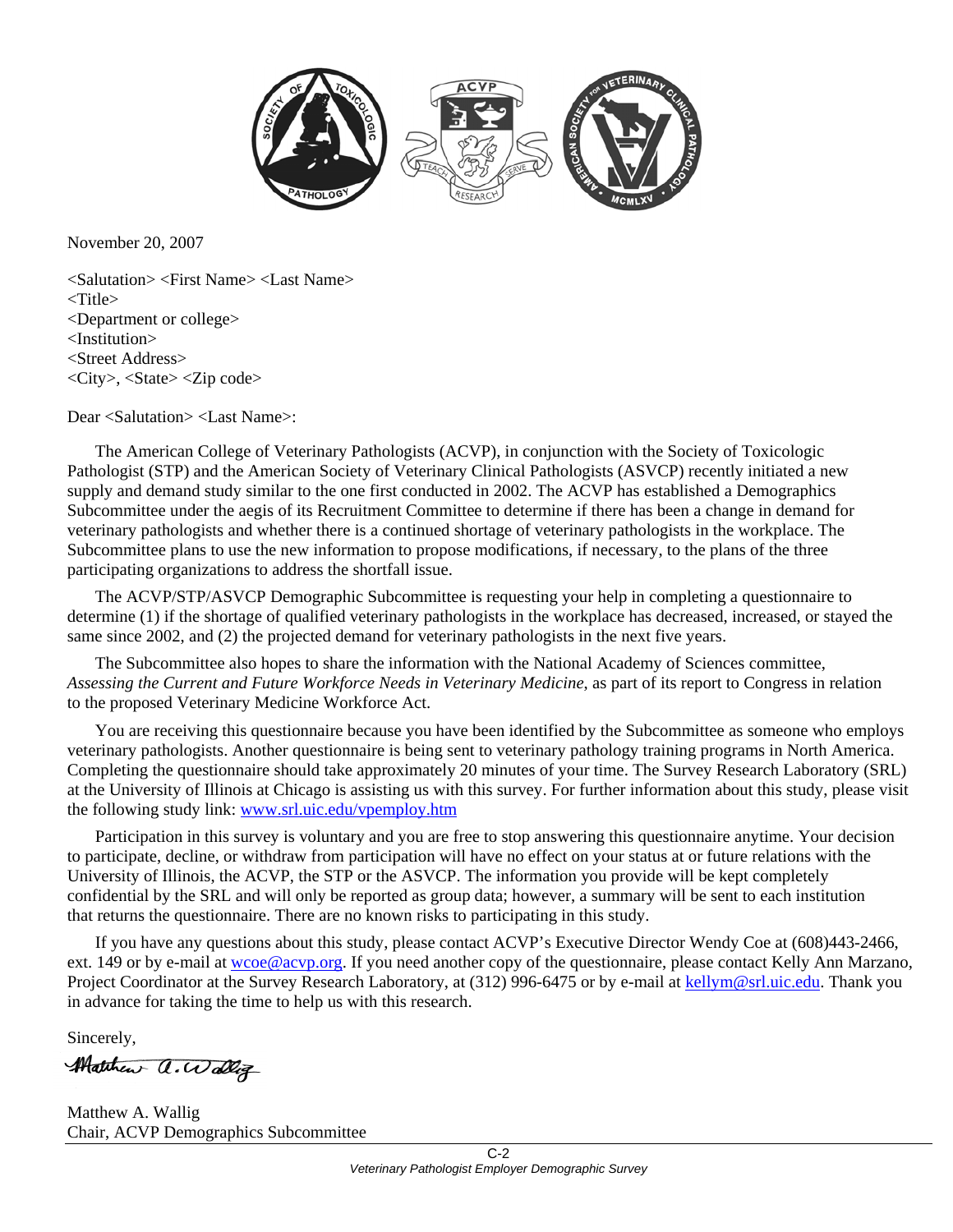November 20, 2007

<Salutation> <First Name> <Last Name>
<Title>
<Department or college>
<Institution>
<Street Address>
<City>, <State> <Zip code>

Dear <Salutation> <Last Name>:

The American College of Veterinary Pathologists (ACVP), in conjunction with the Society of Toxicologic Pathologist (STP) and the American Society of Veterinary Clinical Pathologists (ASVCP) recently initiated a new supply and demand study similar to the one first conducted in 2002. The ACVP has established a Demographics Subcommittee under the aegis of its Recruitment Committee to determine if there has been a change in demand for veterinary pathologists and whether there is a continued shortage of veterinary pathologists in the workplace. The Subcommittee plans to use the new information to propose modifications, if necessary, to the plans of the three participating organizations to address the shortfall issue.

The ACVP/STP/ASVCP Demographic Subcommittee is requesting your help in completing a questionnaire to determine (1) if the shortage of qualified veterinary pathologists in the workplace has decreased, increased, or stayed the same since 2002, and (2) the projected demand for veterinary pathologists in the next five years.

The Subcommittee also hopes to share the information with the National Academy of Sciences committee, *Assessing the Current and Future Workforce Needs in Veterinary Medicine*, as part of its report to Congress in relation to the proposed Veterinary Medicine Workforce Act.

You are receiving this questionnaire because you have been identified by the Subcommittee as someone who employs veterinary pathologists. Another questionnaire is being sent to veterinary pathology training programs in North America. Completing the questionnaire should take approximately 20 minutes of your time. The Survey Research Laboratory (SRL) at the University of Illinois at Chicago is assisting us with this survey. For further information about this study, please visit the following study link: www.srl.uic.edu/vpemploy.htm

Participation in this survey is voluntary and you are free to stop answering this questionnaire anytime. Your decision to participate, decline, or withdraw from participation will have no effect on your status at or future relations with the University of Illinois, the ACVP, the STP or the ASVCP. The information you provide will be kept completely confidential by the SRL and will only be reported as group data; however, a summary will be sent to each institution that returns the questionnaire. There are no known risks to participating in this study.

If you have any questions about this study, please contact ACVP's Executive Director Wendy Coe at (608)443-2466, ext. 149 or by e-mail at wcoe@acvp.org. If you need another copy of the questionnaire, please contact Kelly Ann Marzano, Project Coordinator at the Survey Research Laboratory, at (312) 996-6475 or by e-mail at kellym@srl.uic.edu. Thank you in advance for taking the time to help us with this research.

Sincerely,

Matthew A. Wallig
Chair, ACVP Demographics Subcommittee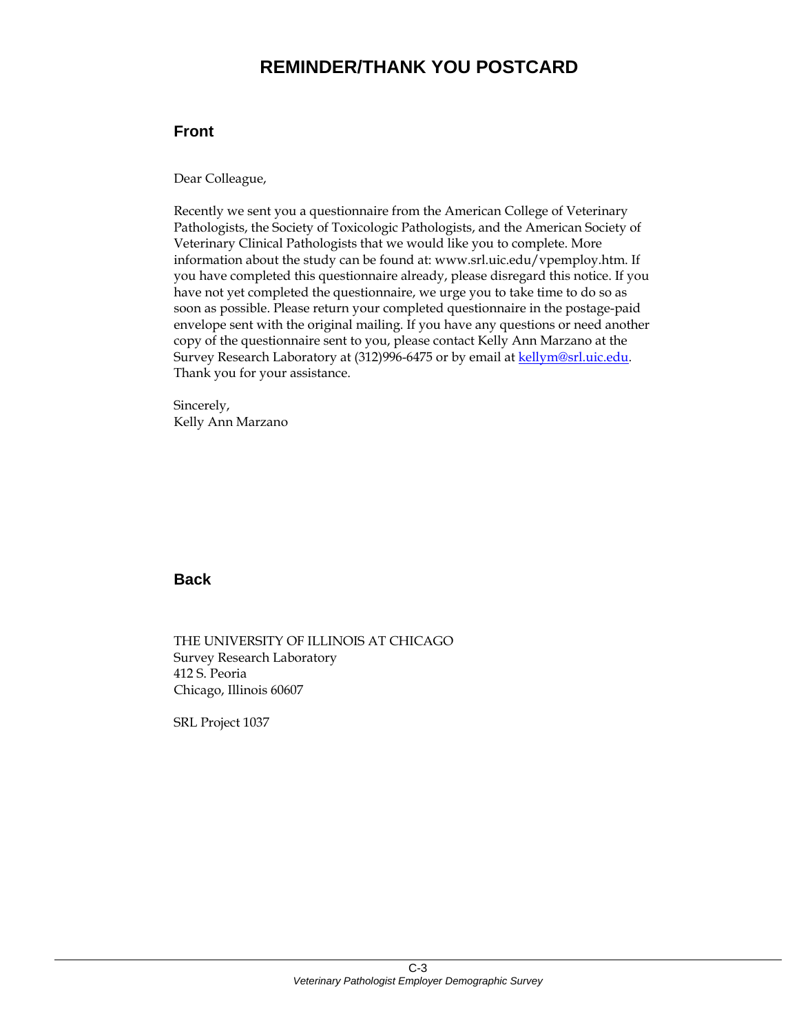# REMINDER/THANK YOU POSTCARD

## Front

Dear Colleague,

Recently we sent you a questionnaire from the American College of Veterinary Pathologists, the Society of Toxicologic Pathologists, and the American Society of Veterinary Clinical Pathologists that we would like you to complete. More information about the study can be found at: www.srl.uic.edu/vpemploy.htm. If you have completed this questionnaire already, please disregard this notice. If you have not yet completed the questionnaire, we urge you to take time to do so as soon as possible. Please return your completed questionnaire in the postage-paid envelope sent with the original mailing. If you have any questions or need another copy of the questionnaire sent to you, please contact Kelly Ann Marzano at the Survey Research Laboratory at (312)996-6475 or by email at kellym@srl.uic.edu. Thank you for your assistance.

Sincerely,
Kelly Ann Marzano

## Back

THE UNIVERSITY OF ILLINOIS AT CHICAGO
Survey Research Laboratory
412 S. Peoria
Chicago, Illinois 60607

SRL Project 1037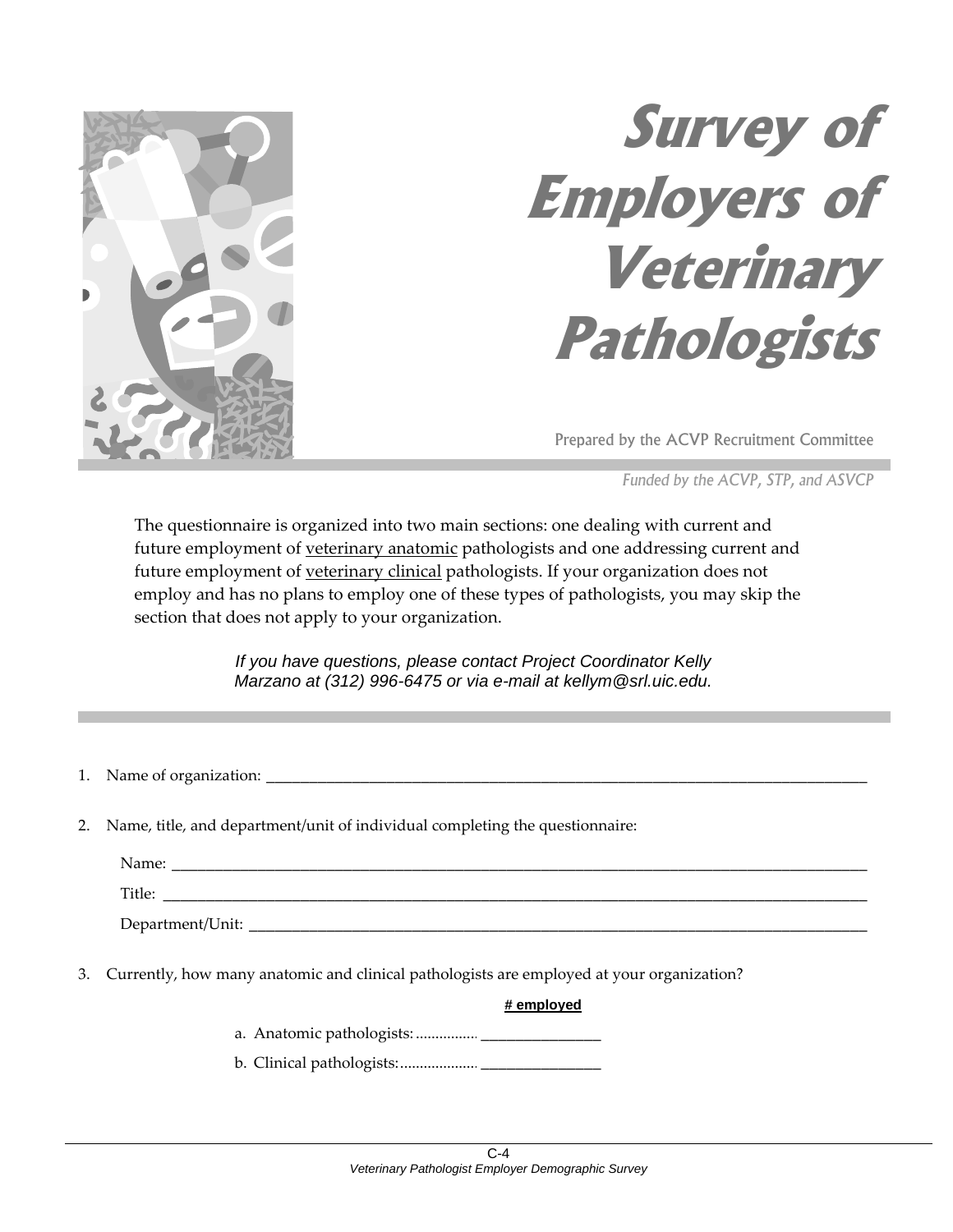# Survey of Employers of Veterinary Pathologists

Prepared by the ACVP Recruitment Committee

*Funded by the ACVP, STP, and ASVCP*

The questionnaire is organized into two main sections: one dealing with current and future employment of veterinary anatomic pathologists and one addressing current and future employment of veterinary clinical pathologists. If your organization does not employ and has no plans to employ one of these types of pathologists, you may skip the section that does not apply to your organization.

*If you have questions, please contact Project Coordinator Kelly Marzano at (312) 996-6475 or via e-mail at kellym@srl.uic.edu.*

1. Name of organization: ___________________________________________

2. Name, title, and department/unit of individual completing the questionnaire:

   Name: ___________________________________________

   Title: ___________________________________________

   Department/Unit: ___________________________________________

3. Currently, how many anatomic and clinical pathologists are employed at your organization?

   **# employed**

   a. Anatomic pathologists: ................ _______________

   b. Clinical pathologists: .................... _______________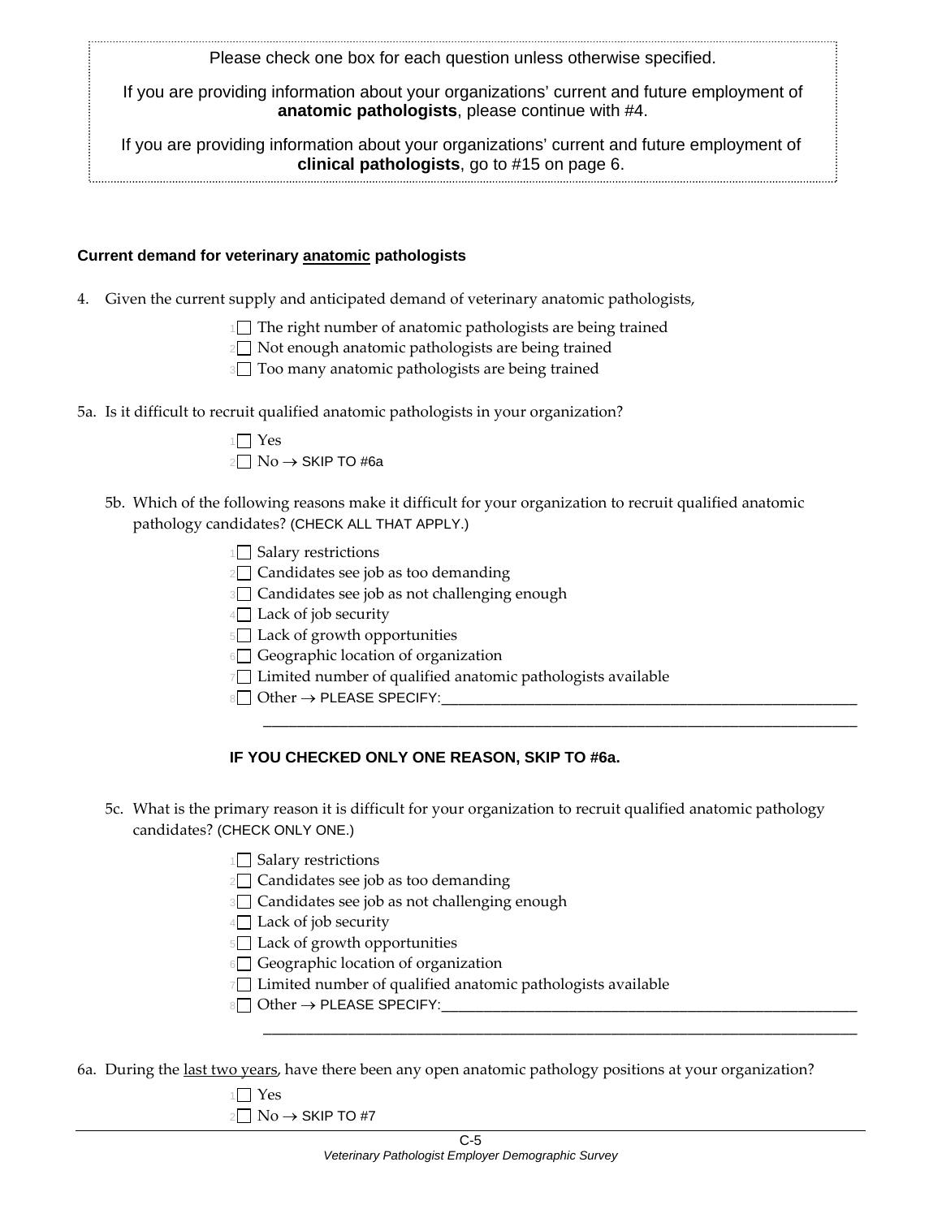Please check one box for each question unless otherwise specified.

If you are providing information about your organizations' current and future employment of **anatomic pathologists**, please continue with #4.

If you are providing information about your organizations' current and future employment of **clinical pathologists**, go to #15 on page 6.

**Current demand for veterinary anatomic pathologists**

4. Given the current supply and anticipated demand of veterinary anatomic pathologists,

   1☐ The right number of anatomic pathologists are being trained
   2☐ Not enough anatomic pathologists are being trained
   3☐ Too many anatomic pathologists are being trained

5a. Is it difficult to recruit qualified anatomic pathologists in your organization?

   1☐ Yes
   2☐ No → SKIP TO #6a

5b. Which of the following reasons make it difficult for your organization to recruit qualified anatomic pathology candidates? (CHECK ALL THAT APPLY.)

   1☐ Salary restrictions
   2☐ Candidates see job as too demanding
   3☐ Candidates see job as not challenging enough
   4☐ Lack of job security
   5☐ Lack of growth opportunities
   6☐ Geographic location of organization
   7☐ Limited number of qualified anatomic pathologists available
   8☐ Other → PLEASE SPECIFY:________________________________________________
   ________________________________________________________________________

**IF YOU CHECKED ONLY ONE REASON, SKIP TO #6a.**

5c. What is the primary reason it is difficult for your organization to recruit qualified anatomic pathology candidates? (CHECK ONLY ONE.)

   1☐ Salary restrictions
   2☐ Candidates see job as too demanding
   3☐ Candidates see job as not challenging enough
   4☐ Lack of job security
   5☐ Lack of growth opportunities
   6☐ Geographic location of organization
   7☐ Limited number of qualified anatomic pathologists available
   8☐ Other → PLEASE SPECIFY:________________________________________________
   ________________________________________________________________________

6a. During the last two years, have there been any open anatomic pathology positions at your organization?

   1☐ Yes
   2☐ No → SKIP TO #7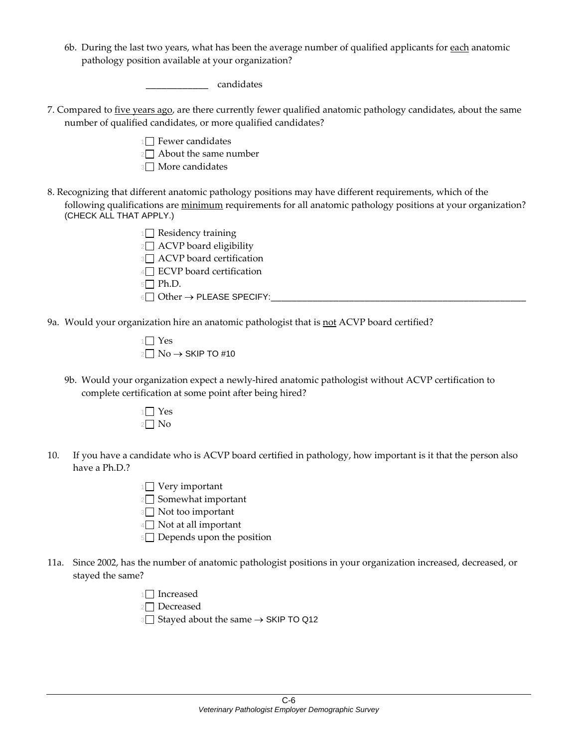6b. During the last two years, what has been the average number of qualified applicants for <u>each</u> anatomic pathology position available at your organization?

_____________ candidates

7. Compared to <u>five years ago</u>, are there currently fewer qualified anatomic pathology candidates, about the same number of qualified candidates, or more qualified candidates?

- 1 ☐ Fewer candidates
- 2 ☐ About the same number
- 3 ☐ More candidates

8. Recognizing that different anatomic pathology positions may have different requirements, which of the following qualifications are <u>minimum</u> requirements for all anatomic pathology positions at your organization? (CHECK ALL THAT APPLY.)

- 1 ☐ Residency training
- 2 ☐ ACVP board eligibility
- 3 ☐ ACVP board certification
- 4 ☐ ECVP board certification
- 5 ☐ Ph.D.
- 6 ☐ Other → PLEASE SPECIFY:_______________________________________________

9a. Would your organization hire an anatomic pathologist that is <u>not</u> ACVP board certified?

- 1 ☐ Yes
- 2 ☐ No → SKIP TO #10

9b. Would your organization expect a newly-hired anatomic pathologist without ACVP certification to complete certification at some point after being hired?

- 1 ☐ Yes
- 2 ☐ No

10. If you have a candidate who is ACVP board certified in pathology, how important is it that the person also have a Ph.D.?

- 1 ☐ Very important
- 2 ☐ Somewhat important
- 3 ☐ Not too important
- 4 ☐ Not at all important
- 5 ☐ Depends upon the position

11a. Since 2002, has the number of anatomic pathologist positions in your organization increased, decreased, or stayed the same?

- 1 ☐ Increased
- 2 ☐ Decreased
- 3 ☐ Stayed about the same → SKIP TO Q12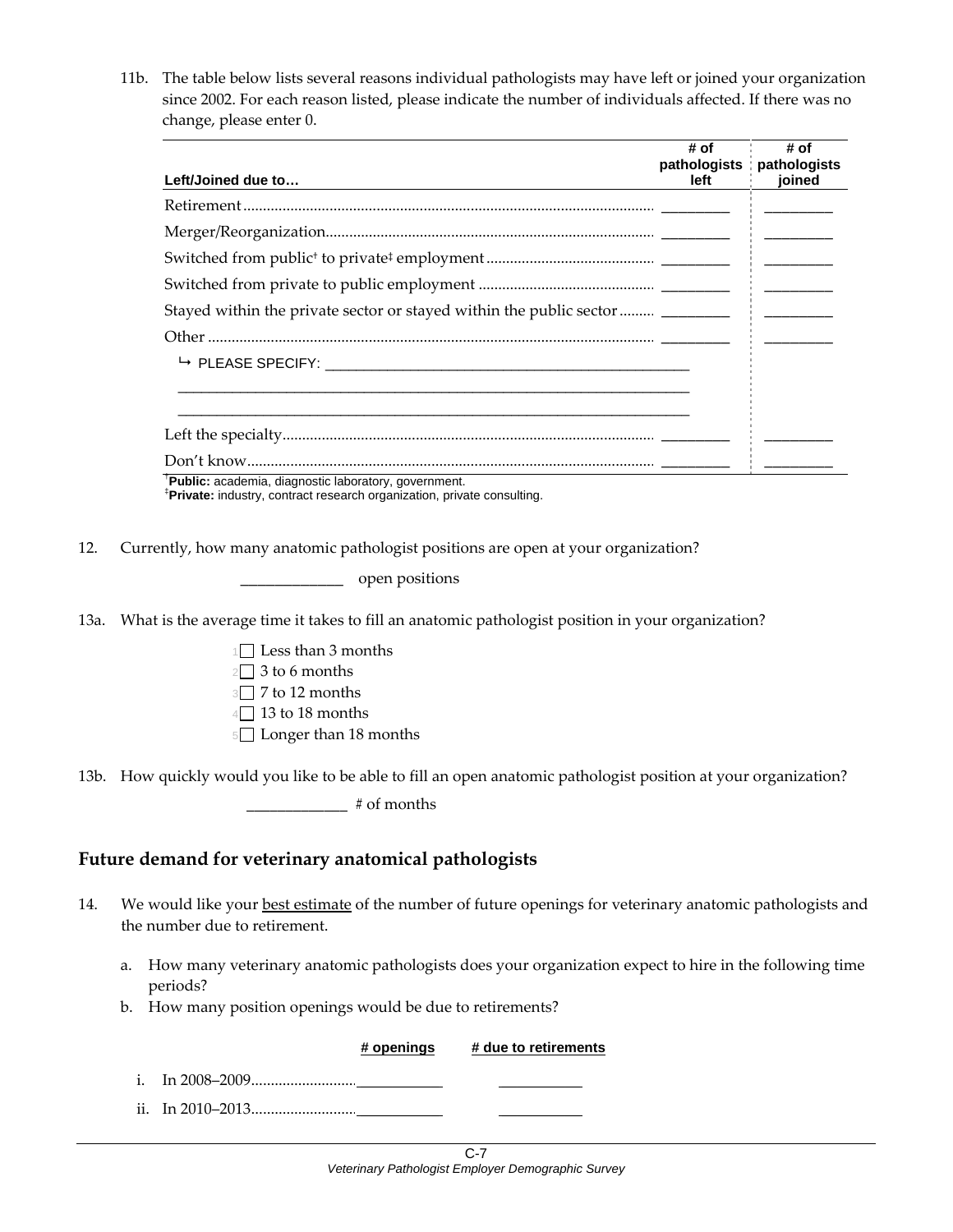11b. The table below lists several reasons individual pathologists may have left or joined your organization since 2002. For each reason listed, please indicate the number of individuals affected. If there was no change, please enter 0.

| Left/Joined due to… | # of pathologists left | # of pathologists joined |
|---|---|---|
| Retirement | ________ | ________ |
| Merger/Reorganization | ________ | ________ |
| Switched from public[†] to private[‡] employment | ________ | ________ |
| Switched from private to public employment | ________ | ________ |
| Stayed within the private sector or stayed within the public sector | ________ | ________ |
| Other | ________ | ________ |
| ↳ PLEASE SPECIFY: ______________________________________________ | | |
| Left the specialty | ________ | ________ |
| Don't know | ________ | ________ |

[†]**Public:** academia, diagnostic laboratory, government.
[‡]**Private:** industry, contract research organization, private consulting.

12. Currently, how many anatomic pathologist positions are open at your organization?

 ____________ open positions

13a. What is the average time it takes to fill an anatomic pathologist position in your organization?

- 1 ☐ Less than 3 months
- 2 ☐ 3 to 6 months
- 3 ☐ 7 to 12 months
- 4 ☐ 13 to 18 months
- 5 ☐ Longer than 18 months

13b. How quickly would you like to be able to fill an open anatomic pathologist position at your organization?

 ____________ # of months

## Future demand for veterinary anatomical pathologists

14. We would like your best estimate of the number of future openings for veterinary anatomic pathologists and the number due to retirement.

 a. How many veterinary anatomic pathologists does your organization expect to hire in the following time periods?
 b. How many position openings would be due to retirements?

| | # openings | # due to retirements |
|---|---|---|
| i. In 2008–2009 | __________ | __________ |
| ii. In 2010–2013 | __________ | __________ |

C-7
*Veterinary Pathologist Employer Demographic Survey*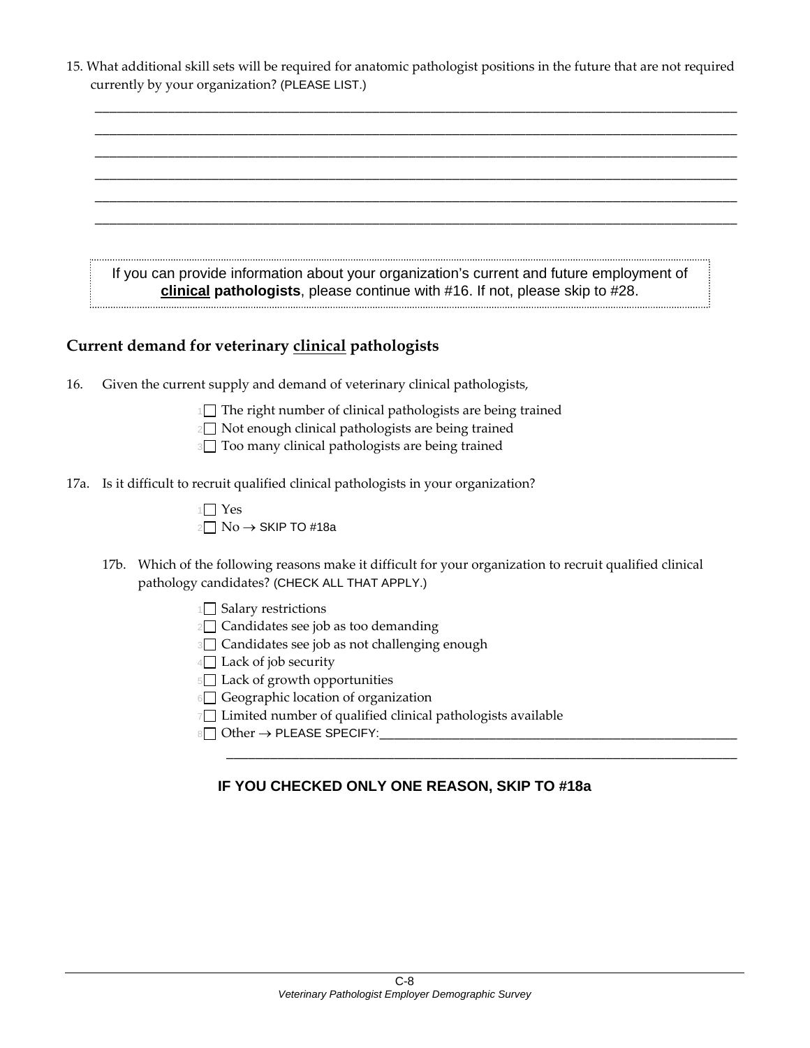15. What additional skill sets will be required for anatomic pathologist positions in the future that are not required currently by your organization? (PLEASE LIST.)

______________________________________________________________________________

______________________________________________________________________________

______________________________________________________________________________

______________________________________________________________________________

______________________________________________________________________________

______________________________________________________________________________

> If you can provide information about your organization's current and future employment of **clinical pathologists**, please continue with #16. If not, please skip to #28.

## Current demand for veterinary clinical pathologists

16. Given the current supply and demand of veterinary clinical pathologists,

- 1☐ The right number of clinical pathologists are being trained
- 2☐ Not enough clinical pathologists are being trained
- 3☐ Too many clinical pathologists are being trained

17a. Is it difficult to recruit qualified clinical pathologists in your organization?

- 1☐ Yes
- 2☐ No → SKIP TO #18a

17b. Which of the following reasons make it difficult for your organization to recruit qualified clinical pathology candidates? (CHECK ALL THAT APPLY.)

- 1☐ Salary restrictions
- 2☐ Candidates see job as too demanding
- 3☐ Candidates see job as not challenging enough
- 4☐ Lack of job security
- 5☐ Lack of growth opportunities
- 6☐ Geographic location of organization
- 7☐ Limited number of qualified clinical pathologists available
- 8☐ Other → PLEASE SPECIFY:______________________________________________

______________________________________________________________________

**IF YOU CHECKED ONLY ONE REASON, SKIP TO #18a**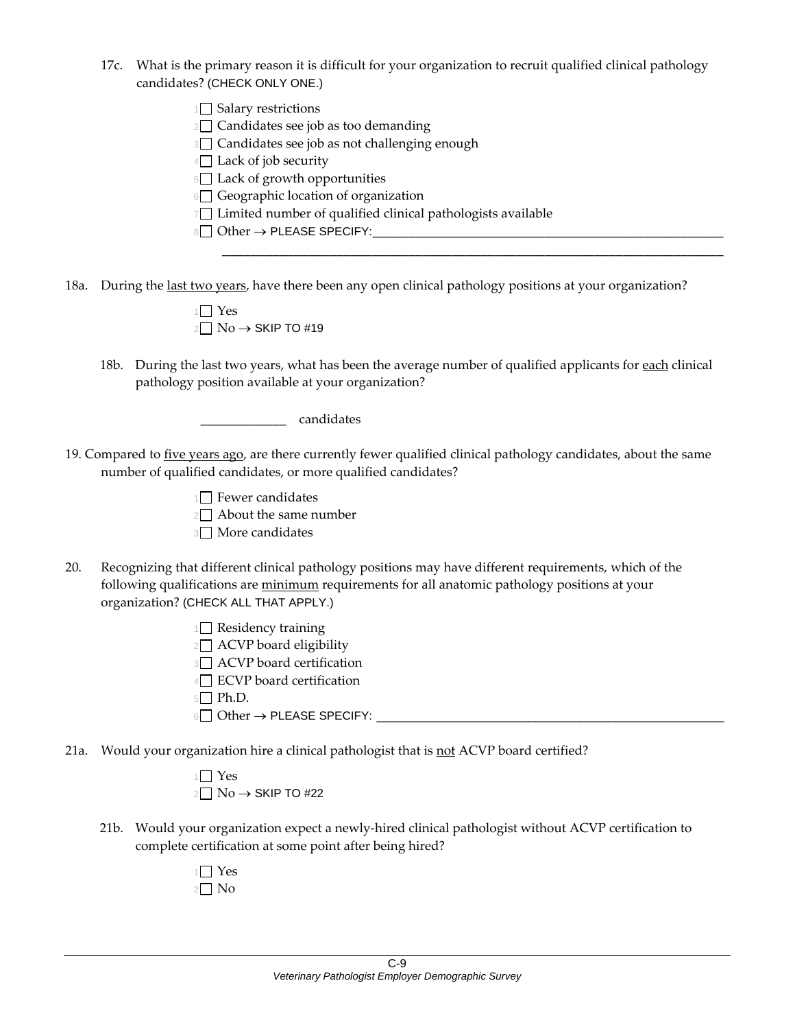17c. What is the primary reason it is difficult for your organization to recruit qualified clinical pathology candidates? (CHECK ONLY ONE.)

- 1☐ Salary restrictions
- 2☐ Candidates see job as too demanding
- 3☐ Candidates see job as not challenging enough
- 4☐ Lack of job security
- 5☐ Lack of growth opportunities
- 6☐ Geographic location of organization
- 7☐ Limited number of qualified clinical pathologists available
- 8☐ Other → PLEASE SPECIFY:______________________________________________________

18a. During the <u>last two years</u>, have there been any open clinical pathology positions at your organization?

- 1☐ Yes
- 2☐ No → SKIP TO #19

18b. During the last two years, what has been the average number of qualified applicants for <u>each</u> clinical pathology position available at your organization?

_____________ candidates

19. Compared to <u>five years ago</u>, are there currently fewer qualified clinical pathology candidates, about the same number of qualified candidates, or more qualified candidates?

- 1☐ Fewer candidates
- 2☐ About the same number
- 3☐ More candidates

20. Recognizing that different clinical pathology positions may have different requirements, which of the following qualifications are <u>minimum</u> requirements for all anatomic pathology positions at your organization? (CHECK ALL THAT APPLY.)

- 1☐ Residency training
- 2☐ ACVP board eligibility
- 3☐ ACVP board certification
- 4☐ ECVP board certification
- 5☐ Ph.D.
- 6☐ Other → PLEASE SPECIFY: ______________________________________________________

21a. Would your organization hire a clinical pathologist that is <u>not</u> ACVP board certified?

- 1☐ Yes
- 2☐ No → SKIP TO #22

21b. Would your organization expect a newly-hired clinical pathologist without ACVP certification to complete certification at some point after being hired?

- 1☐ Yes
- 2☐ No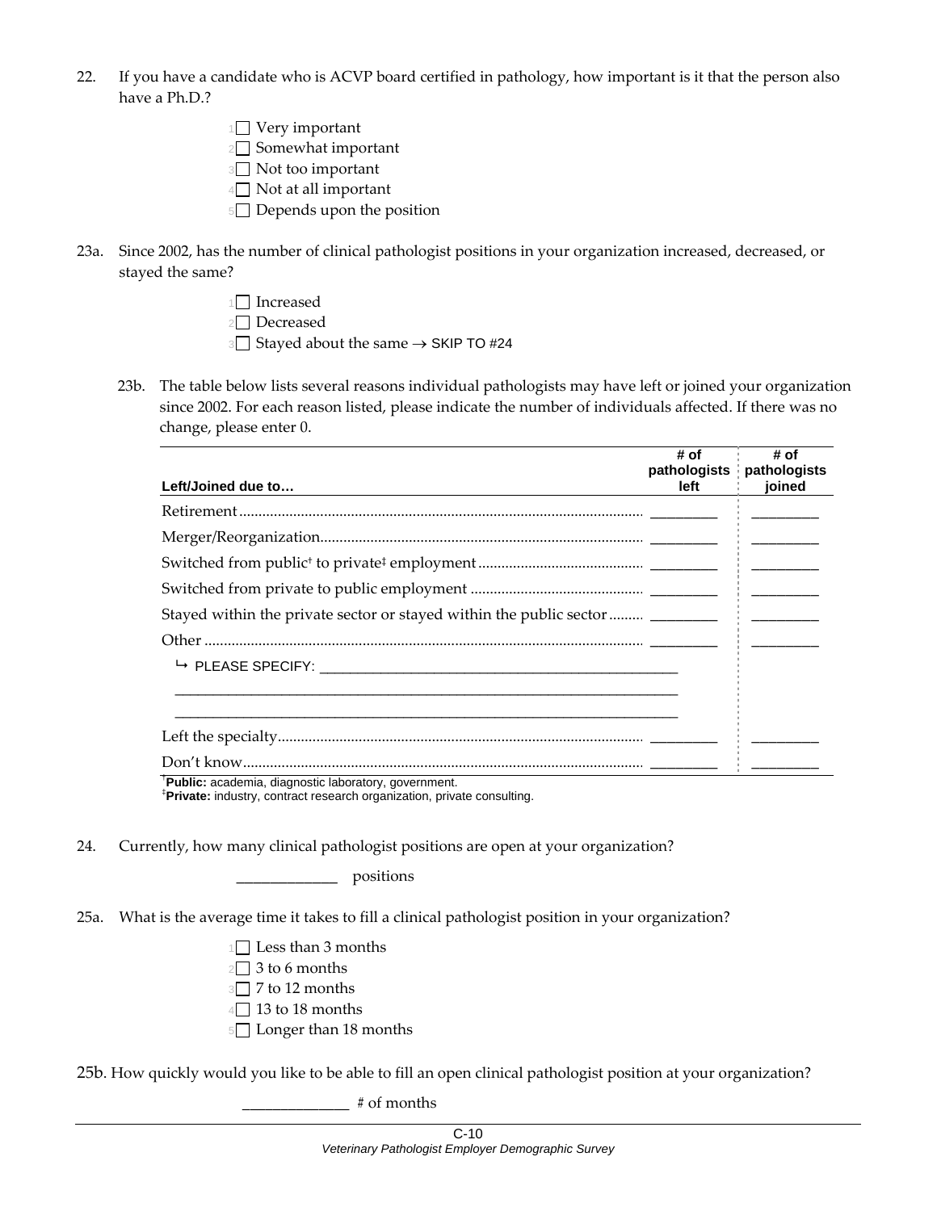22. If you have a candidate who is ACVP board certified in pathology, how important is it that the person also have a Ph.D.?

- 1☐ Very important
- 2☐ Somewhat important
- 3☐ Not too important
- 4☐ Not at all important
- 5☐ Depends upon the position

23a. Since 2002, has the number of clinical pathologist positions in your organization increased, decreased, or stayed the same?

- 1☐ Increased
- 2☐ Decreased
- 3☐ Stayed about the same → SKIP TO #24

23b. The table below lists several reasons individual pathologists may have left or joined your organization since 2002. For each reason listed, please indicate the number of individuals affected. If there was no change, please enter 0.

| Left/Joined due to… | # of pathologists left | # of pathologists joined |
|---|---|---|
| Retirement | ________ | ________ |
| Merger/Reorganization | ________ | ________ |
| Switched from public[†] to private[‡] employment | ________ | ________ |
| Switched from private to public employment | ________ | ________ |
| Stayed within the private sector or stayed within the public sector | ________ | ________ |
| Other | ________ | ________ |
| ↳ PLEASE SPECIFY: ________________________________________________ | | |
| Left the specialty | ________ | ________ |
| Don't know | ________ | ________ |

[†]**Public:** academia, diagnostic laboratory, government.
[‡]**Private:** industry, contract research organization, private consulting.

24. Currently, how many clinical pathologist positions are open at your organization?

_____________ positions

25a. What is the average time it takes to fill a clinical pathologist position in your organization?

- 1☐ Less than 3 months
- 2☐ 3 to 6 months
- 3☐ 7 to 12 months
- 4☐ 13 to 18 months
- 5☐ Longer than 18 months

25b. How quickly would you like to be able to fill an open clinical pathologist position at your organization?

_____________ # of months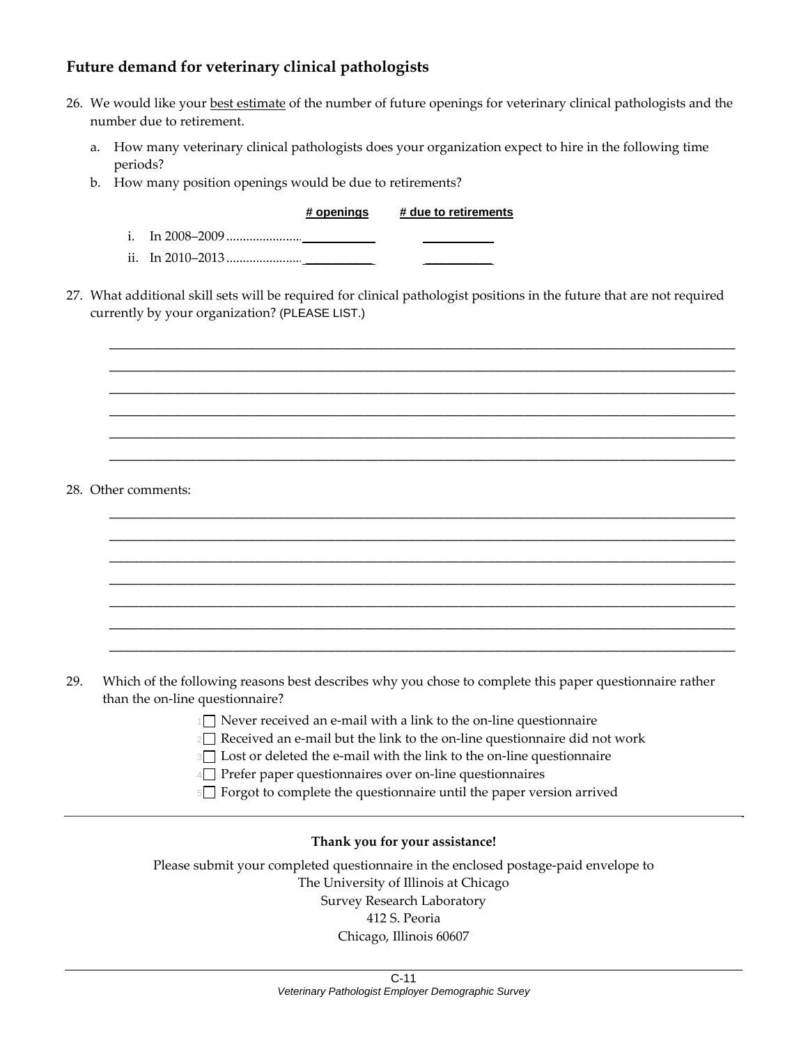## Future demand for veterinary clinical pathologists

26. We would like your best estimate of the number of future openings for veterinary clinical pathologists and the number due to retirement.

    a. How many veterinary clinical pathologists does your organization expect to hire in the following time periods?

    b. How many position openings would be due to retirements?

| | # openings | # due to retirements |
|---|---|---|
| i. In 2008–2009 | ________ | ________ |
| ii. In 2010–2013 | ________ | ________ |

27. What additional skill sets will be required for clinical pathologist positions in the future that are not required currently by your organization? (PLEASE LIST.)

____________________________________________________________________________

____________________________________________________________________________

____________________________________________________________________________

____________________________________________________________________________

____________________________________________________________________________

____________________________________________________________________________

28. Other comments:

____________________________________________________________________________

____________________________________________________________________________

____________________________________________________________________________

____________________________________________________________________________

____________________________________________________________________________

____________________________________________________________________________

____________________________________________________________________________

29. Which of the following reasons best describes why you chose to complete this paper questionnaire rather than the on-line questionnaire?

    1 ☐ Never received an e-mail with a link to the on-line questionnaire
    2 ☐ Received an e-mail but the link to the on-line questionnaire did not work
    3 ☐ Lost or deleted the e-mail with the link to the on-line questionnaire
    4 ☐ Prefer paper questionnaires over on-line questionnaires
    5 ☐ Forgot to complete the questionnaire until the paper version arrived

---

**Thank you for your assistance!**

Please submit your completed questionnaire in the enclosed postage-paid envelope to
The University of Illinois at Chicago
Survey Research Laboratory
412 S. Peoria
Chicago, Illinois 60607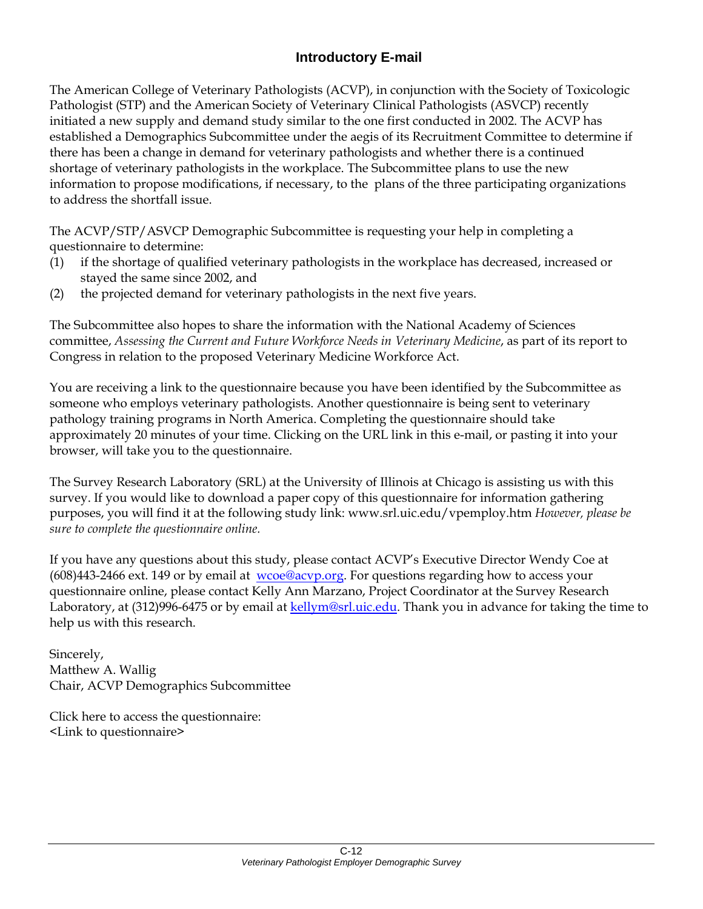## Introductory E-mail

The American College of Veterinary Pathologists (ACVP), in conjunction with the Society of Toxicologic Pathologist (STP) and the American Society of Veterinary Clinical Pathologists (ASVCP) recently initiated a new supply and demand study similar to the one first conducted in 2002. The ACVP has established a Demographics Subcommittee under the aegis of its Recruitment Committee to determine if there has been a change in demand for veterinary pathologists and whether there is a continued shortage of veterinary pathologists in the workplace. The Subcommittee plans to use the new information to propose modifications, if necessary, to the plans of the three participating organizations to address the shortfall issue.

The ACVP/STP/ASVCP Demographic Subcommittee is requesting your help in completing a questionnaire to determine:

(1) if the shortage of qualified veterinary pathologists in the workplace has decreased, increased or stayed the same since 2002, and
(2) the projected demand for veterinary pathologists in the next five years.

The Subcommittee also hopes to share the information with the National Academy of Sciences committee, *Assessing the Current and Future Workforce Needs in Veterinary Medicine*, as part of its report to Congress in relation to the proposed Veterinary Medicine Workforce Act.

You are receiving a link to the questionnaire because you have been identified by the Subcommittee as someone who employs veterinary pathologists. Another questionnaire is being sent to veterinary pathology training programs in North America. Completing the questionnaire should take approximately 20 minutes of your time. Clicking on the URL link in this e-mail, or pasting it into your browser, will take you to the questionnaire.

The Survey Research Laboratory (SRL) at the University of Illinois at Chicago is assisting us with this survey. If you would like to download a paper copy of this questionnaire for information gathering purposes, you will find it at the following study link: www.srl.uic.edu/vpemploy.htm *However, please be sure to complete the questionnaire online.*

If you have any questions about this study, please contact ACVP's Executive Director Wendy Coe at (608)443-2466 ext. 149 or by email at wcoe@acvp.org. For questions regarding how to access your questionnaire online, please contact Kelly Ann Marzano, Project Coordinator at the Survey Research Laboratory, at (312)996-6475 or by email at kellym@srl.uic.edu. Thank you in advance for taking the time to help us with this research.

Sincerely,
Matthew A. Wallig
Chair, ACVP Demographics Subcommittee

Click here to access the questionnaire:
<Link to questionnaire>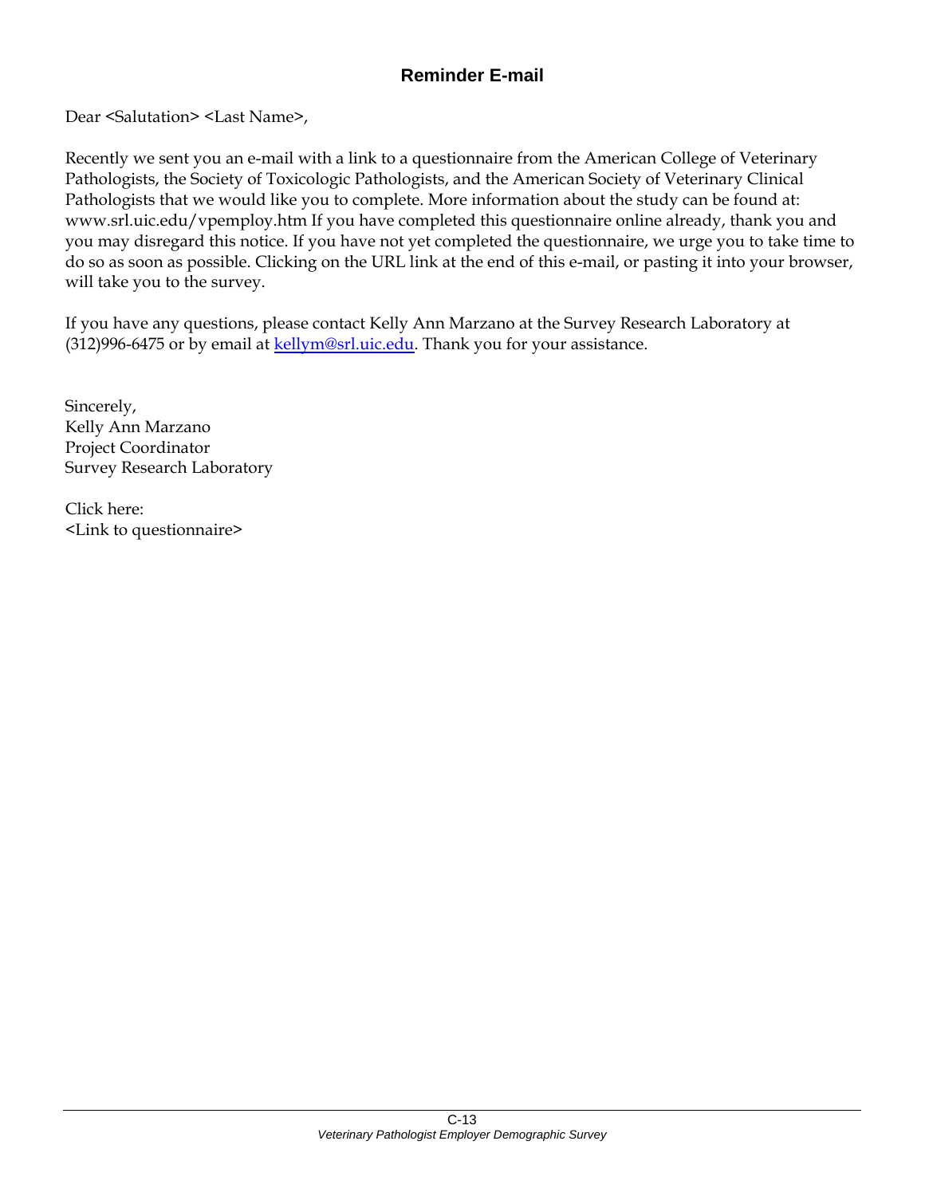## Reminder E-mail

Dear <Salutation> <Last Name>,

Recently we sent you an e-mail with a link to a questionnaire from the American College of Veterinary Pathologists, the Society of Toxicologic Pathologists, and the American Society of Veterinary Clinical Pathologists that we would like you to complete. More information about the study can be found at: www.srl.uic.edu/vpemploy.htm If you have completed this questionnaire online already, thank you and you may disregard this notice. If you have not yet completed the questionnaire, we urge you to take time to do so as soon as possible. Clicking on the URL link at the end of this e-mail, or pasting it into your browser, will take you to the survey.

If you have any questions, please contact Kelly Ann Marzano at the Survey Research Laboratory at (312)996-6475 or by email at kellym@srl.uic.edu. Thank you for your assistance.

Sincerely,
Kelly Ann Marzano
Project Coordinator
Survey Research Laboratory

Click here:
<Link to questionnaire>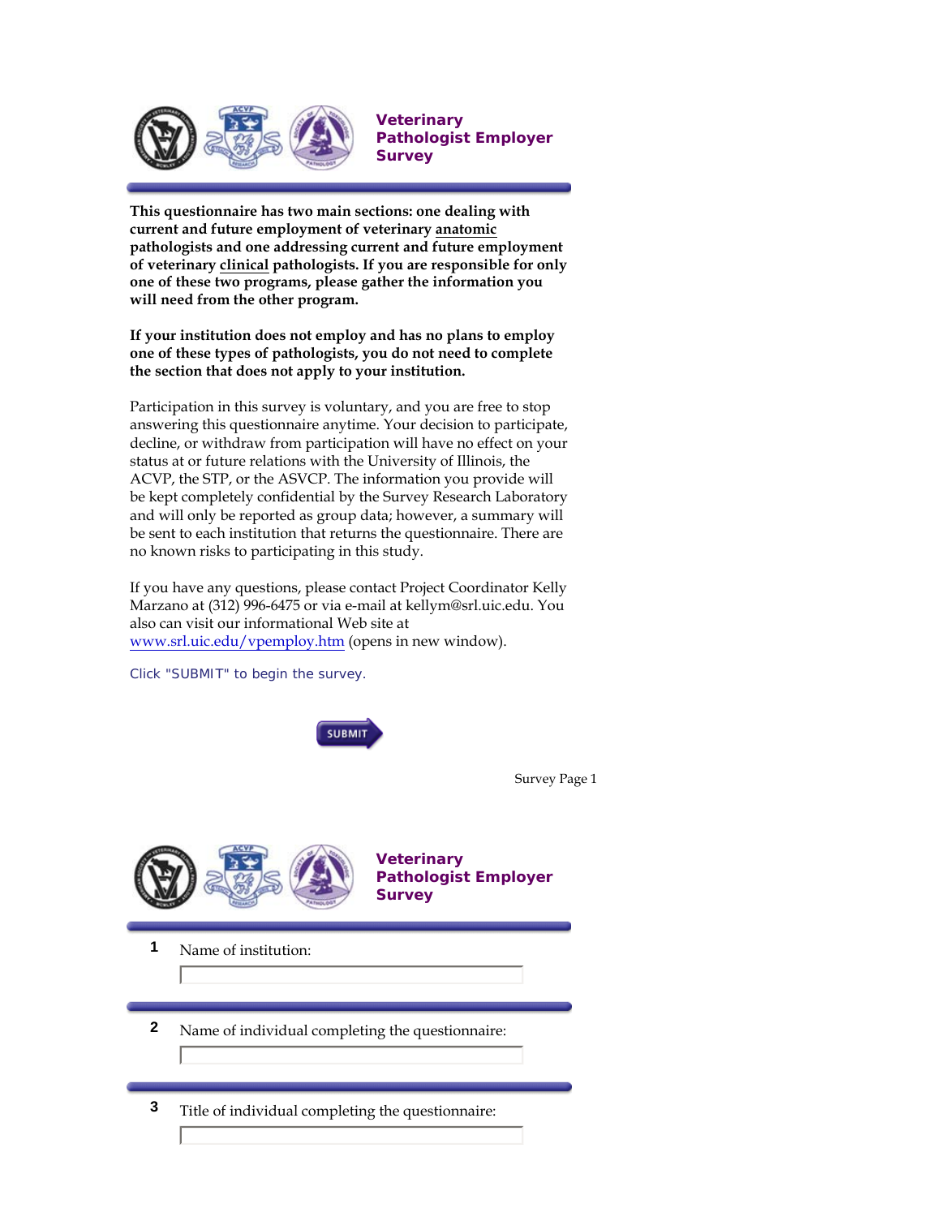## Veterinary Pathologist Employer Survey

**This questionnaire has two main sections: one dealing with current and future employment of veterinary anatomic pathologists and one addressing current and future employment of veterinary clinical pathologists. If you are responsible for only one of these two programs, please gather the information you will need from the other program.**

**If your institution does not employ and has no plans to employ one of these types of pathologists, you do not need to complete the section that does not apply to your institution.**

Participation in this survey is voluntary, and you are free to stop answering this questionnaire anytime. Your decision to participate, decline, or withdraw from participation will have no effect on your status at or future relations with the University of Illinois, the ACVP, the STP, or the ASVCP. The information you provide will be kept completely confidential by the Survey Research Laboratory and will only be reported as group data; however, a summary will be sent to each institution that returns the questionnaire. There are no known risks to participating in this study.

If you have any questions, please contact Project Coordinator Kelly Marzano at (312) 996-6475 or via e-mail at kellym@srl.uic.edu. You also can visit our informational Web site at www.srl.uic.edu/vpemploy.htm (opens in new window).

Click "SUBMIT" to begin the survey.

SUBMIT

Survey Page 1

## Veterinary Pathologist Employer Survey

**1** Name of institution:

______________________

**2** Name of individual completing the questionnaire:

______________________

**3** Title of individual completing the questionnaire:

______________________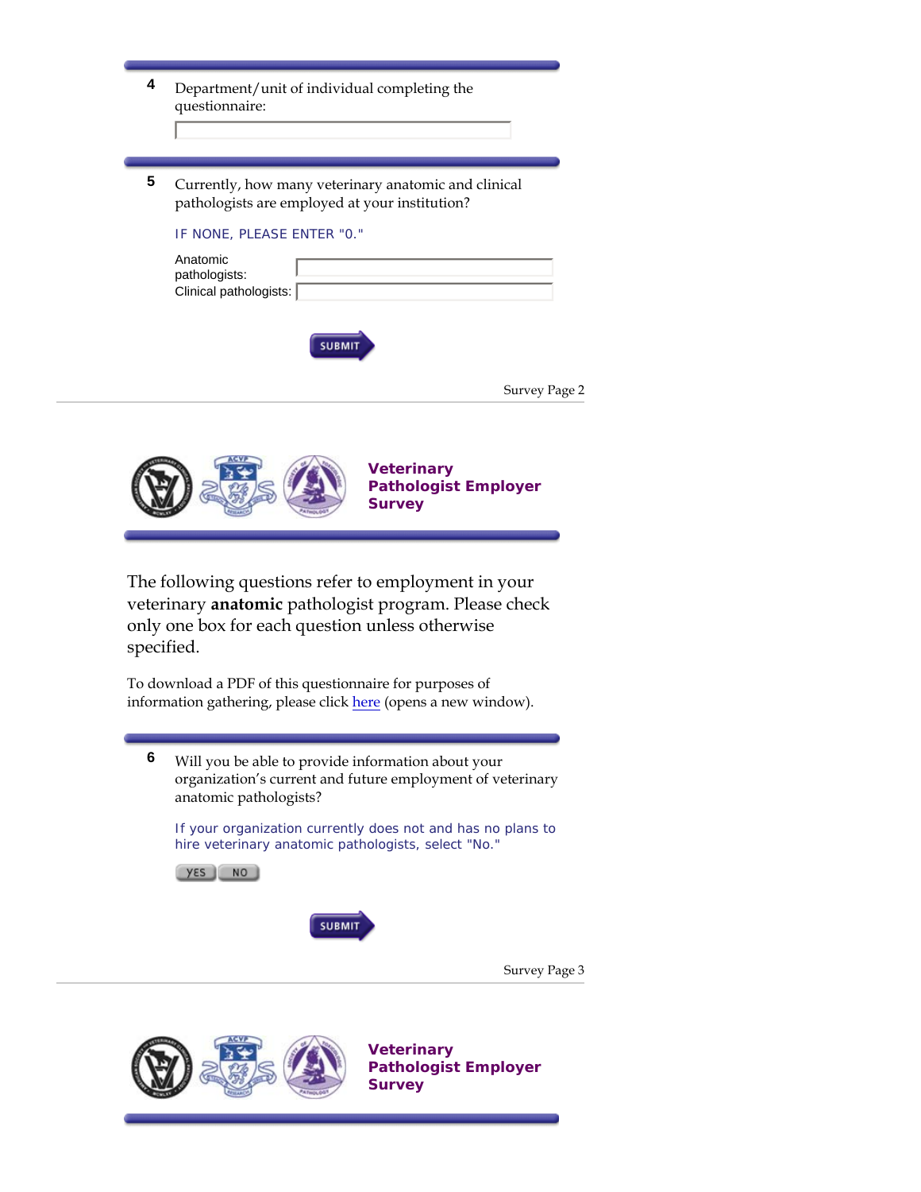**4** Department/unit of individual completing the questionnaire:

**5** Currently, how many veterinary anatomic and clinical pathologists are employed at your institution?

IF NONE, PLEASE ENTER "0."

Anatomic pathologists:

Clinical pathologists:

SUBMIT

Survey Page 2

## Veterinary Pathologist Employer Survey

The following questions refer to employment in your veterinary **anatomic** pathologist program. Please check only one box for each question unless otherwise specified.

To download a PDF of this questionnaire for purposes of information gathering, please click here (opens a new window).

**6** Will you be able to provide information about your organization's current and future employment of veterinary anatomic pathologists?

If your organization currently does not and has no plans to hire veterinary anatomic pathologists, select "No."

YES NO

SUBMIT

Survey Page 3

## Veterinary Pathologist Employer Survey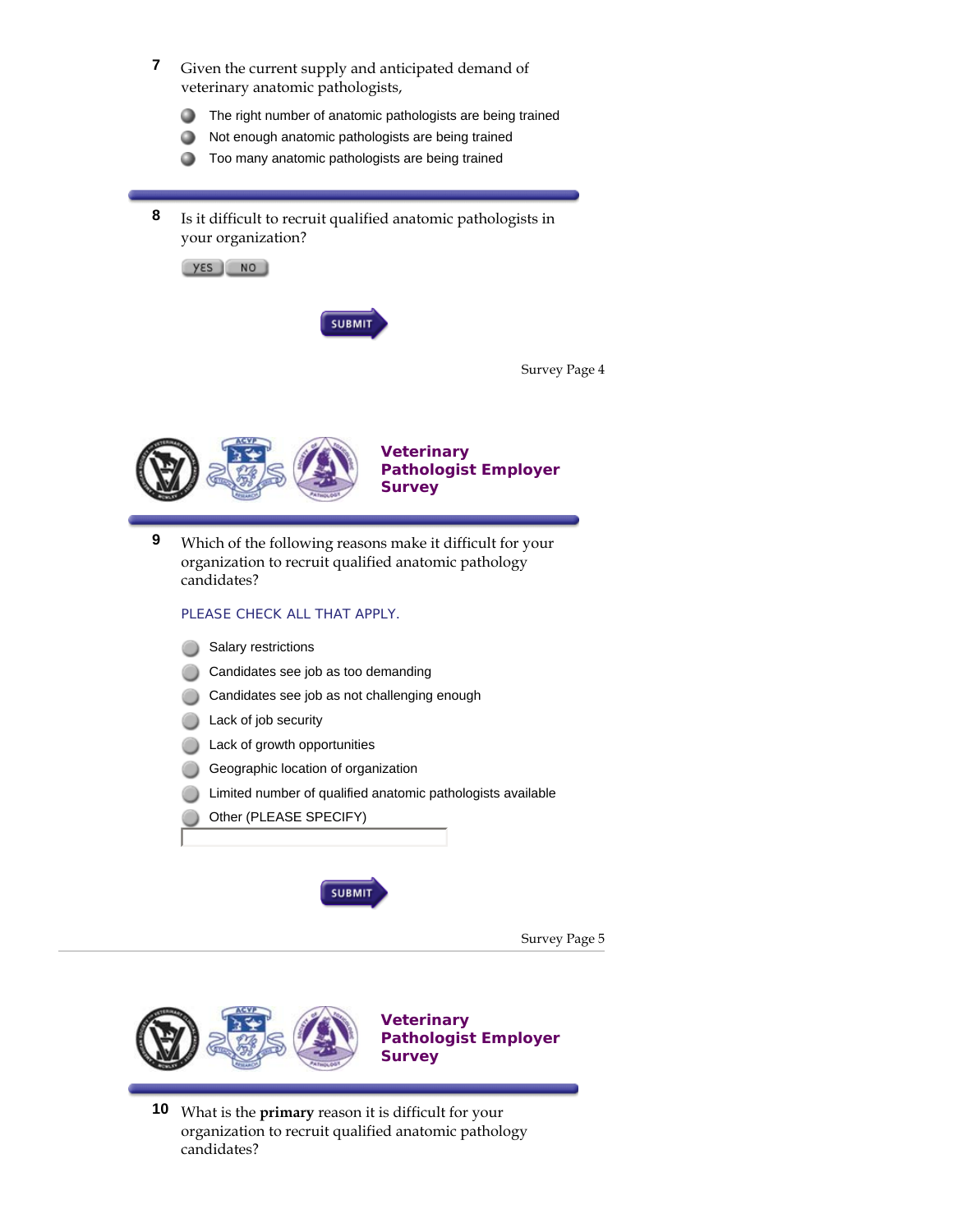**7** Given the current supply and anticipated demand of veterinary anatomic pathologists,

- The right number of anatomic pathologists are being trained
- Not enough anatomic pathologists are being trained
- Too many anatomic pathologists are being trained

**8** Is it difficult to recruit qualified anatomic pathologists in your organization?

YES NO

SUBMIT

Survey Page 4

## Veterinary Pathologist Employer Survey

**9** Which of the following reasons make it difficult for your organization to recruit qualified anatomic pathology candidates?

PLEASE CHECK ALL THAT APPLY.

- Salary restrictions
- Candidates see job as too demanding
- Candidates see job as not challenging enough
- Lack of job security
- Lack of growth opportunities
- Geographic location of organization
- Limited number of qualified anatomic pathologists available
- Other (PLEASE SPECIFY)

SUBMIT

Survey Page 5

## Veterinary Pathologist Employer Survey

**10** What is the **primary** reason it is difficult for your organization to recruit qualified anatomic pathology candidates?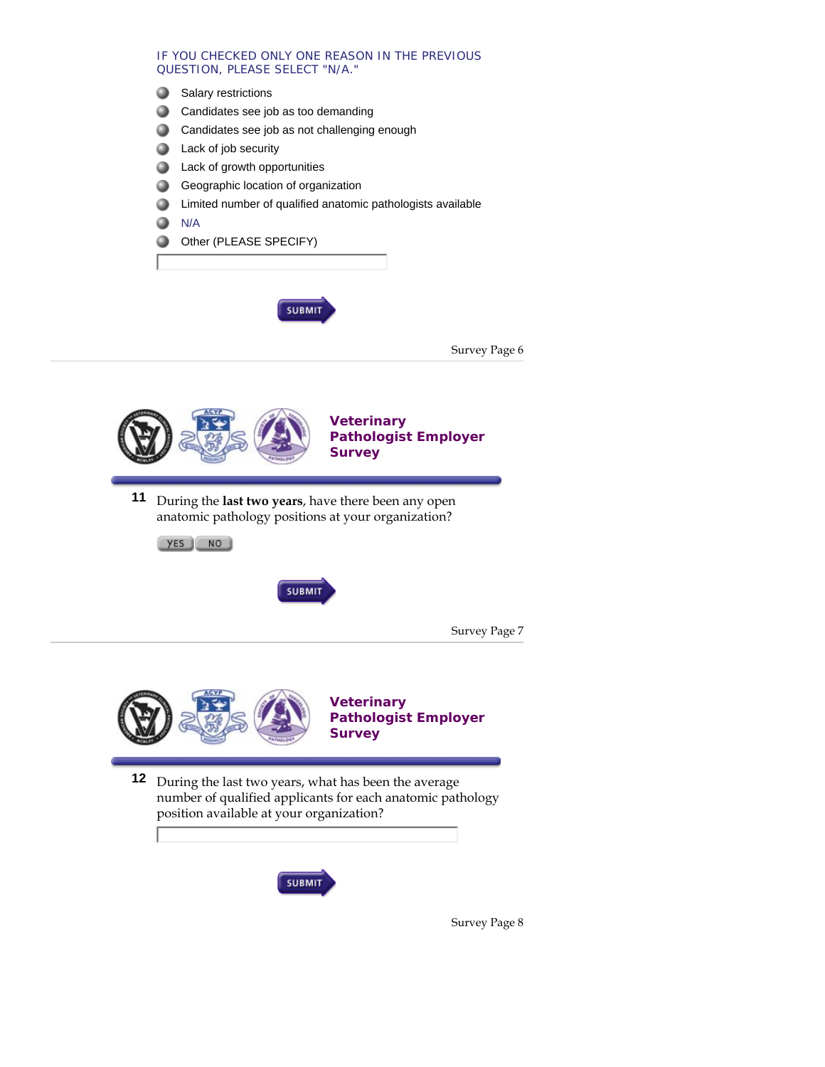IF YOU CHECKED ONLY ONE REASON IN THE PREVIOUS QUESTION, PLEASE SELECT "N/A."

- Salary restrictions
- Candidates see job as too demanding
- Candidates see job as not challenging enough
- Lack of job security
- Lack of growth opportunities
- Geographic location of organization
- Limited number of qualified anatomic pathologists available
- N/A
- Other (PLEASE SPECIFY)

SUBMIT

Survey Page 6

## Veterinary Pathologist Employer Survey

**11** During the **last two years**, have there been any open anatomic pathology positions at your organization?

YES NO

SUBMIT

Survey Page 7

## Veterinary Pathologist Employer Survey

**12** During the last two years, what has been the average number of qualified applicants for each anatomic pathology position available at your organization?

SUBMIT

Survey Page 8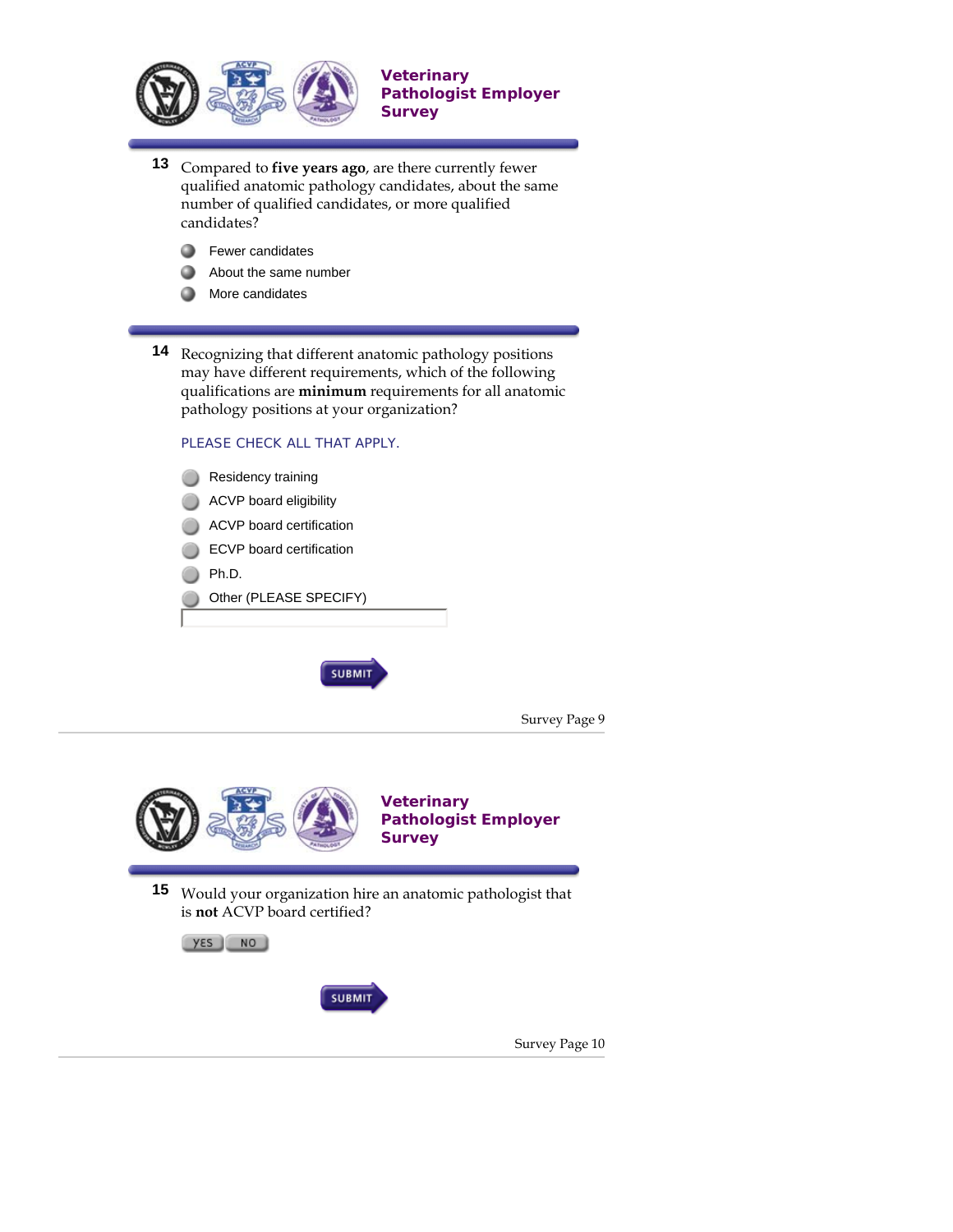## Veterinary Pathologist Employer Survey

**13** Compared to **five years ago**, are there currently fewer qualified anatomic pathology candidates, about the same number of qualified candidates, or more qualified candidates?

- Fewer candidates
- About the same number
- More candidates

**14** Recognizing that different anatomic pathology positions may have different requirements, which of the following qualifications are **minimum** requirements for all anatomic pathology positions at your organization?

PLEASE CHECK ALL THAT APPLY.

- Residency training
- ACVP board eligibility
- ACVP board certification
- ECVP board certification
- Ph.D.
- Other (PLEASE SPECIFY)

SUBMIT

Survey Page 9

## Veterinary Pathologist Employer Survey

**15** Would your organization hire an anatomic pathologist that is **not** ACVP board certified?

YES NO

SUBMIT

Survey Page 10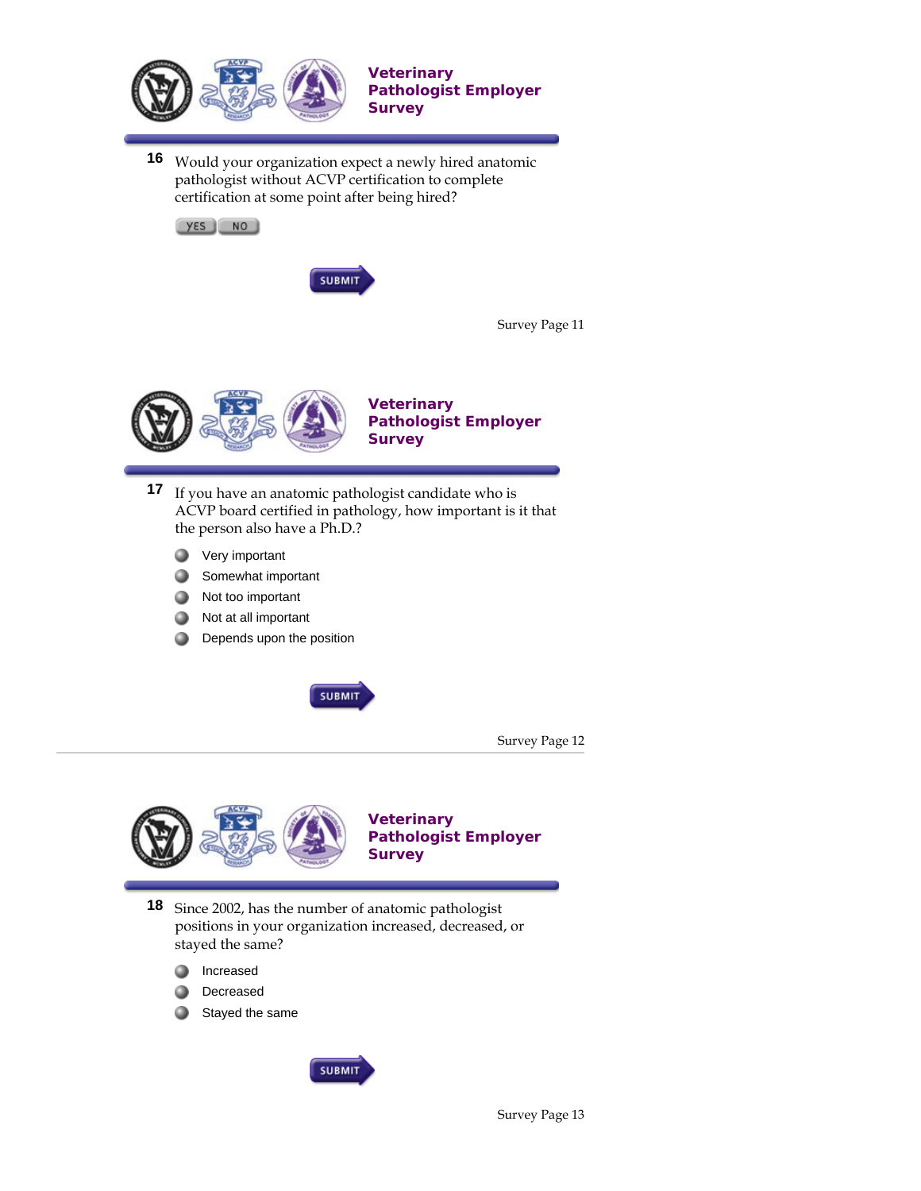## Veterinary Pathologist Employer Survey

**16** Would your organization expect a newly hired anatomic pathologist without ACVP certification to complete certification at some point after being hired?

YES NO

SUBMIT

Survey Page 11

## Veterinary Pathologist Employer Survey

**17** If you have an anatomic pathologist candidate who is ACVP board certified in pathology, how important is it that the person also have a Ph.D.?

- Very important
- Somewhat important
- Not too important
- Not at all important
- Depends upon the position

SUBMIT

Survey Page 12

## Veterinary Pathologist Employer Survey

**18** Since 2002, has the number of anatomic pathologist positions in your organization increased, decreased, or stayed the same?

- Increased
- Decreased
- Stayed the same

SUBMIT

Survey Page 13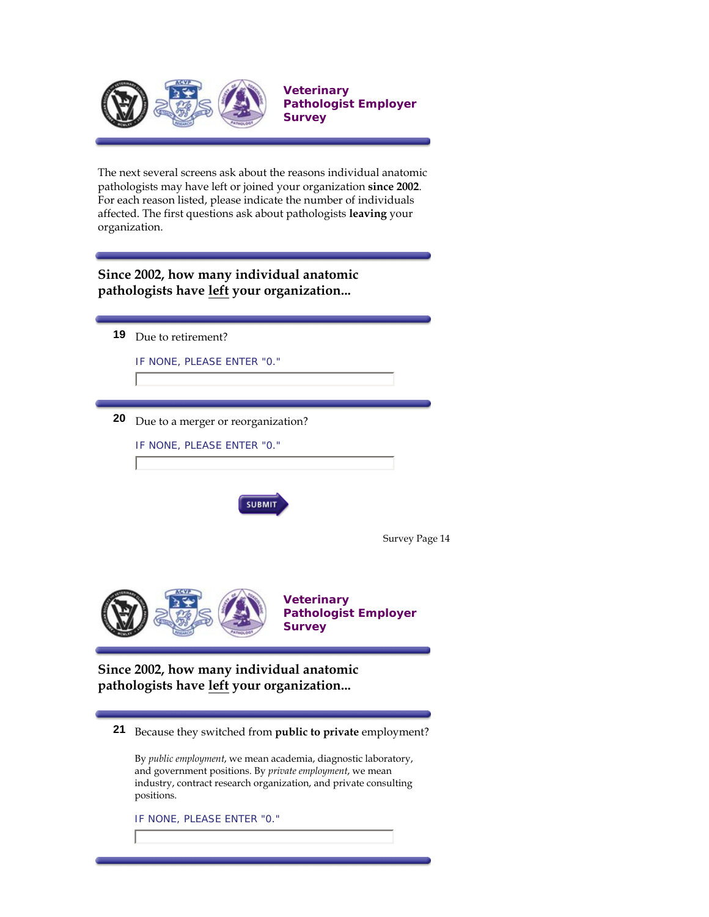## Veterinary Pathologist Employer Survey

The next several screens ask about the reasons individual anatomic pathologists may have left or joined your organization **since 2002**. For each reason listed, please indicate the number of individuals affected. The first questions ask about pathologists **leaving** your organization.

### Since 2002, how many individual anatomic pathologists have left your organization...

**19** Due to retirement?

IF NONE, PLEASE ENTER "0."

**20** Due to a merger or reorganization?

IF NONE, PLEASE ENTER "0."

SUBMIT

Survey Page 14

## Veterinary Pathologist Employer Survey

### Since 2002, how many individual anatomic pathologists have left your organization...

**21** Because they switched from **public to private** employment?

By *public employment*, we mean academia, diagnostic laboratory, and government positions. By *private employment*, we mean industry, contract research organization, and private consulting positions.

IF NONE, PLEASE ENTER "0."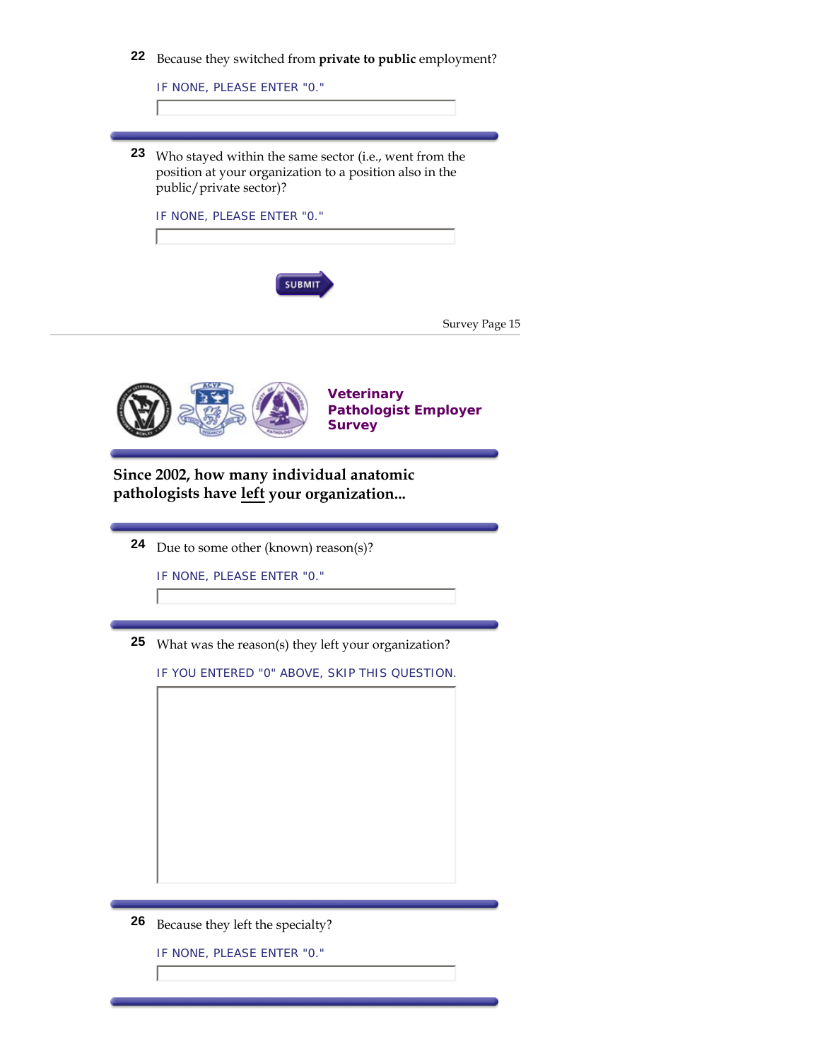22 Because they switched from **private to public** employment?

IF NONE, PLEASE ENTER "0."

---

23 Who stayed within the same sector (i.e., went from the position at your organization to a position also in the public/private sector)?

IF NONE, PLEASE ENTER "0."

SUBMIT

Survey Page 15

---

**Veterinary Pathologist Employer Survey**

---

## Since 2002, how many individual anatomic pathologists have left your organization...

---

24 Due to some other (known) reason(s)?

IF NONE, PLEASE ENTER "0."

---

25 What was the reason(s) they left your organization?

IF YOU ENTERED "0" ABOVE, SKIP THIS QUESTION.

---

26 Because they left the specialty?

IF NONE, PLEASE ENTER "0."

---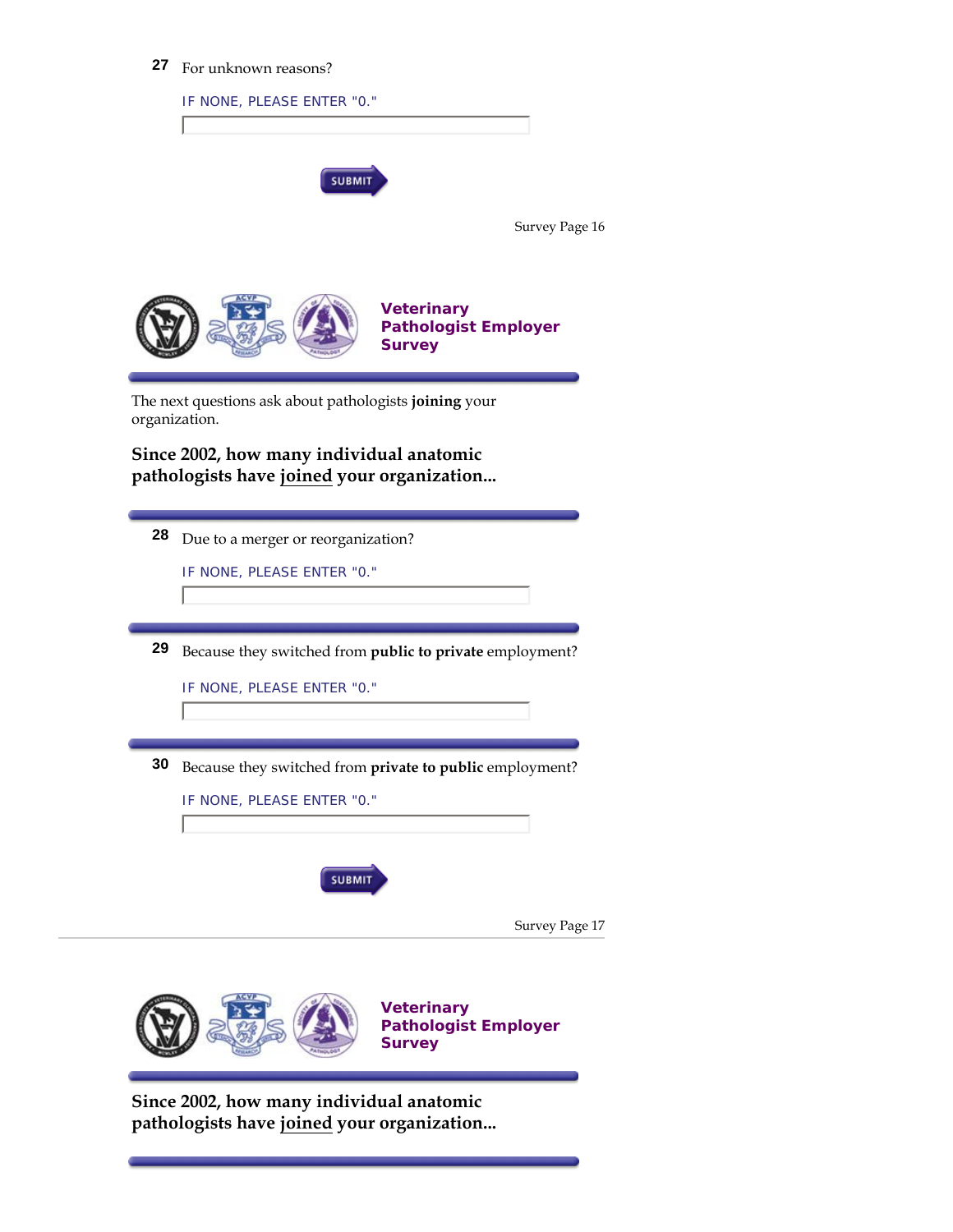**27** For unknown reasons?

IF NONE, PLEASE ENTER "0."

SUBMIT

Survey Page 16

## Veterinary Pathologist Employer Survey

The next questions ask about pathologists **joining** your organization.

**Since 2002, how many individual anatomic pathologists have joined your organization...**

**28** Due to a merger or reorganization?

IF NONE, PLEASE ENTER "0."

**29** Because they switched from **public to private** employment?

IF NONE, PLEASE ENTER "0."

**30** Because they switched from **private to public** employment?

IF NONE, PLEASE ENTER "0."

SUBMIT

Survey Page 17

## Veterinary Pathologist Employer Survey

**Since 2002, how many individual anatomic pathologists have joined your organization...**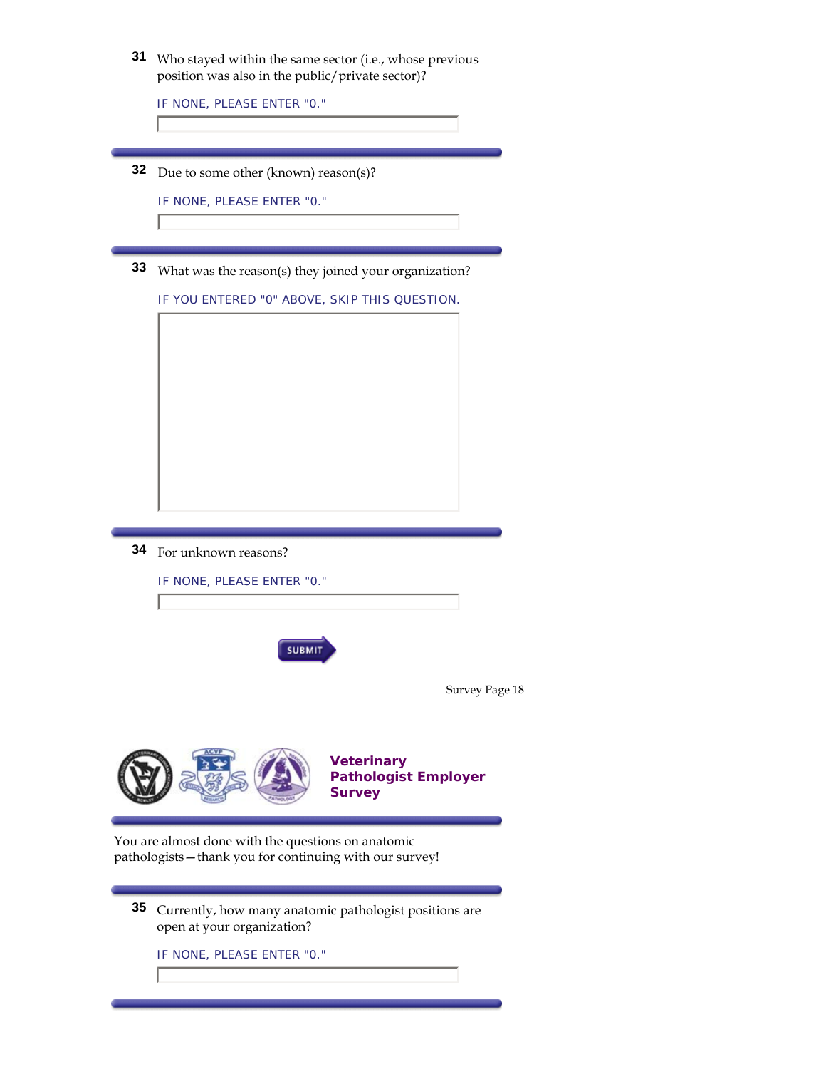**31** Who stayed within the same sector (i.e., whose previous position was also in the public/private sector)?

IF NONE, PLEASE ENTER "0."

**32** Due to some other (known) reason(s)?

IF NONE, PLEASE ENTER "0."

**33** What was the reason(s) they joined your organization?

IF YOU ENTERED "0" ABOVE, SKIP THIS QUESTION.

**34** For unknown reasons?

IF NONE, PLEASE ENTER "0."

SUBMIT

Survey Page 18

## Veterinary Pathologist Employer Survey

You are almost done with the questions on anatomic pathologists—thank you for continuing with our survey!

**35** Currently, how many anatomic pathologist positions are open at your organization?

IF NONE, PLEASE ENTER "0."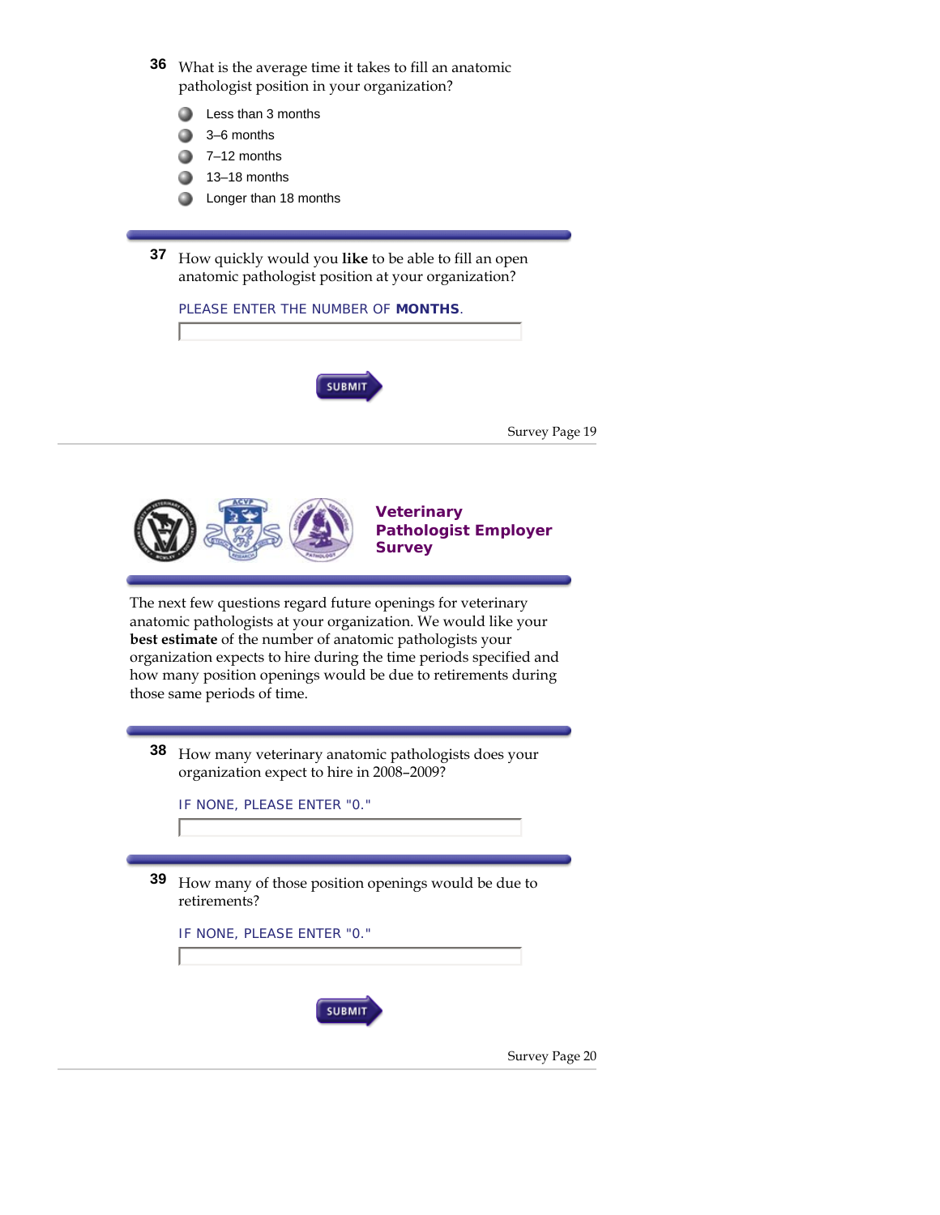**36** What is the average time it takes to fill an anatomic pathologist position in your organization?

- Less than 3 months
- 3–6 months
- 7–12 months
- 13–18 months
- Longer than 18 months

**37** How quickly would you **like** to be able to fill an open anatomic pathologist position at your organization?

PLEASE ENTER THE NUMBER OF **MONTHS**.

SUBMIT

Survey Page 19

## Veterinary Pathologist Employer Survey

The next few questions regard future openings for veterinary anatomic pathologists at your organization. We would like your **best estimate** of the number of anatomic pathologists your organization expects to hire during the time periods specified and how many position openings would be due to retirements during those same periods of time.

**38** How many veterinary anatomic pathologists does your organization expect to hire in 2008–2009?

IF NONE, PLEASE ENTER "0."

**39** How many of those position openings would be due to retirements?

IF NONE, PLEASE ENTER "0."

SUBMIT

Survey Page 20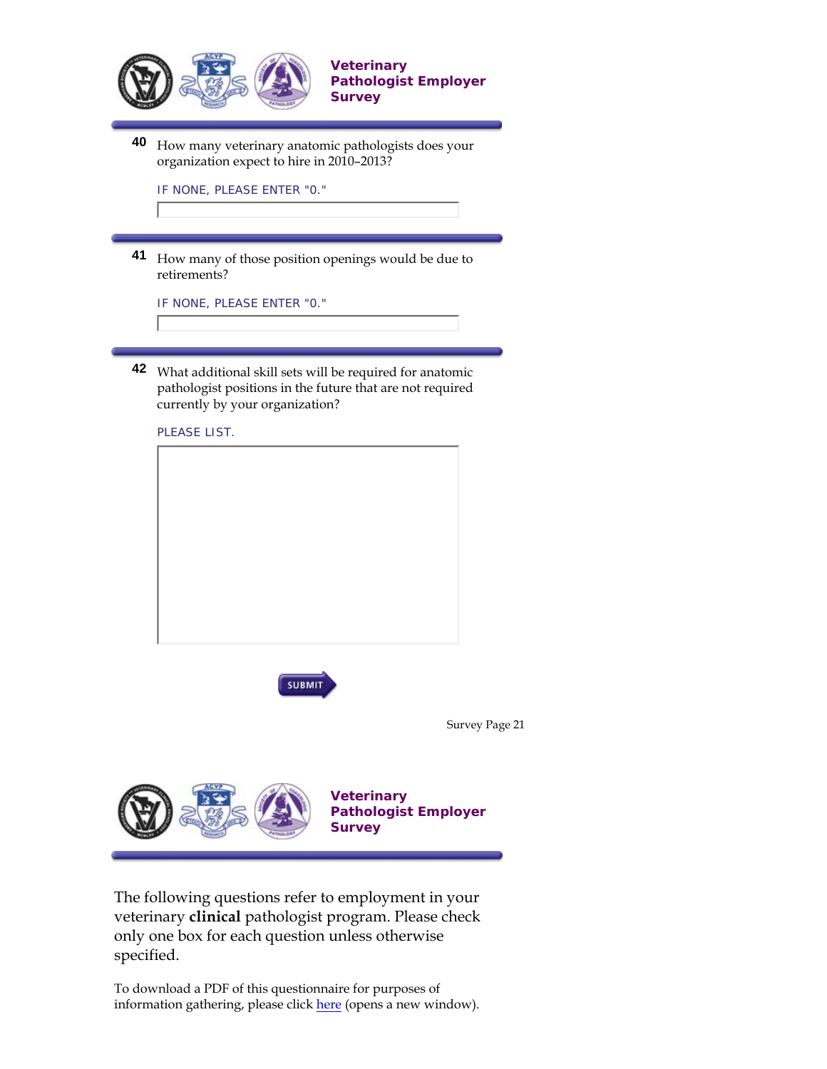## Veterinary Pathologist Employer Survey

**40** How many veterinary anatomic pathologists does your organization expect to hire in 2010–2013?

IF NONE, PLEASE ENTER "0."

**41** How many of those position openings would be due to retirements?

IF NONE, PLEASE ENTER "0."

**42** What additional skill sets will be required for anatomic pathologist positions in the future that are not required currently by your organization?

PLEASE LIST.

SUBMIT

Survey Page 21

## Veterinary Pathologist Employer Survey

The following questions refer to employment in your veterinary **clinical** pathologist program. Please check only one box for each question unless otherwise specified.

To download a PDF of this questionnaire for purposes of information gathering, please click here (opens a new window).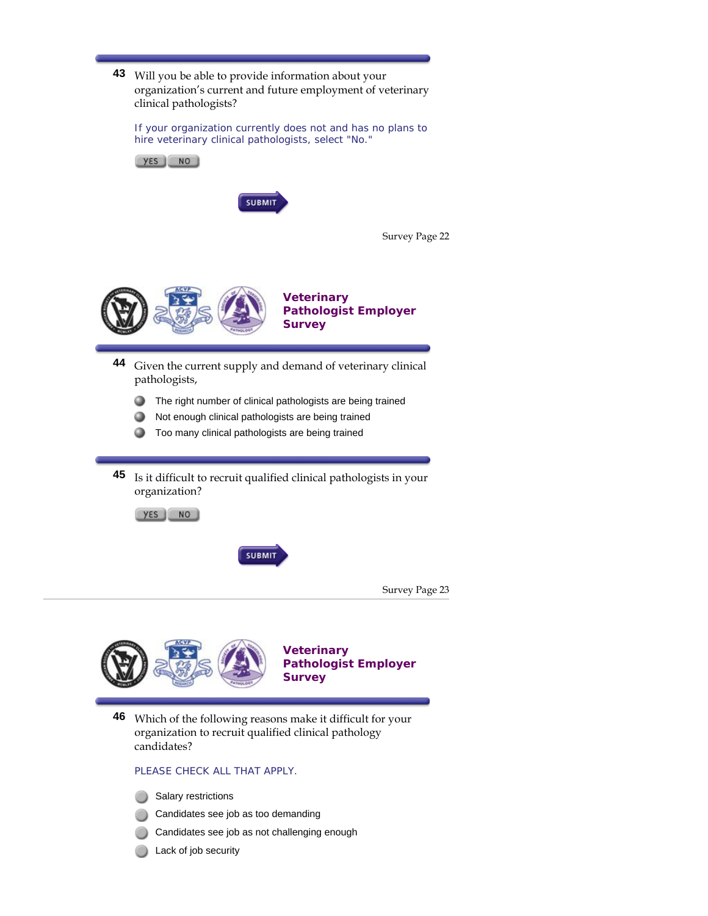**43** Will you be able to provide information about your organization's current and future employment of veterinary clinical pathologists?

If your organization currently does not and has no plans to hire veterinary clinical pathologists, select "No."

YES NO

SUBMIT

Survey Page 22

## Veterinary Pathologist Employer Survey

**44** Given the current supply and demand of veterinary clinical pathologists,

- The right number of clinical pathologists are being trained
- Not enough clinical pathologists are being trained
- Too many clinical pathologists are being trained

**45** Is it difficult to recruit qualified clinical pathologists in your organization?

YES NO

SUBMIT

Survey Page 23

## Veterinary Pathologist Employer Survey

**46** Which of the following reasons make it difficult for your organization to recruit qualified clinical pathology candidates?

PLEASE CHECK ALL THAT APPLY.

- Salary restrictions
- Candidates see job as too demanding
- Candidates see job as not challenging enough
- Lack of job security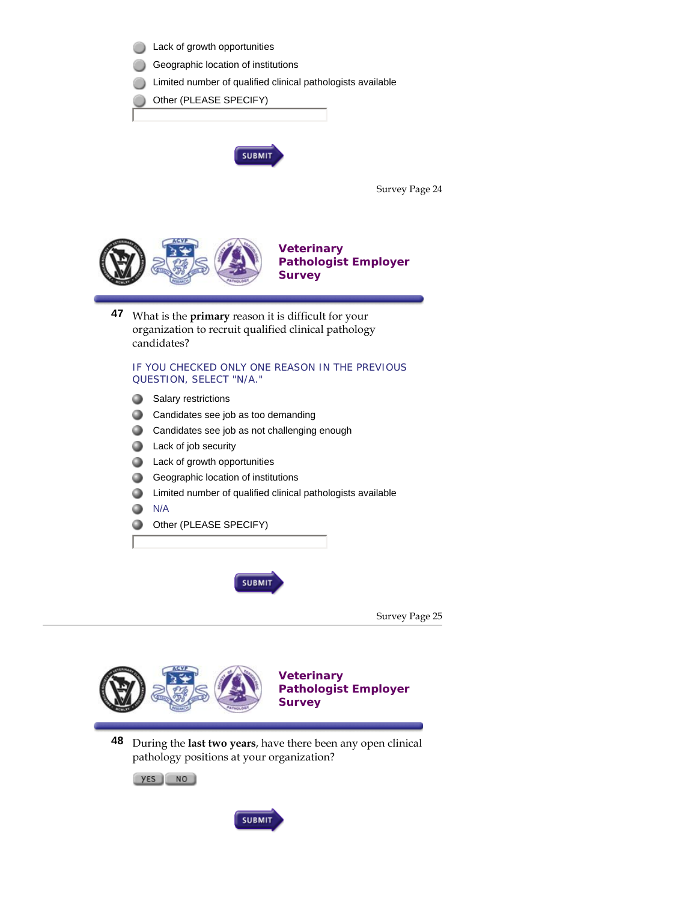- Lack of growth opportunities
- Geographic location of institutions
- Limited number of qualified clinical pathologists available
- Other (PLEASE SPECIFY)

SUBMIT

Survey Page 24

## Veterinary Pathologist Employer Survey

**47** What is the **primary** reason it is difficult for your organization to recruit qualified clinical pathology candidates?

IF YOU CHECKED ONLY ONE REASON IN THE PREVIOUS QUESTION, SELECT "N/A."

- Salary restrictions
- Candidates see job as too demanding
- Candidates see job as not challenging enough
- Lack of job security
- Lack of growth opportunities
- Geographic location of institutions
- Limited number of qualified clinical pathologists available
- N/A
- Other (PLEASE SPECIFY)

SUBMIT

Survey Page 25

## Veterinary Pathologist Employer Survey

**48** During the **last two years**, have there been any open clinical pathology positions at your organization?

YES NO

SUBMIT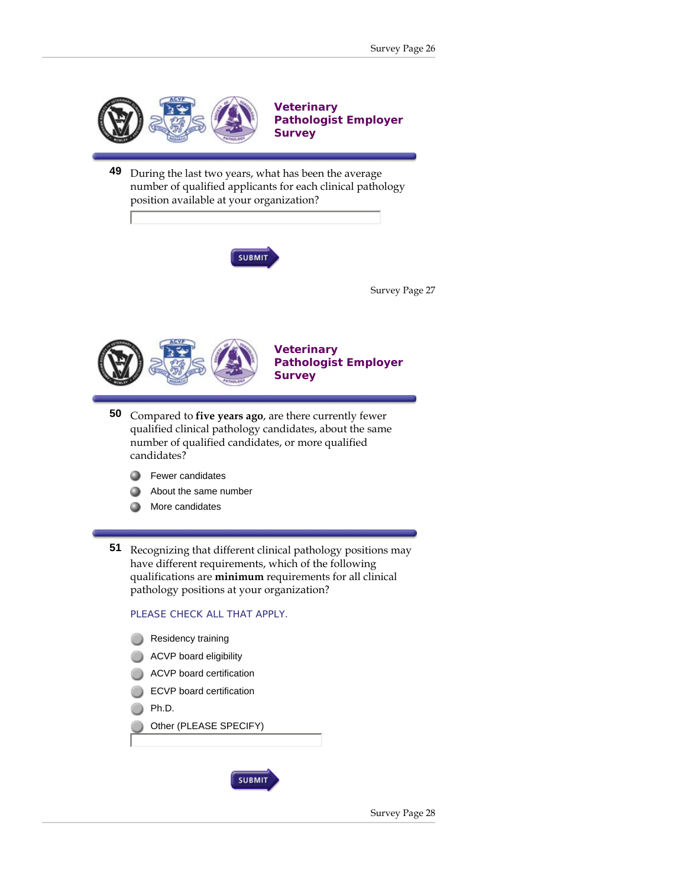Survey Page 26

## Veterinary Pathologist Employer Survey

**49** During the last two years, what has been the average number of qualified applicants for each clinical pathology position available at your organization?

[ ]

SUBMIT

Survey Page 27

## Veterinary Pathologist Employer Survey

**50** Compared to **five years ago**, are there currently fewer qualified clinical pathology candidates, about the same number of qualified candidates, or more qualified candidates?

- Fewer candidates
- About the same number
- More candidates

**51** Recognizing that different clinical pathology positions may have different requirements, which of the following qualifications are **minimum** requirements for all clinical pathology positions at your organization?

PLEASE CHECK ALL THAT APPLY.

- Residency training
- ACVP board eligibility
- ACVP board certification
- ECVP board certification
- Ph.D.
- Other (PLEASE SPECIFY)

[ ]

SUBMIT

Survey Page 28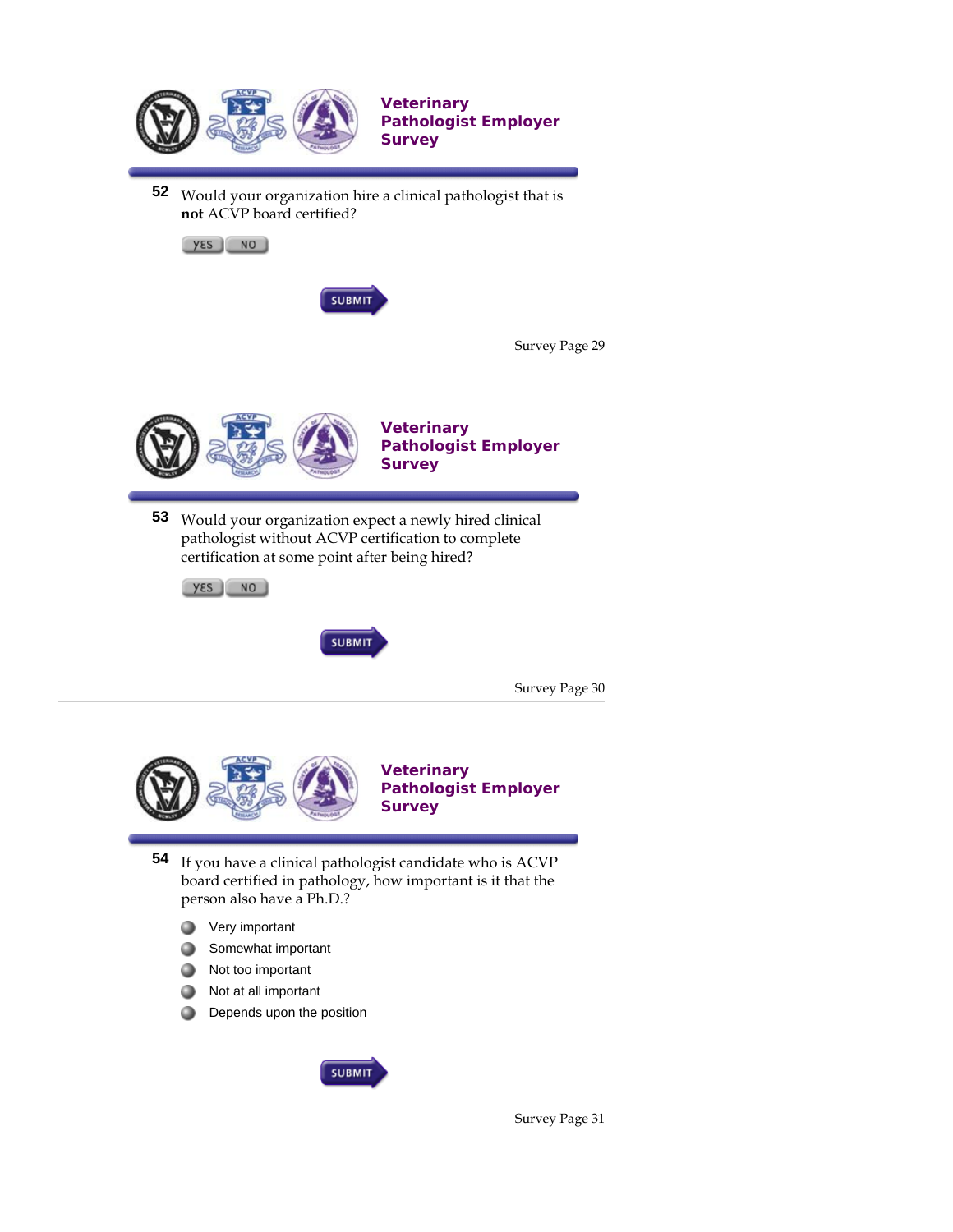## Veterinary Pathologist Employer Survey

**52** Would your organization hire a clinical pathologist that is **not** ACVP board certified?

YES NO

SUBMIT

Survey Page 29

## Veterinary Pathologist Employer Survey

**53** Would your organization expect a newly hired clinical pathologist without ACVP certification to complete certification at some point after being hired?

YES NO

SUBMIT

Survey Page 30

---

## Veterinary Pathologist Employer Survey

**54** If you have a clinical pathologist candidate who is ACVP board certified in pathology, how important is it that the person also have a Ph.D.?

- Very important
- Somewhat important
- Not too important
- Not at all important
- Depends upon the position

SUBMIT

Survey Page 31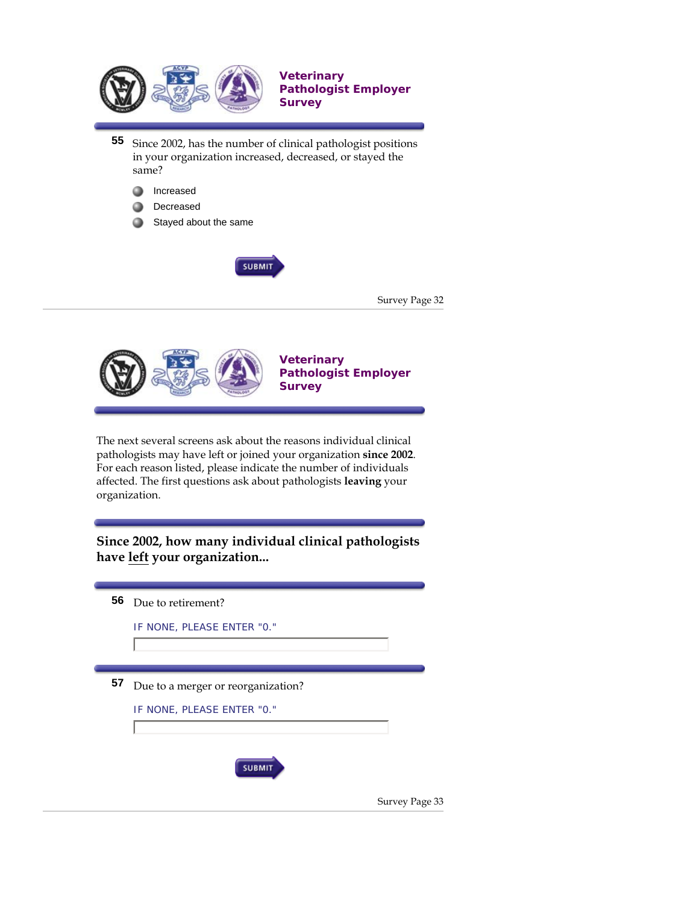## Veterinary Pathologist Employer Survey

**55** Since 2002, has the number of clinical pathologist positions in your organization increased, decreased, or stayed the same?

- Increased
- Decreased
- Stayed about the same

SUBMIT

Survey Page 32

---

## Veterinary Pathologist Employer Survey

The next several screens ask about the reasons individual clinical pathologists may have left or joined your organization **since 2002**. For each reason listed, please indicate the number of individuals affected. The first questions ask about pathologists **leaving** your organization.

### Since 2002, how many individual clinical pathologists have left your organization...

**56** Due to retirement?

IF NONE, PLEASE ENTER "0."

**57** Due to a merger or reorganization?

IF NONE, PLEASE ENTER "0."

SUBMIT

Survey Page 33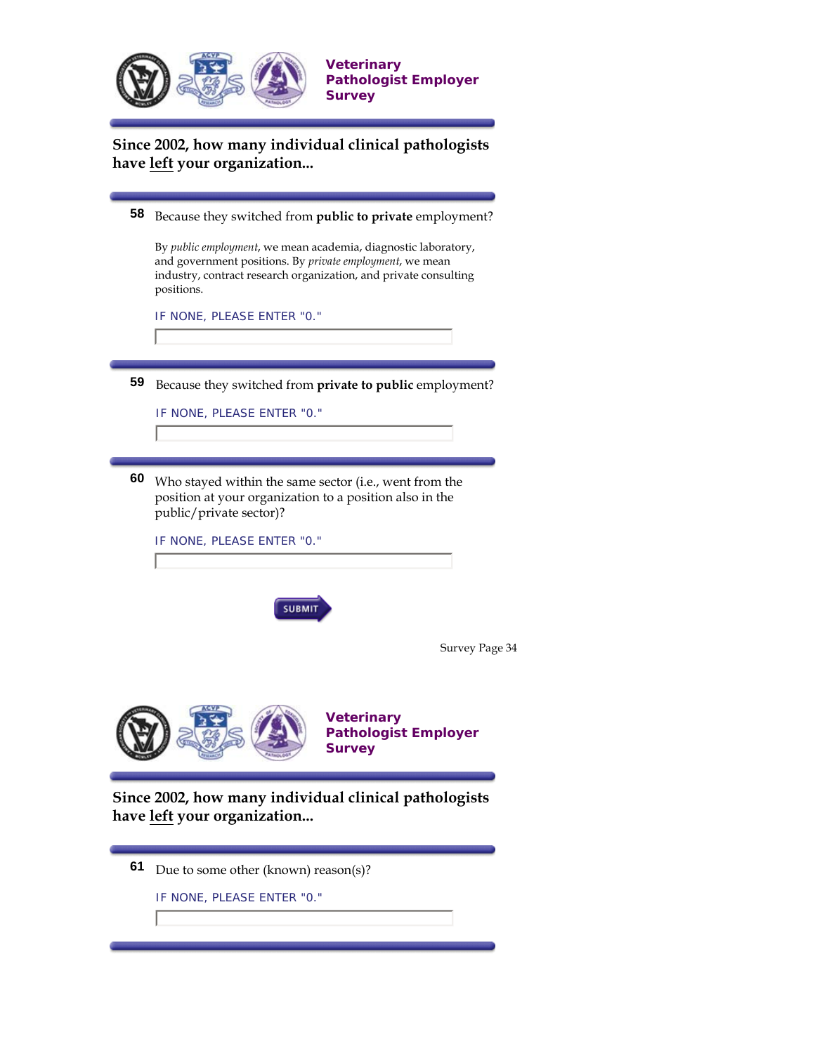**Veterinary Pathologist Employer Survey**

## Since 2002, how many individual clinical pathologists have left your organization...

**58** Because they switched from **public to private** employment?

By *public employment*, we mean academia, diagnostic laboratory, and government positions. By *private employment*, we mean industry, contract research organization, and private consulting positions.

IF NONE, PLEASE ENTER "0."

**59** Because they switched from **private to public** employment?

IF NONE, PLEASE ENTER "0."

**60** Who stayed within the same sector (i.e., went from the position at your organization to a position also in the public/private sector)?

IF NONE, PLEASE ENTER "0."

SUBMIT

Survey Page 34

**Veterinary Pathologist Employer Survey**

## Since 2002, how many individual clinical pathologists have left your organization...

**61** Due to some other (known) reason(s)?

IF NONE, PLEASE ENTER "0."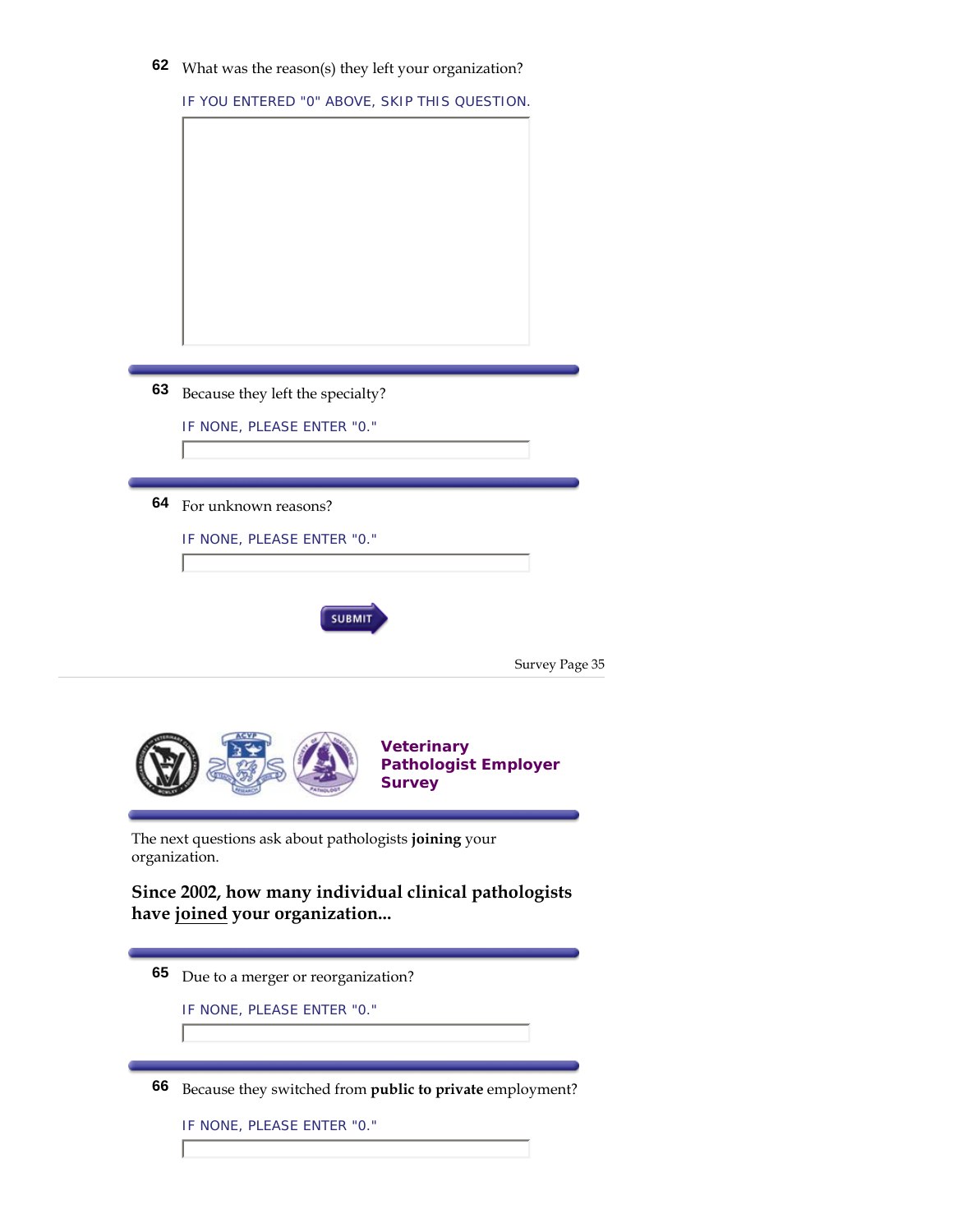**62** What was the reason(s) they left your organization?

IF YOU ENTERED "0" ABOVE, SKIP THIS QUESTION.

---

**63** Because they left the specialty?

IF NONE, PLEASE ENTER "0."

---

**64** For unknown reasons?

IF NONE, PLEASE ENTER "0."

SUBMIT

Survey Page 35

---

## Veterinary Pathologist Employer Survey

The next questions ask about pathologists **joining** your organization.

**Since 2002, how many individual clinical pathologists have joined your organization...**

---

**65** Due to a merger or reorganization?

IF NONE, PLEASE ENTER "0."

---

**66** Because they switched from **public to private** employment?

IF NONE, PLEASE ENTER "0."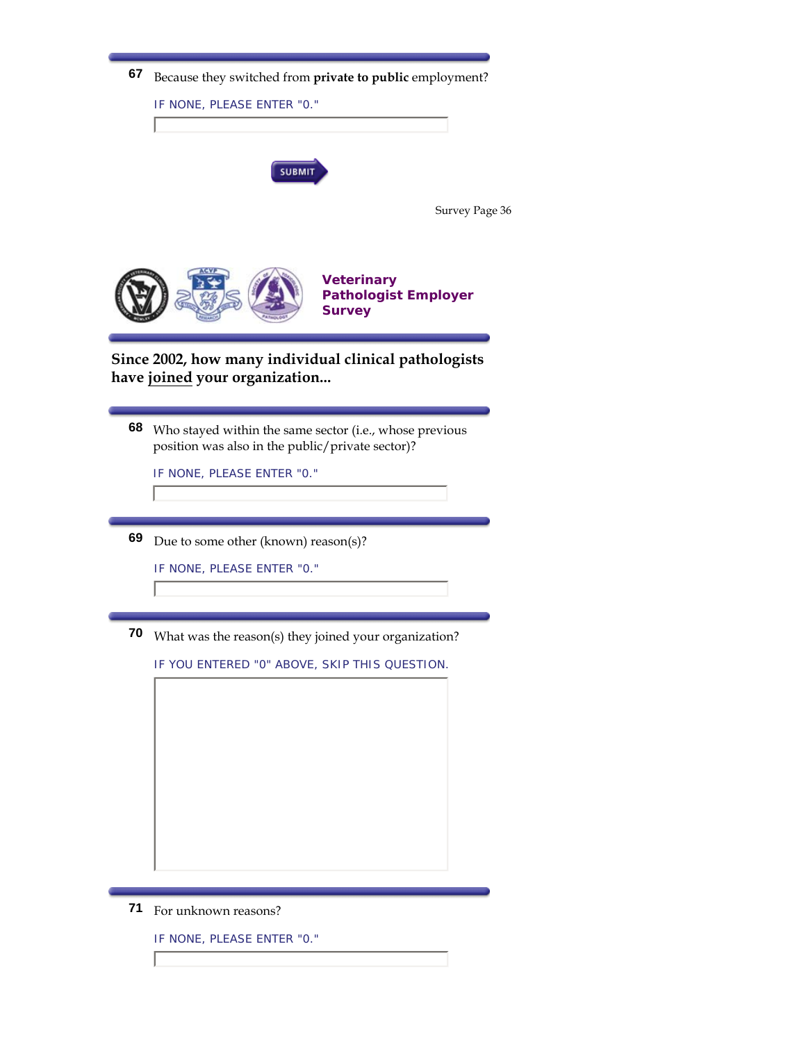**67** Because they switched from **private to public** employment?

IF NONE, PLEASE ENTER "0."

SUBMIT

Survey Page 36

**Veterinary Pathologist Employer Survey**

**Since 2002, how many individual clinical pathologists have joined your organization...**

**68** Who stayed within the same sector (i.e., whose previous position was also in the public/private sector)?

IF NONE, PLEASE ENTER "0."

**69** Due to some other (known) reason(s)?

IF NONE, PLEASE ENTER "0."

**70** What was the reason(s) they joined your organization?

IF YOU ENTERED "0" ABOVE, SKIP THIS QUESTION.

**71** For unknown reasons?

IF NONE, PLEASE ENTER "0."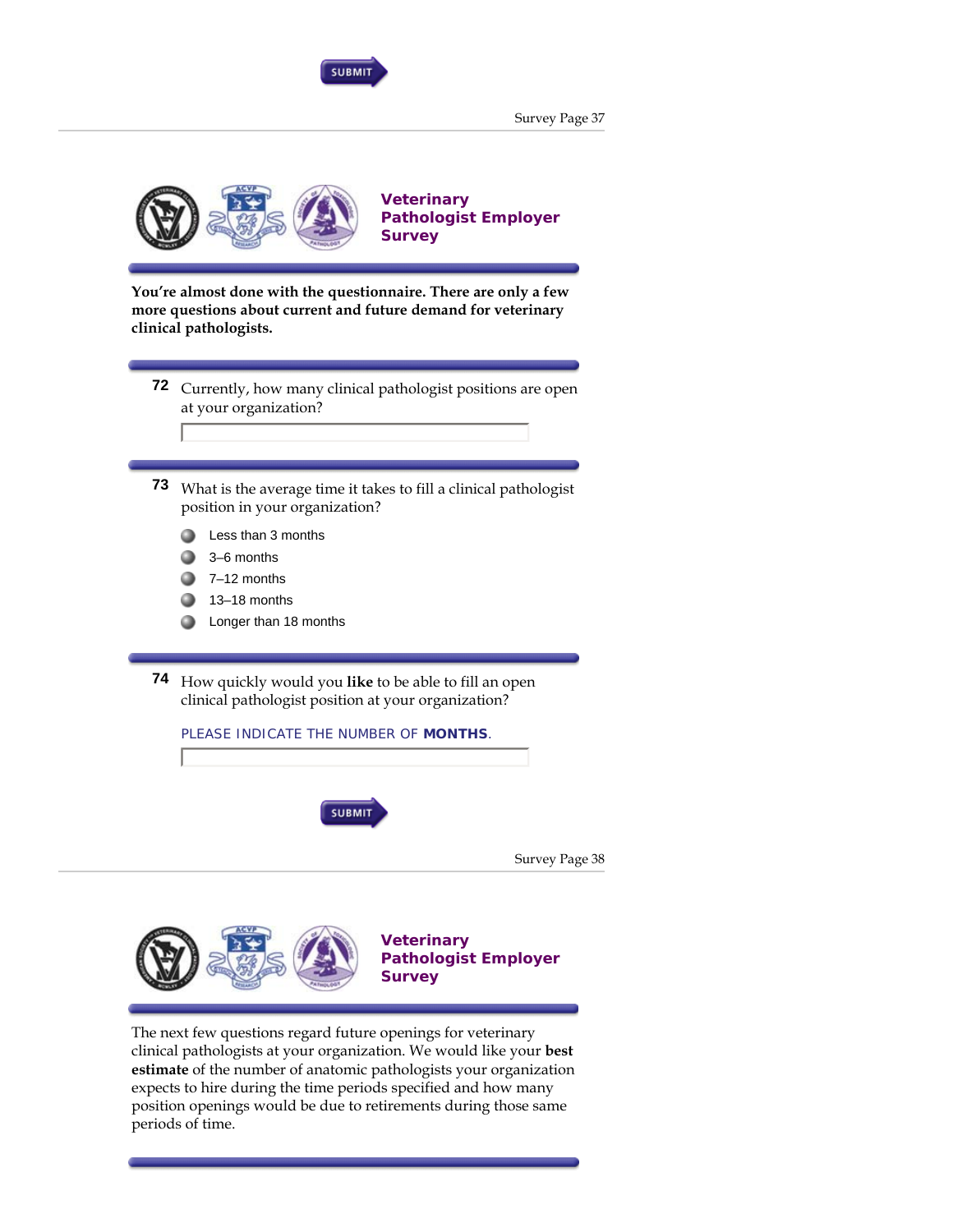SUBMIT

Survey Page 37

## Veterinary Pathologist Employer Survey

**You're almost done with the questionnaire. There are only a few more questions about current and future demand for veterinary clinical pathologists.**

**72** Currently, how many clinical pathologist positions are open at your organization?

[ ]

**73** What is the average time it takes to fill a clinical pathologist position in your organization?

- Less than 3 months
- 3–6 months
- 7–12 months
- 13–18 months
- Longer than 18 months

**74** How quickly would you **like** to be able to fill an open clinical pathologist position at your organization?

PLEASE INDICATE THE NUMBER OF **MONTHS**.

[ ]

SUBMIT

Survey Page 38

## Veterinary Pathologist Employer Survey

The next few questions regard future openings for veterinary clinical pathologists at your organization. We would like your **best estimate** of the number of anatomic pathologists your organization expects to hire during the time periods specified and how many position openings would be due to retirements during those same periods of time.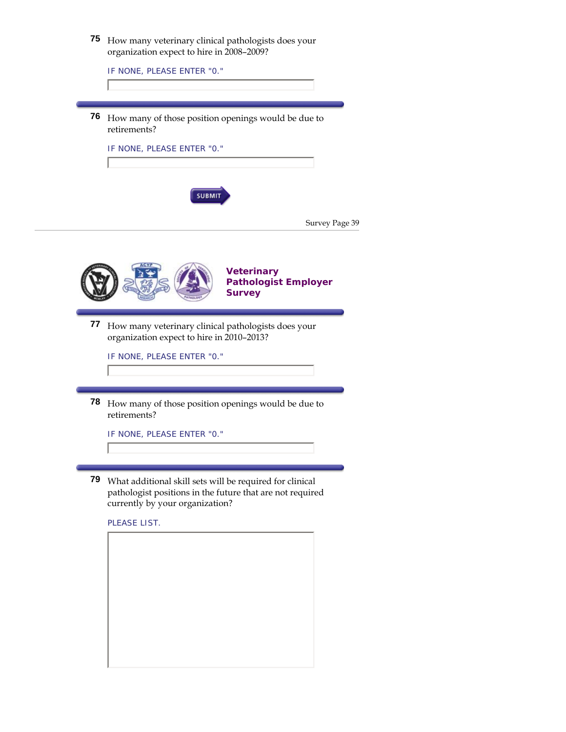**75** How many veterinary clinical pathologists does your organization expect to hire in 2008–2009?

IF NONE, PLEASE ENTER "0."

---

**76** How many of those position openings would be due to retirements?

IF NONE, PLEASE ENTER "0."

SUBMIT

Survey Page 39

---

## Veterinary Pathologist Employer Survey

---

**77** How many veterinary clinical pathologists does your organization expect to hire in 2010–2013?

IF NONE, PLEASE ENTER "0."

---

**78** How many of those position openings would be due to retirements?

IF NONE, PLEASE ENTER "0."

---

**79** What additional skill sets will be required for clinical pathologist positions in the future that are not required currently by your organization?

PLEASE LIST.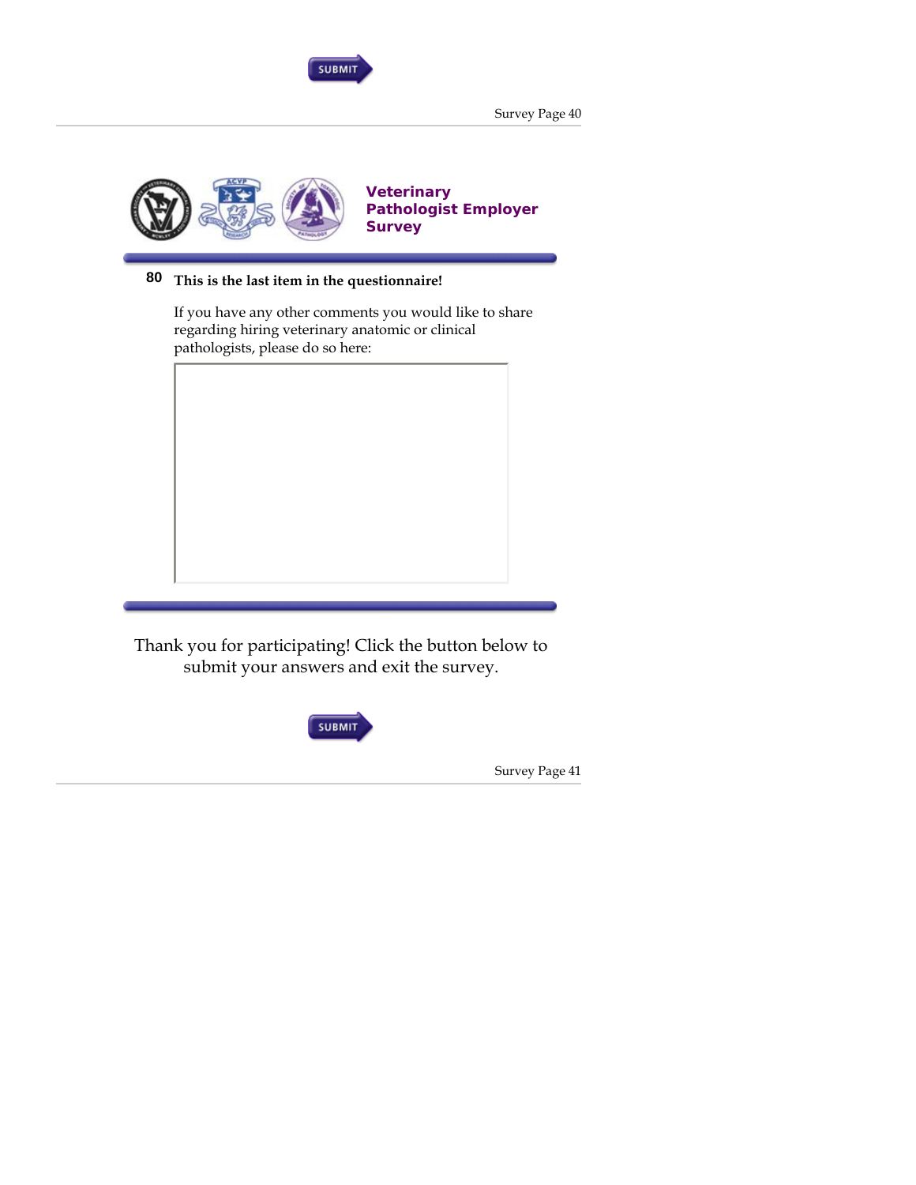SUBMIT

Survey Page 40

## Veterinary Pathologist Employer Survey

**80 This is the last item in the questionnaire!**

If you have any other comments you would like to share regarding hiring veterinary anatomic or clinical pathologists, please do so here:

Thank you for participating! Click the button below to submit your answers and exit the survey.

SUBMIT

Survey Page 41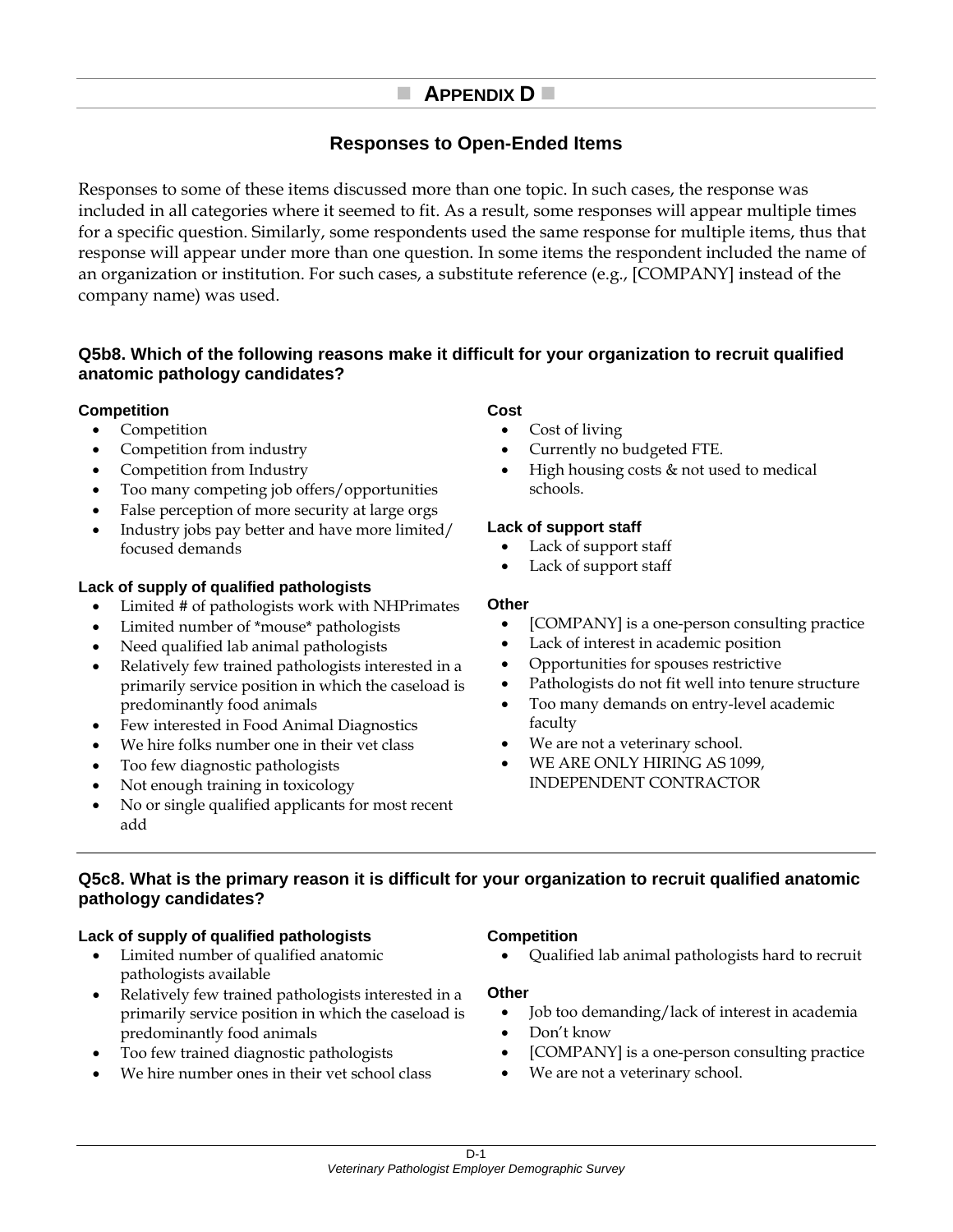# APPENDIX D

## Responses to Open-Ended Items

Responses to some of these items discussed more than one topic. In such cases, the response was included in all categories where it seemed to fit. As a result, some responses will appear multiple times for a specific question. Similarly, some respondents used the same response for multiple items, thus that response will appear under more than one question. In some items the respondent included the name of an organization or institution. For such cases, a substitute reference (e.g., [COMPANY] instead of the company name) was used.

### Q5b8. Which of the following reasons make it difficult for your organization to recruit qualified anatomic pathology candidates?

**Competition**

- Competition
- Competition from industry
- Competition from Industry
- Too many competing job offers/opportunities
- False perception of more security at large orgs
- Industry jobs pay better and have more limited/ focused demands

**Lack of supply of qualified pathologists**

- Limited # of pathologists work with NHPrimates
- Limited number of *mouse* pathologists
- Need qualified lab animal pathologists
- Relatively few trained pathologists interested in a primarily service position in which the caseload is predominantly food animals
- Few interested in Food Animal Diagnostics
- We hire folks number one in their vet class
- Too few diagnostic pathologists
- Not enough training in toxicology
- No or single qualified applicants for most recent add

**Cost**

- Cost of living
- Currently no budgeted FTE.
- High housing costs & not used to medical schools.

**Lack of support staff**

- Lack of support staff
- Lack of support staff

**Other**

- [COMPANY] is a one-person consulting practice
- Lack of interest in academic position
- Opportunities for spouses restrictive
- Pathologists do not fit well into tenure structure
- Too many demands on entry-level academic faculty
- We are not a veterinary school.
- WE ARE ONLY HIRING AS 1099, INDEPENDENT CONTRACTOR

### Q5c8. What is the primary reason it is difficult for your organization to recruit qualified anatomic pathology candidates?

**Lack of supply of qualified pathologists**

- Limited number of qualified anatomic pathologists available
- Relatively few trained pathologists interested in a primarily service position in which the caseload is predominantly food animals
- Too few trained diagnostic pathologists
- We hire number ones in their vet school class

**Competition**

- Qualified lab animal pathologists hard to recruit

**Other**

- Job too demanding/lack of interest in academia
- Don't know
- [COMPANY] is a one-person consulting practice
- We are not a veterinary school.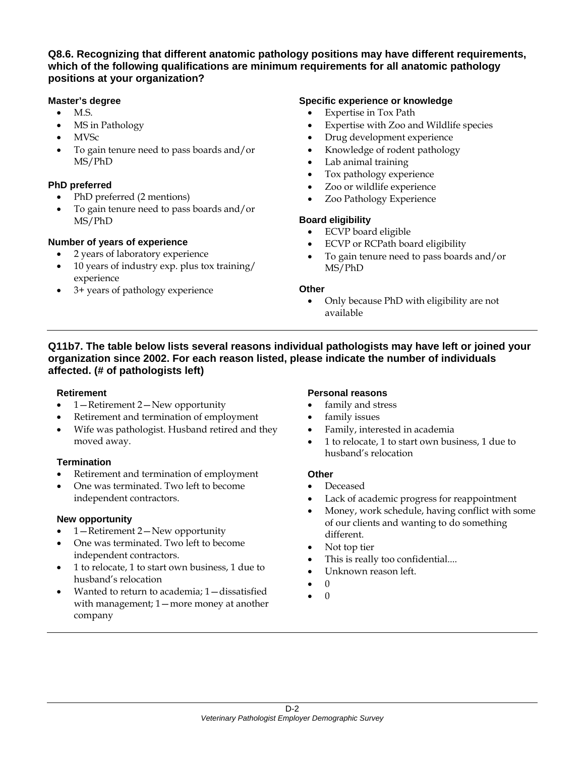**Q8.6. Recognizing that different anatomic pathology positions may have different requirements, which of the following qualifications are minimum requirements for all anatomic pathology positions at your organization?**

**Master's degree**

- M.S.
- MS in Pathology
- MVSc
- To gain tenure need to pass boards and/or MS/PhD

**PhD preferred**

- PhD preferred (2 mentions)
- To gain tenure need to pass boards and/or MS/PhD

**Number of years of experience**

- 2 years of laboratory experience
- 10 years of industry exp. plus tox training/ experience
- 3+ years of pathology experience

**Specific experience or knowledge**

- Expertise in Tox Path
- Expertise with Zoo and Wildlife species
- Drug development experience
- Knowledge of rodent pathology
- Lab animal training
- Tox pathology experience
- Zoo or wildlife experience
- Zoo Pathology Experience

**Board eligibility**

- ECVP board eligible
- ECVP or RCPath board eligibility
- To gain tenure need to pass boards and/or MS/PhD

**Other**

- Only because PhD with eligibility are not available

---

**Q11b7. The table below lists several reasons individual pathologists may have left or joined your organization since 2002. For each reason listed, please indicate the number of individuals affected. (# of pathologists left)**

**Retirement**

- 1—Retirement 2—New opportunity
- Retirement and termination of employment
- Wife was pathologist. Husband retired and they moved away.

**Termination**

- Retirement and termination of employment
- One was terminated. Two left to become independent contractors.

**New opportunity**

- 1—Retirement 2—New opportunity
- One was terminated. Two left to become independent contractors.
- 1 to relocate, 1 to start own business, 1 due to husband's relocation
- Wanted to return to academia; 1—dissatisfied with management; 1—more money at another company

**Personal reasons**

- family and stress
- family issues
- Family, interested in academia
- 1 to relocate, 1 to start own business, 1 due to husband's relocation

**Other**

- Deceased
- Lack of academic progress for reappointment
- Money, work schedule, having conflict with some of our clients and wanting to do something different.
- Not top tier
- This is really too confidential....
- Unknown reason left.
- 0
- 0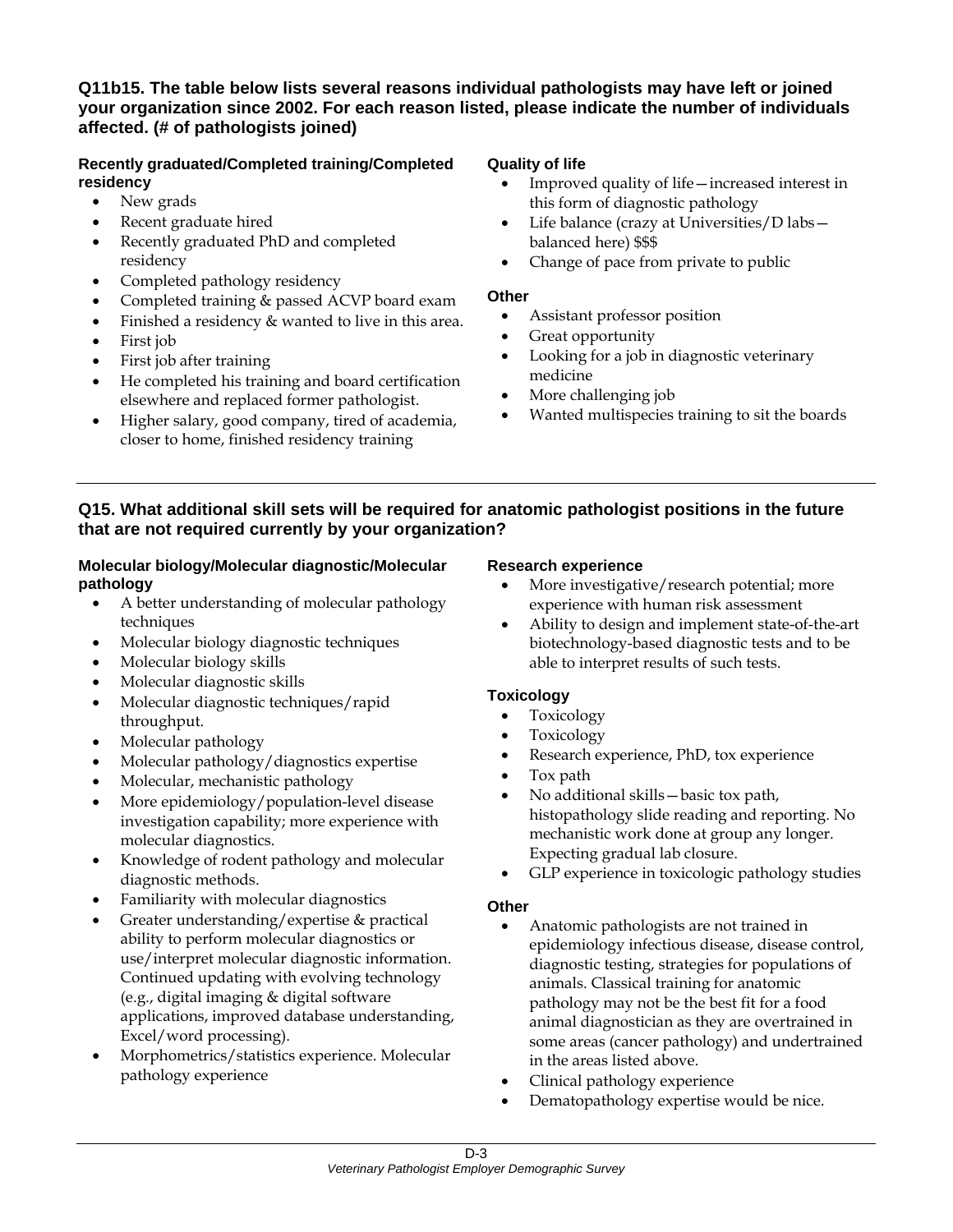**Q11b15. The table below lists several reasons individual pathologists may have left or joined your organization since 2002. For each reason listed, please indicate the number of individuals affected. (# of pathologists joined)**

**Recently graduated/Completed training/Completed residency**

- New grads
- Recent graduate hired
- Recently graduated PhD and completed residency
- Completed pathology residency
- Completed training & passed ACVP board exam
- Finished a residency & wanted to live in this area.
- First job
- First job after training
- He completed his training and board certification elsewhere and replaced former pathologist.
- Higher salary, good company, tired of academia, closer to home, finished residency training

**Quality of life**

- Improved quality of life—increased interest in this form of diagnostic pathology
- Life balance (crazy at Universities/D labs—balanced here) $$$
- Change of pace from private to public

**Other**

- Assistant professor position
- Great opportunity
- Looking for a job in diagnostic veterinary medicine
- More challenging job
- Wanted multispecies training to sit the boards

---

**Q15. What additional skill sets will be required for anatomic pathologist positions in the future that are not required currently by your organization?**

**Molecular biology/Molecular diagnostic/Molecular pathology**

- A better understanding of molecular pathology techniques
- Molecular biology diagnostic techniques
- Molecular biology skills
- Molecular diagnostic skills
- Molecular diagnostic techniques/rapid throughput.
- Molecular pathology
- Molecular pathology/diagnostics expertise
- Molecular, mechanistic pathology
- More epidemiology/population-level disease investigation capability; more experience with molecular diagnostics.
- Knowledge of rodent pathology and molecular diagnostic methods.
- Familiarity with molecular diagnostics
- Greater understanding/expertise & practical ability to perform molecular diagnostics or use/interpret molecular diagnostic information. Continued updating with evolving technology (e.g., digital imaging & digital software applications, improved database understanding, Excel/word processing).
- Morphometrics/statistics experience. Molecular pathology experience

**Research experience**

- More investigative/research potential; more experience with human risk assessment
- Ability to design and implement state-of-the-art biotechnology-based diagnostic tests and to be able to interpret results of such tests.

**Toxicology**

- Toxicology
- Toxicology
- Research experience, PhD, tox experience
- Tox path
- No additional skills—basic tox path, histopathology slide reading and reporting. No mechanistic work done at group any longer. Expecting gradual lab closure.
- GLP experience in toxicologic pathology studies

**Other**

- Anatomic pathologists are not trained in epidemiology infectious disease, disease control, diagnostic testing, strategies for populations of animals. Classical training for anatomic pathology may not be the best fit for a food animal diagnostician as they are overtrained in some areas (cancer pathology) and undertrained in the areas listed above.
- Clinical pathology experience
- Dematopathology expertise would be nice.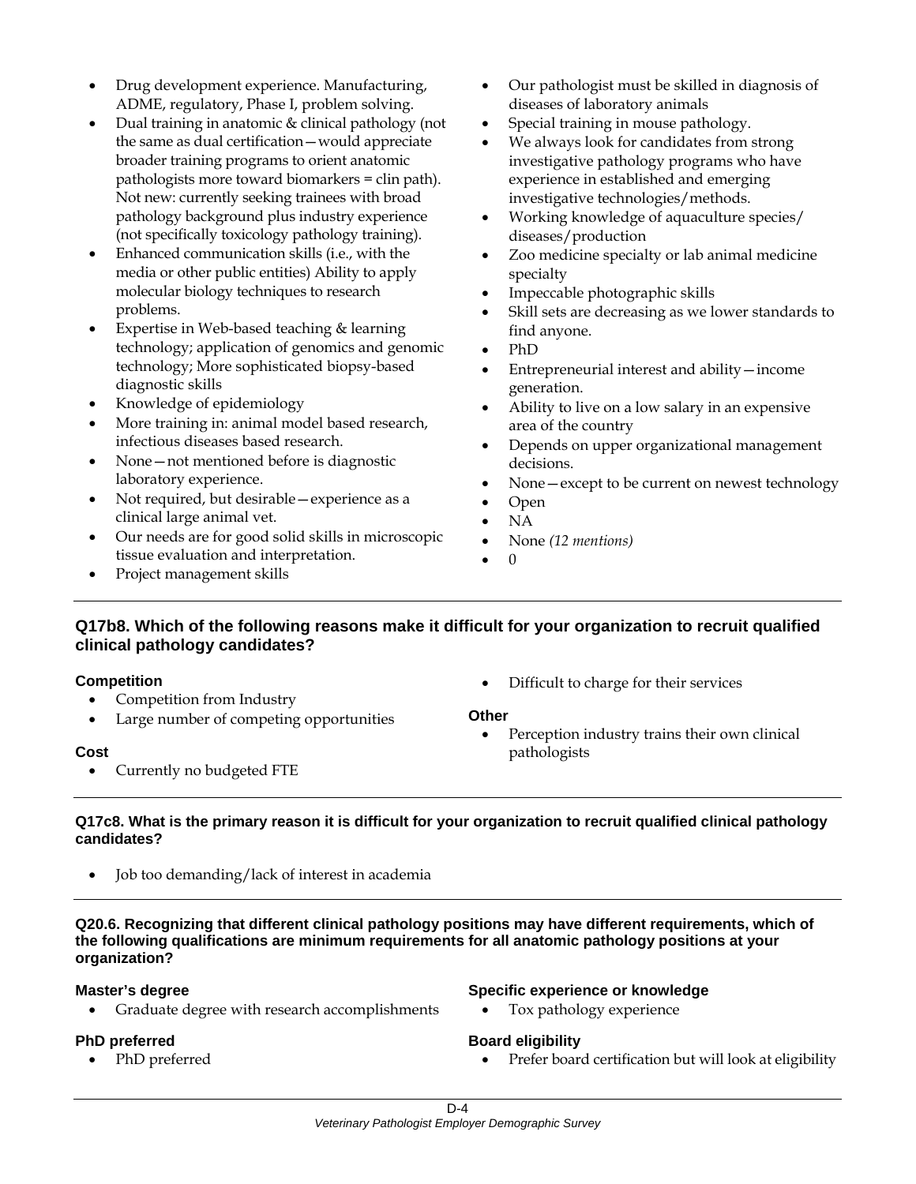- Drug development experience. Manufacturing, ADME, regulatory, Phase I, problem solving.
- Dual training in anatomic & clinical pathology (not the same as dual certification—would appreciate broader training programs to orient anatomic pathologists more toward biomarkers = clin path). Not new: currently seeking trainees with broad pathology background plus industry experience (not specifically toxicology pathology training).
- Enhanced communication skills (i.e., with the media or other public entities) Ability to apply molecular biology techniques to research problems.
- Expertise in Web-based teaching & learning technology; application of genomics and genomic technology; More sophisticated biopsy-based diagnostic skills
- Knowledge of epidemiology
- More training in: animal model based research, infectious diseases based research.
- None—not mentioned before is diagnostic laboratory experience.
- Not required, but desirable—experience as a clinical large animal vet.
- Our needs are for good solid skills in microscopic tissue evaluation and interpretation.
- Project management skills
- Our pathologist must be skilled in diagnosis of diseases of laboratory animals
- Special training in mouse pathology.
- We always look for candidates from strong investigative pathology programs who have experience in established and emerging investigative technologies/methods.
- Working knowledge of aquaculture species/ diseases/production
- Zoo medicine specialty or lab animal medicine specialty
- Impeccable photographic skills
- Skill sets are decreasing as we lower standards to find anyone.
- PhD
- Entrepreneurial interest and ability—income generation.
- Ability to live on a low salary in an expensive area of the country
- Depends on upper organizational management decisions.
- None—except to be current on newest technology
- Open
- NA
- None *(12 mentions)*
- 0

## Q17b8. Which of the following reasons make it difficult for your organization to recruit qualified clinical pathology candidates?

**Competition**

- Competition from Industry
- Large number of competing opportunities

**Cost**

- Currently no budgeted FTE
- Difficult to charge for their services

**Other**

- Perception industry trains their own clinical pathologists

## Q17c8. What is the primary reason it is difficult for your organization to recruit qualified clinical pathology candidates?

- Job too demanding/lack of interest in academia

## Q20.6. Recognizing that different clinical pathology positions may have different requirements, which of the following qualifications are minimum requirements for all anatomic pathology positions at your organization?

**Master's degree**

- Graduate degree with research accomplishments

**PhD preferred**

- PhD preferred

**Specific experience or knowledge**

- Tox pathology experience

**Board eligibility**

- Prefer board certification but will look at eligibility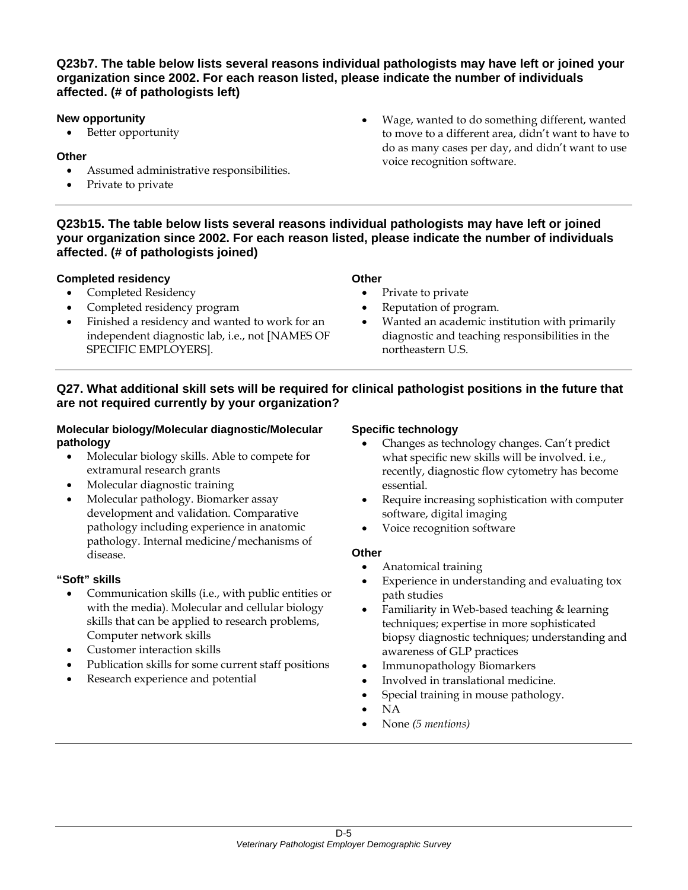**Q23b7. The table below lists several reasons individual pathologists may have left or joined your organization since 2002. For each reason listed, please indicate the number of individuals affected. (# of pathologists left)**

**New opportunity**

- Better opportunity

**Other**

- Assumed administrative responsibilities.
- Private to private
- Wage, wanted to do something different, wanted to move to a different area, didn't want to have to do as many cases per day, and didn't want to use voice recognition software.

---

**Q23b15. The table below lists several reasons individual pathologists may have left or joined your organization since 2002. For each reason listed, please indicate the number of individuals affected. (# of pathologists joined)**

**Completed residency**

- Completed Residency
- Completed residency program
- Finished a residency and wanted to work for an independent diagnostic lab, i.e., not [NAMES OF SPECIFIC EMPLOYERS].

**Other**

- Private to private
- Reputation of program.
- Wanted an academic institution with primarily diagnostic and teaching responsibilities in the northeastern U.S.

---

**Q27. What additional skill sets will be required for clinical pathologist positions in the future that are not required currently by your organization?**

**Molecular biology/Molecular diagnostic/Molecular pathology**

- Molecular biology skills. Able to compete for extramural research grants
- Molecular diagnostic training
- Molecular pathology. Biomarker assay development and validation. Comparative pathology including experience in anatomic pathology. Internal medicine/mechanisms of disease.

**"Soft" skills**

- Communication skills (i.e., with public entities or with the media). Molecular and cellular biology skills that can be applied to research problems, Computer network skills
- Customer interaction skills
- Publication skills for some current staff positions
- Research experience and potential

**Specific technology**

- Changes as technology changes. Can't predict what specific new skills will be involved. i.e., recently, diagnostic flow cytometry has become essential.
- Require increasing sophistication with computer software, digital imaging
- Voice recognition software

**Other**

- Anatomical training
- Experience in understanding and evaluating tox path studies
- Familiarity in Web-based teaching & learning techniques; expertise in more sophisticated biopsy diagnostic techniques; understanding and awareness of GLP practices
- Immunopathology Biomarkers
- Involved in translational medicine.
- Special training in mouse pathology.
- NA
- None *(5 mentions)*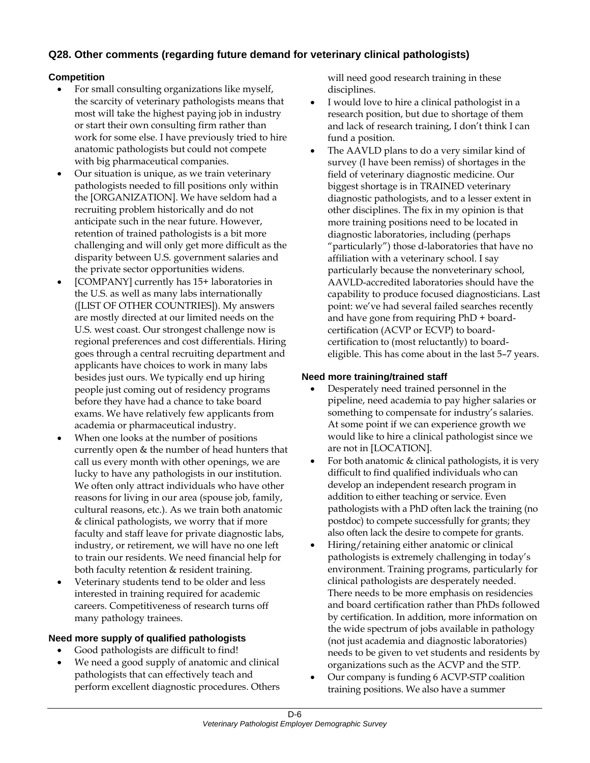### Q28. Other comments (regarding future demand for veterinary clinical pathologists)

#### Competition

- For small consulting organizations like myself, the scarcity of veterinary pathologists means that most will take the highest paying job in industry or start their own consulting firm rather than work for some else. I have previously tried to hire anatomic pathologists but could not compete with big pharmaceutical companies.
- Our situation is unique, as we train veterinary pathologists needed to fill positions only within the [ORGANIZATION]. We have seldom had a recruiting problem historically and do not anticipate such in the near future. However, retention of trained pathologists is a bit more challenging and will only get more difficult as the disparity between U.S. government salaries and the private sector opportunities widens.
- [COMPANY] currently has 15+ laboratories in the U.S. as well as many labs internationally ([LIST OF OTHER COUNTRIES]). My answers are mostly directed at our limited needs on the U.S. west coast. Our strongest challenge now is regional preferences and cost differentials. Hiring goes through a central recruiting department and applicants have choices to work in many labs besides just ours. We typically end up hiring people just coming out of residency programs before they have had a chance to take board exams. We have relatively few applicants from academia or pharmaceutical industry.
- When one looks at the number of positions currently open & the number of head hunters that call us every month with other openings, we are lucky to have any pathologists in our institution. We often only attract individuals who have other reasons for living in our area (spouse job, family, cultural reasons, etc.). As we train both anatomic & clinical pathologists, we worry that if more faculty and staff leave for private diagnostic labs, industry, or retirement, we will have no one left to train our residents. We need financial help for both faculty retention & resident training.
- Veterinary students tend to be older and less interested in training required for academic careers. Competitiveness of research turns off many pathology trainees.

#### Need more supply of qualified pathologists

- Good pathologists are difficult to find!
- We need a good supply of anatomic and clinical pathologists that can effectively teach and perform excellent diagnostic procedures. Others will need good research training in these disciplines.
- I would love to hire a clinical pathologist in a research position, but due to shortage of them and lack of research training, I don't think I can fund a position.
- The AAVLD plans to do a very similar kind of survey (I have been remiss) of shortages in the field of veterinary diagnostic medicine. Our biggest shortage is in TRAINED veterinary diagnostic pathologists, and to a lesser extent in other disciplines. The fix in my opinion is that more training positions need to be located in diagnostic laboratories, including (perhaps "particularly") those d-laboratories that have no affiliation with a veterinary school. I say particularly because the nonveterinary school, AAVLD-accredited laboratories should have the capability to produce focused diagnosticians. Last point: we've had several failed searches recently and have gone from requiring PhD + board-certification (ACVP or ECVP) to board-certification to (most reluctantly) to board-eligible. This has come about in the last 5–7 years.

#### Need more training/trained staff

- Desperately need trained personnel in the pipeline, need academia to pay higher salaries or something to compensate for industry's salaries. At some point if we can experience growth we would like to hire a clinical pathologist since we are not in [LOCATION].
- For both anatomic & clinical pathologists, it is very difficult to find qualified individuals who can develop an independent research program in addition to either teaching or service. Even pathologists with a PhD often lack the training (no postdoc) to compete successfully for grants; they also often lack the desire to compete for grants.
- Hiring/retaining either anatomic or clinical pathologists is extremely challenging in today's environment. Training programs, particularly for clinical pathologists are desperately needed. There needs to be more emphasis on residencies and board certification rather than PhDs followed by certification. In addition, more information on the wide spectrum of jobs available in pathology (not just academia and diagnostic laboratories) needs to be given to vet students and residents by organizations such as the ACVP and the STP.
- Our company is funding 6 ACVP-STP coalition training positions. We also have a summer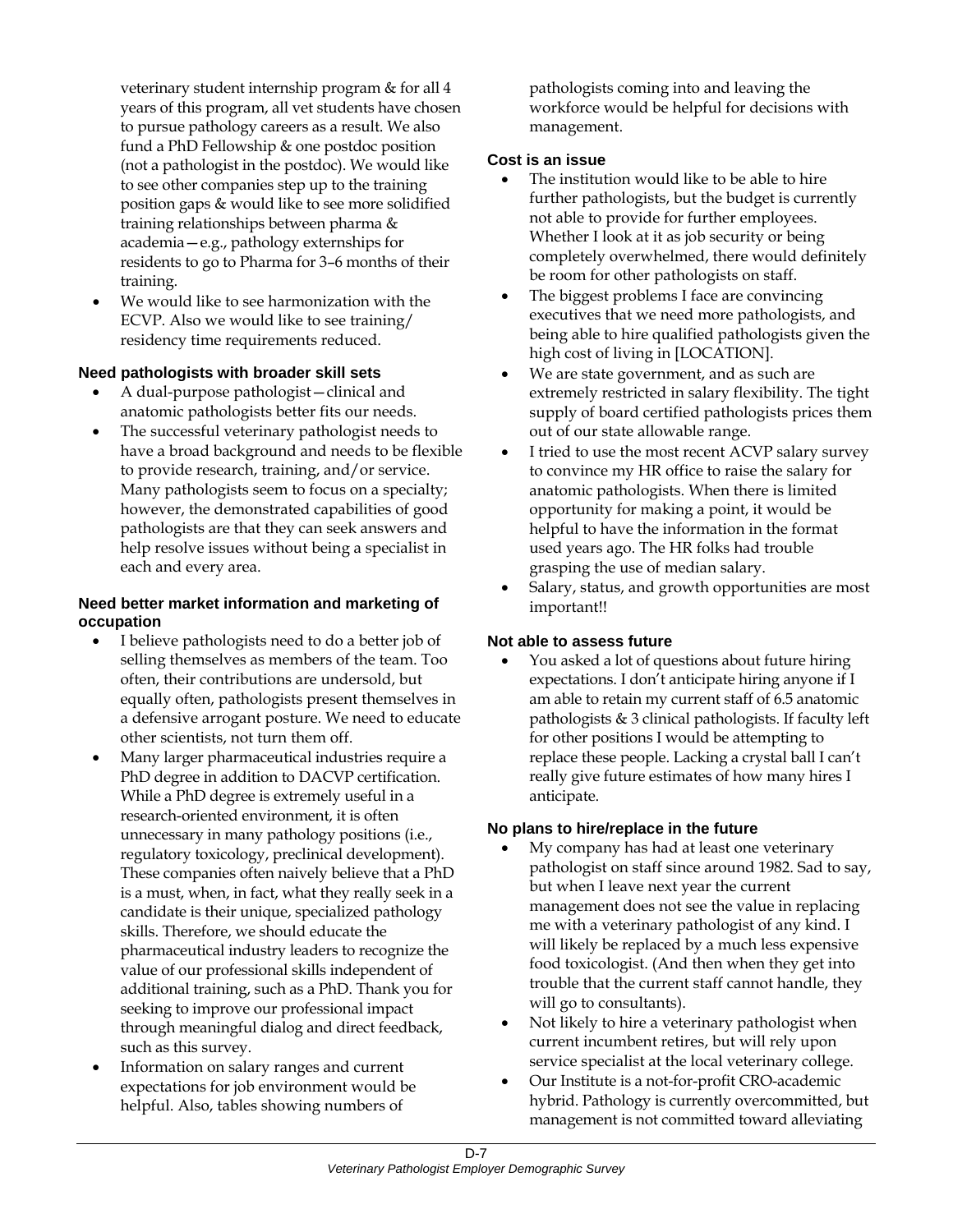- veterinary student internship program & for all 4 years of this program, all vet students have chosen to pursue pathology careers as a result. We also fund a PhD Fellowship & one postdoc position (not a pathologist in the postdoc). We would like to see other companies step up to the training position gaps & would like to see more solidified training relationships between pharma & academia—e.g., pathology externships for residents to go to Pharma for 3–6 months of their training.
- We would like to see harmonization with the ECVP. Also we would like to see training/ residency time requirements reduced.

**Need pathologists with broader skill sets**

- A dual-purpose pathologist—clinical and anatomic pathologists better fits our needs.
- The successful veterinary pathologist needs to have a broad background and needs to be flexible to provide research, training, and/or service. Many pathologists seem to focus on a specialty; however, the demonstrated capabilities of good pathologists are that they can seek answers and help resolve issues without being a specialist in each and every area.

**Need better market information and marketing of occupation**

- I believe pathologists need to do a better job of selling themselves as members of the team. Too often, their contributions are undersold, but equally often, pathologists present themselves in a defensive arrogant posture. We need to educate other scientists, not turn them off.
- Many larger pharmaceutical industries require a PhD degree in addition to DACVP certification. While a PhD degree is extremely useful in a research-oriented environment, it is often unnecessary in many pathology positions (i.e., regulatory toxicology, preclinical development). These companies often naively believe that a PhD is a must, when, in fact, what they really seek in a candidate is their unique, specialized pathology skills. Therefore, we should educate the pharmaceutical industry leaders to recognize the value of our professional skills independent of additional training, such as a PhD. Thank you for seeking to improve our professional impact through meaningful dialog and direct feedback, such as this survey.
- Information on salary ranges and current expectations for job environment would be helpful. Also, tables showing numbers of pathologists coming into and leaving the workforce would be helpful for decisions with management.

**Cost is an issue**

- The institution would like to be able to hire further pathologists, but the budget is currently not able to provide for further employees. Whether I look at it as job security or being completely overwhelmed, there would definitely be room for other pathologists on staff.
- The biggest problems I face are convincing executives that we need more pathologists, and being able to hire qualified pathologists given the high cost of living in [LOCATION].
- We are state government, and as such are extremely restricted in salary flexibility. The tight supply of board certified pathologists prices them out of our state allowable range.
- I tried to use the most recent ACVP salary survey to convince my HR office to raise the salary for anatomic pathologists. When there is limited opportunity for making a point, it would be helpful to have the information in the format used years ago. The HR folks had trouble grasping the use of median salary.
- Salary, status, and growth opportunities are most important!!

**Not able to assess future**

- You asked a lot of questions about future hiring expectations. I don't anticipate hiring anyone if I am able to retain my current staff of 6.5 anatomic pathologists & 3 clinical pathologists. If faculty left for other positions I would be attempting to replace these people. Lacking a crystal ball I can't really give future estimates of how many hires I anticipate.

**No plans to hire/replace in the future**

- My company has had at least one veterinary pathologist on staff since around 1982. Sad to say, but when I leave next year the current management does not see the value in replacing me with a veterinary pathologist of any kind. I will likely be replaced by a much less expensive food toxicologist. (And then when they get into trouble that the current staff cannot handle, they will go to consultants).
- Not likely to hire a veterinary pathologist when current incumbent retires, but will rely upon service specialist at the local veterinary college.
- Our Institute is a not-for-profit CRO-academic hybrid. Pathology is currently overcommitted, but management is not committed toward alleviating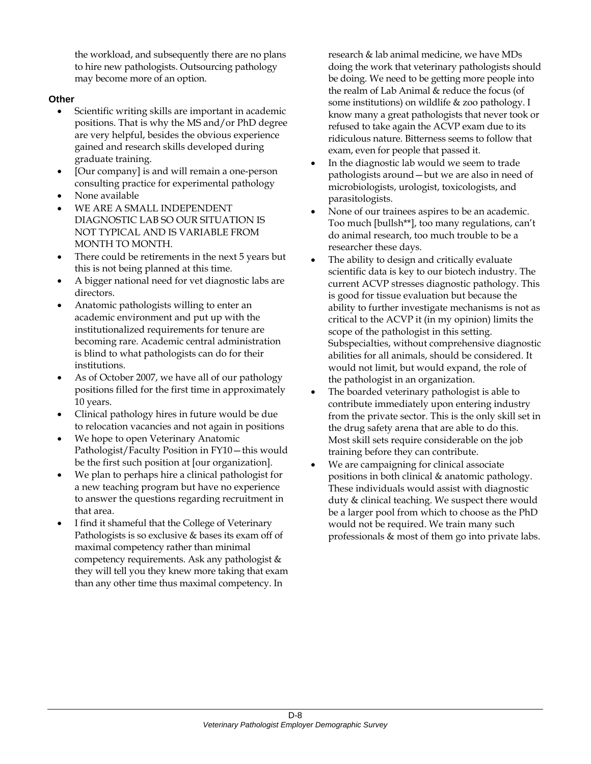the workload, and subsequently there are no plans to hire new pathologists. Outsourcing pathology may become more of an option.

**Other**

- Scientific writing skills are important in academic positions. That is why the MS and/or PhD degree are very helpful, besides the obvious experience gained and research skills developed during graduate training.
- [Our company] is and will remain a one-person consulting practice for experimental pathology
- None available
- WE ARE A SMALL INDEPENDENT DIAGNOSTIC LAB SO OUR SITUATION IS NOT TYPICAL AND IS VARIABLE FROM MONTH TO MONTH.
- There could be retirements in the next 5 years but this is not being planned at this time.
- A bigger national need for vet diagnostic labs are directors.
- Anatomic pathologists willing to enter an academic environment and put up with the institutionalized requirements for tenure are becoming rare. Academic central administration is blind to what pathologists can do for their institutions.
- As of October 2007, we have all of our pathology positions filled for the first time in approximately 10 years.
- Clinical pathology hires in future would be due to relocation vacancies and not again in positions
- We hope to open Veterinary Anatomic Pathologist/Faculty Position in FY10—this would be the first such position at [our organization].
- We plan to perhaps hire a clinical pathologist for a new teaching program but have no experience to answer the questions regarding recruitment in that area.
- I find it shameful that the College of Veterinary Pathologists is so exclusive & bases its exam off of maximal competency rather than minimal competency requirements. Ask any pathologist & they will tell you they knew more taking that exam than any other time thus maximal competency. In research & lab animal medicine, we have MDs doing the work that veterinary pathologists should be doing. We need to be getting more people into the realm of Lab Animal & reduce the focus (of some institutions) on wildlife & zoo pathology. I know many a great pathologists that never took or refused to take again the ACVP exam due to its ridiculous nature. Bitterness seems to follow that exam, even for people that passed it.
- In the diagnostic lab would we seem to trade pathologists around—but we are also in need of microbiologists, urologist, toxicologists, and parasitologists.
- None of our trainees aspires to be an academic. Too much [bullsh**], too many regulations, can't do animal research, too much trouble to be a researcher these days.
- The ability to design and critically evaluate scientific data is key to our biotech industry. The current ACVP stresses diagnostic pathology. This is good for tissue evaluation but because the ability to further investigate mechanisms is not as critical to the ACVP it (in my opinion) limits the scope of the pathologist in this setting. Subspecialties, without comprehensive diagnostic abilities for all animals, should be considered. It would not limit, but would expand, the role of the pathologist in an organization.
- The boarded veterinary pathologist is able to contribute immediately upon entering industry from the private sector. This is the only skill set in the drug safety arena that are able to do this. Most skill sets require considerable on the job training before they can contribute.
- We are campaigning for clinical associate positions in both clinical & anatomic pathology. These individuals would assist with diagnostic duty & clinical teaching. We suspect there would be a larger pool from which to choose as the PhD would not be required. We train many such professionals & most of them go into private labs.